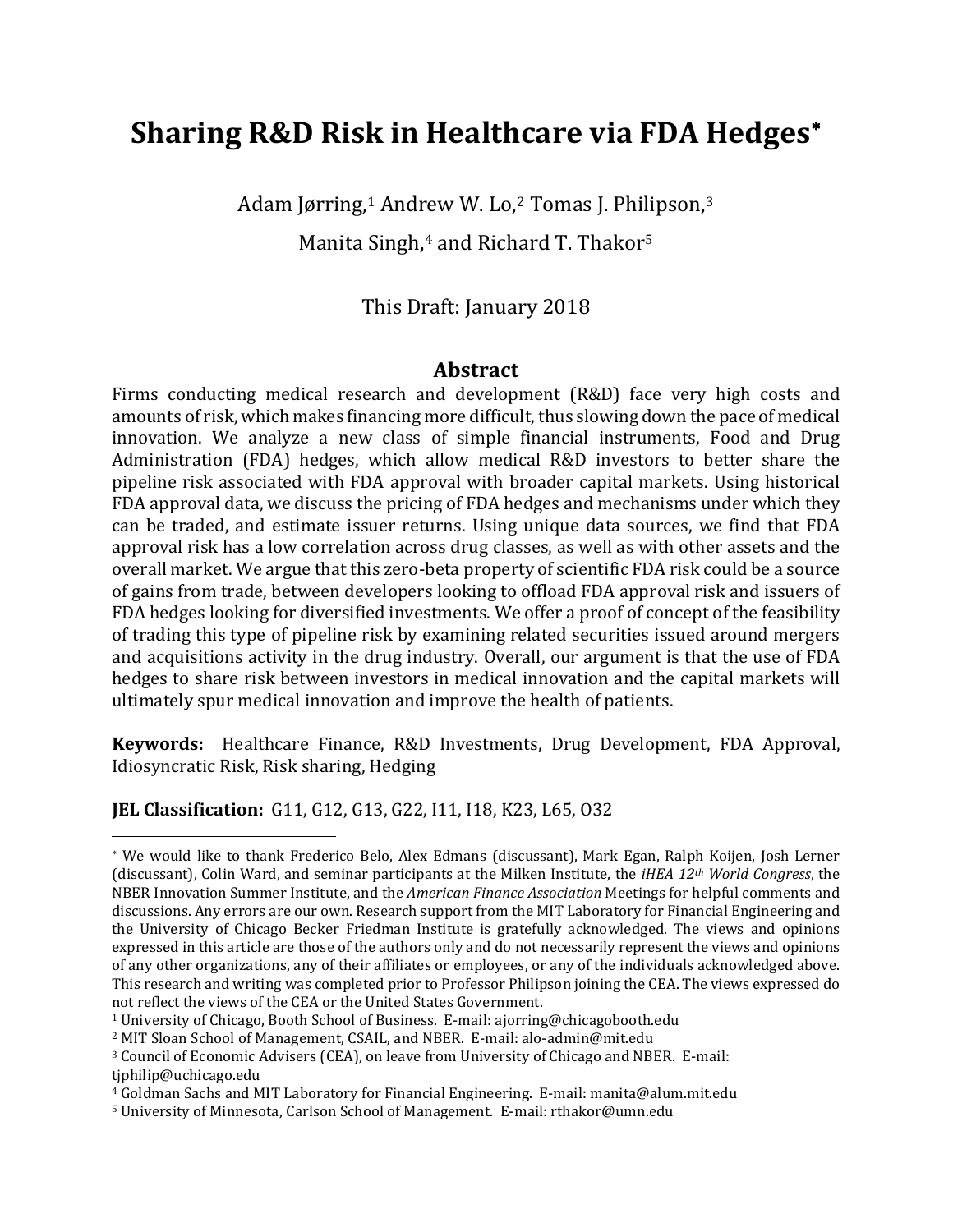# Sharing R&D Risk in Healthcare via FDA Hedges*

Adam Jørring,[1] Andrew W. Lo,[2] Tomas J. Philipson,[3]

Manita Singh,[4] and Richard T. Thakor[5]

This Draft: January 2018

## Abstract

Firms conducting medical research and development (R&D) face very high costs and amounts of risk, which makes financing more difficult, thus slowing down the pace of medical innovation. We analyze a new class of simple financial instruments, Food and Drug Administration (FDA) hedges, which allow medical R&D investors to better share the pipeline risk associated with FDA approval with broader capital markets. Using historical FDA approval data, we discuss the pricing of FDA hedges and mechanisms under which they can be traded, and estimate issuer returns. Using unique data sources, we find that FDA approval risk has a low correlation across drug classes, as well as with other assets and the overall market. We argue that this zero-beta property of scientific FDA risk could be a source of gains from trade, between developers looking to offload FDA approval risk and issuers of FDA hedges looking for diversified investments. We offer a proof of concept of the feasibility of trading this type of pipeline risk by examining related securities issued around mergers and acquisitions activity in the drug industry. Overall, our argument is that the use of FDA hedges to share risk between investors in medical innovation and the capital markets will ultimately spur medical innovation and improve the health of patients.

**Keywords:** Healthcare Finance, R&D Investments, Drug Development, FDA Approval, Idiosyncratic Risk, Risk sharing, Hedging

**JEL Classification:** G11, G12, G13, G22, I11, I18, K23, L65, O32

---

* We would like to thank Frederico Belo, Alex Edmans (discussant), Mark Egan, Ralph Koijen, Josh Lerner (discussant), Colin Ward, and seminar participants at the Milken Institute, the *iHEA 12th World Congress*, the NBER Innovation Summer Institute, and the *American Finance Association* Meetings for helpful comments and discussions. Any errors are our own. Research support from the MIT Laboratory for Financial Engineering and the University of Chicago Becker Friedman Institute is gratefully acknowledged. The views and opinions expressed in this article are those of the authors only and do not necessarily represent the views and opinions of any other organizations, any of their affiliates or employees, or any of the individuals acknowledged above. This research and writing was completed prior to Professor Philipson joining the CEA. The views expressed do not reflect the views of the CEA or the United States Government.

[1] University of Chicago, Booth School of Business. E-mail: ajorring@chicagobooth.edu

[2] MIT Sloan School of Management, CSAIL, and NBER. E-mail: alo-admin@mit.edu

[3] Council of Economic Advisers (CEA), on leave from University of Chicago and NBER. E-mail: tjphilip@uchicago.edu

[4] Goldman Sachs and MIT Laboratory for Financial Engineering. E-mail: manita@alum.mit.edu

[5] University of Minnesota, Carlson School of Management. E-mail: rthakor@umn.edu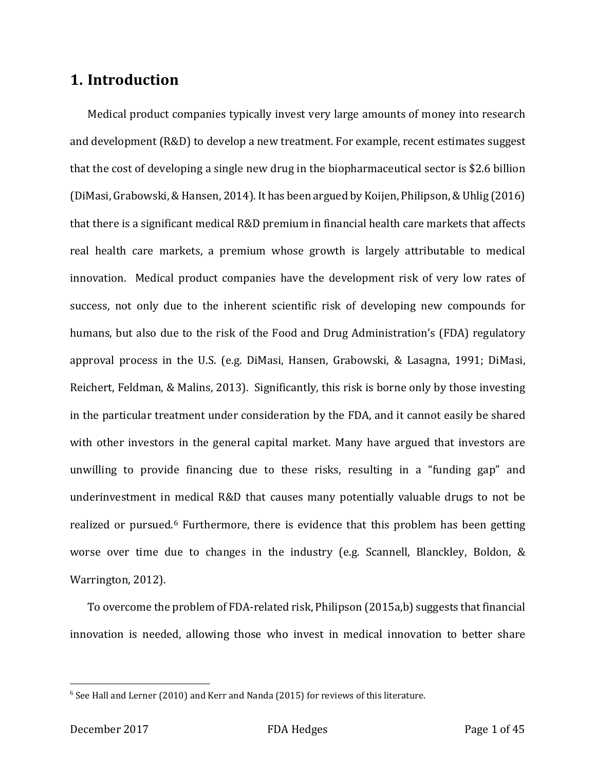## 1. Introduction

Medical product companies typically invest very large amounts of money into research and development (R&D) to develop a new treatment. For example, recent estimates suggest that the cost of developing a single new drug in the biopharmaceutical sector is $2.6 billion (DiMasi, Grabowski, & Hansen, 2014). It has been argued by Koijen, Philipson, & Uhlig (2016) that there is a significant medical R&D premium in financial health care markets that affects real health care markets, a premium whose growth is largely attributable to medical innovation. Medical product companies have the development risk of very low rates of success, not only due to the inherent scientific risk of developing new compounds for humans, but also due to the risk of the Food and Drug Administration's (FDA) regulatory approval process in the U.S. (e.g. DiMasi, Hansen, Grabowski, & Lasagna, 1991; DiMasi, Reichert, Feldman, & Malins, 2013). Significantly, this risk is borne only by those investing in the particular treatment under consideration by the FDA, and it cannot easily be shared with other investors in the general capital market. Many have argued that investors are unwilling to provide financing due to these risks, resulting in a "funding gap" and underinvestment in medical R&D that causes many potentially valuable drugs to not be realized or pursued.[6] Furthermore, there is evidence that this problem has been getting worse over time due to changes in the industry (e.g. Scannell, Blanckley, Boldon, & Warrington, 2012).

To overcome the problem of FDA-related risk, Philipson (2015a,b) suggests that financial innovation is needed, allowing those who invest in medical innovation to better share

[6] See Hall and Lerner (2010) and Kerr and Nanda (2015) for reviews of this literature.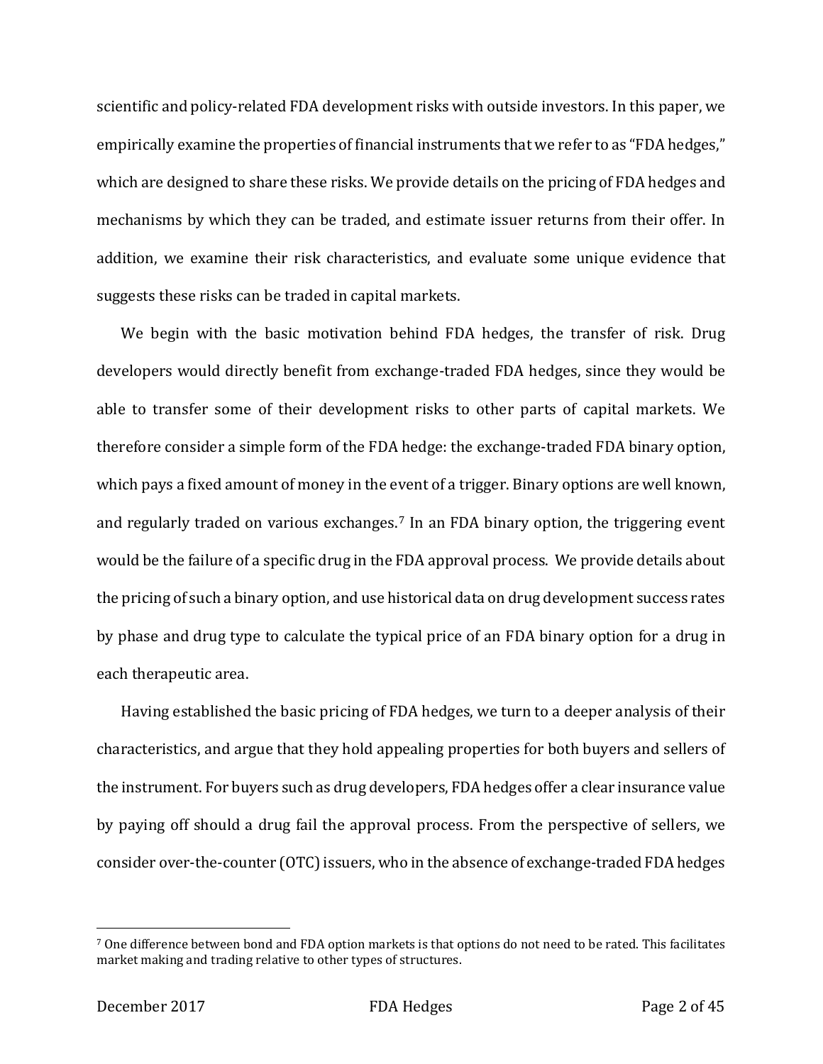scientific and policy-related FDA development risks with outside investors. In this paper, we empirically examine the properties of financial instruments that we refer to as "FDA hedges," which are designed to share these risks. We provide details on the pricing of FDA hedges and mechanisms by which they can be traded, and estimate issuer returns from their offer. In addition, we examine their risk characteristics, and evaluate some unique evidence that suggests these risks can be traded in capital markets.

We begin with the basic motivation behind FDA hedges, the transfer of risk. Drug developers would directly benefit from exchange-traded FDA hedges, since they would be able to transfer some of their development risks to other parts of capital markets. We therefore consider a simple form of the FDA hedge: the exchange-traded FDA binary option, which pays a fixed amount of money in the event of a trigger. Binary options are well known, and regularly traded on various exchanges.[7] In an FDA binary option, the triggering event would be the failure of a specific drug in the FDA approval process. We provide details about the pricing of such a binary option, and use historical data on drug development success rates by phase and drug type to calculate the typical price of an FDA binary option for a drug in each therapeutic area.

Having established the basic pricing of FDA hedges, we turn to a deeper analysis of their characteristics, and argue that they hold appealing properties for both buyers and sellers of the instrument. For buyers such as drug developers, FDA hedges offer a clear insurance value by paying off should a drug fail the approval process. From the perspective of sellers, we consider over-the-counter (OTC) issuers, who in the absence of exchange-traded FDA hedges

[7] One difference between bond and FDA option markets is that options do not need to be rated. This facilitates market making and trading relative to other types of structures.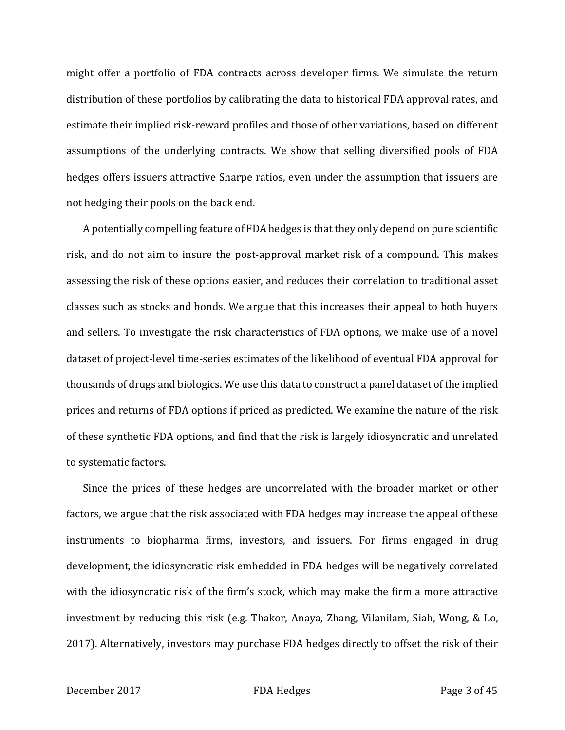might offer a portfolio of FDA contracts across developer firms. We simulate the return distribution of these portfolios by calibrating the data to historical FDA approval rates, and estimate their implied risk-reward profiles and those of other variations, based on different assumptions of the underlying contracts. We show that selling diversified pools of FDA hedges offers issuers attractive Sharpe ratios, even under the assumption that issuers are not hedging their pools on the back end.

A potentially compelling feature of FDA hedges is that they only depend on pure scientific risk, and do not aim to insure the post-approval market risk of a compound. This makes assessing the risk of these options easier, and reduces their correlation to traditional asset classes such as stocks and bonds. We argue that this increases their appeal to both buyers and sellers. To investigate the risk characteristics of FDA options, we make use of a novel dataset of project-level time-series estimates of the likelihood of eventual FDA approval for thousands of drugs and biologics. We use this data to construct a panel dataset of the implied prices and returns of FDA options if priced as predicted. We examine the nature of the risk of these synthetic FDA options, and find that the risk is largely idiosyncratic and unrelated to systematic factors.

Since the prices of these hedges are uncorrelated with the broader market or other factors, we argue that the risk associated with FDA hedges may increase the appeal of these instruments to biopharma firms, investors, and issuers. For firms engaged in drug development, the idiosyncratic risk embedded in FDA hedges will be negatively correlated with the idiosyncratic risk of the firm's stock, which may make the firm a more attractive investment by reducing this risk (e.g. Thakor, Anaya, Zhang, Vilanilam, Siah, Wong, & Lo, 2017). Alternatively, investors may purchase FDA hedges directly to offset the risk of their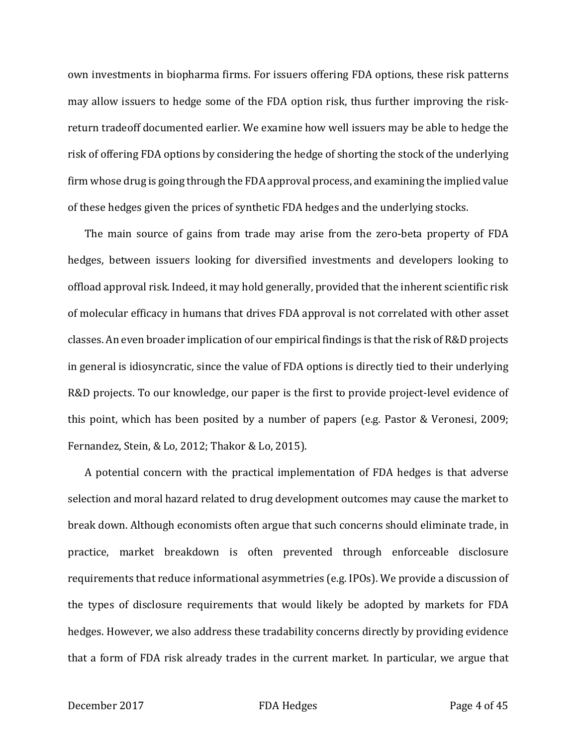own investments in biopharma firms. For issuers offering FDA options, these risk patterns may allow issuers to hedge some of the FDA option risk, thus further improving the risk-return tradeoff documented earlier. We examine how well issuers may be able to hedge the risk of offering FDA options by considering the hedge of shorting the stock of the underlying firm whose drug is going through the FDA approval process, and examining the implied value of these hedges given the prices of synthetic FDA hedges and the underlying stocks.

The main source of gains from trade may arise from the zero-beta property of FDA hedges, between issuers looking for diversified investments and developers looking to offload approval risk. Indeed, it may hold generally, provided that the inherent scientific risk of molecular efficacy in humans that drives FDA approval is not correlated with other asset classes. An even broader implication of our empirical findings is that the risk of R&D projects in general is idiosyncratic, since the value of FDA options is directly tied to their underlying R&D projects. To our knowledge, our paper is the first to provide project-level evidence of this point, which has been posited by a number of papers (e.g. Pastor & Veronesi, 2009; Fernandez, Stein, & Lo, 2012; Thakor & Lo, 2015).

A potential concern with the practical implementation of FDA hedges is that adverse selection and moral hazard related to drug development outcomes may cause the market to break down. Although economists often argue that such concerns should eliminate trade, in practice, market breakdown is often prevented through enforceable disclosure requirements that reduce informational asymmetries (e.g. IPOs). We provide a discussion of the types of disclosure requirements that would likely be adopted by markets for FDA hedges. However, we also address these tradability concerns directly by providing evidence that a form of FDA risk already trades in the current market. In particular, we argue that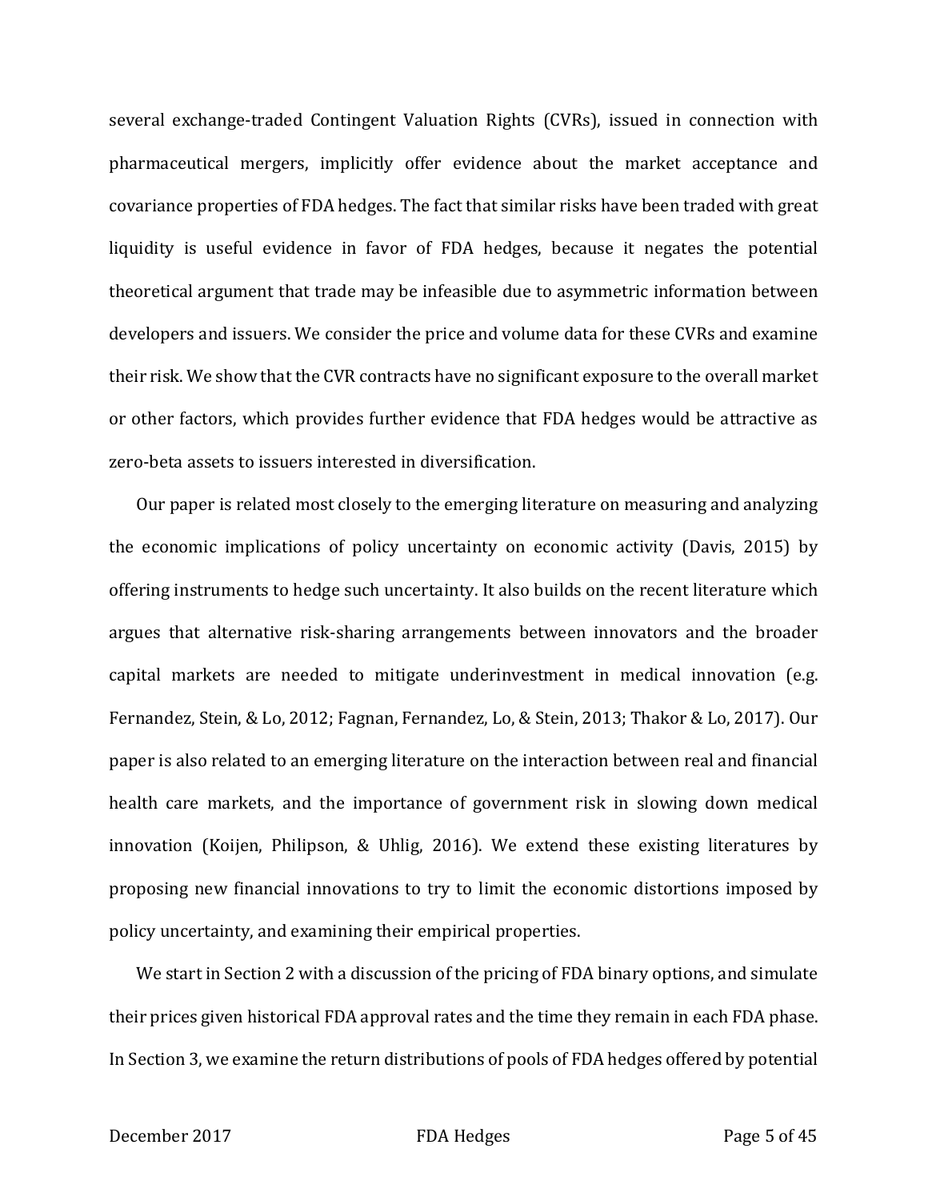several exchange-traded Contingent Valuation Rights (CVRs), issued in connection with pharmaceutical mergers, implicitly offer evidence about the market acceptance and covariance properties of FDA hedges. The fact that similar risks have been traded with great liquidity is useful evidence in favor of FDA hedges, because it negates the potential theoretical argument that trade may be infeasible due to asymmetric information between developers and issuers. We consider the price and volume data for these CVRs and examine their risk. We show that the CVR contracts have no significant exposure to the overall market or other factors, which provides further evidence that FDA hedges would be attractive as zero-beta assets to issuers interested in diversification.

Our paper is related most closely to the emerging literature on measuring and analyzing the economic implications of policy uncertainty on economic activity (Davis, 2015) by offering instruments to hedge such uncertainty. It also builds on the recent literature which argues that alternative risk-sharing arrangements between innovators and the broader capital markets are needed to mitigate underinvestment in medical innovation (e.g. Fernandez, Stein, & Lo, 2012; Fagnan, Fernandez, Lo, & Stein, 2013; Thakor & Lo, 2017). Our paper is also related to an emerging literature on the interaction between real and financial health care markets, and the importance of government risk in slowing down medical innovation (Koijen, Philipson, & Uhlig, 2016). We extend these existing literatures by proposing new financial innovations to try to limit the economic distortions imposed by policy uncertainty, and examining their empirical properties.

We start in Section 2 with a discussion of the pricing of FDA binary options, and simulate their prices given historical FDA approval rates and the time they remain in each FDA phase. In Section 3, we examine the return distributions of pools of FDA hedges offered by potential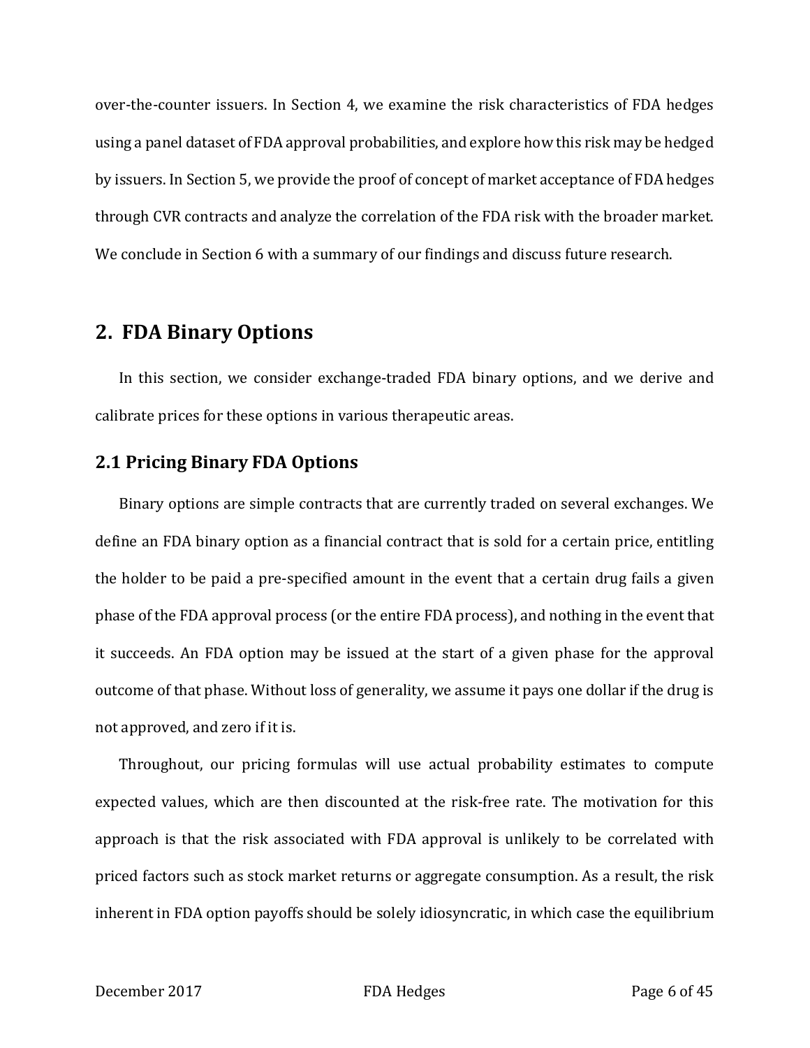over-the-counter issuers. In Section 4, we examine the risk characteristics of FDA hedges using a panel dataset of FDA approval probabilities, and explore how this risk may be hedged by issuers. In Section 5, we provide the proof of concept of market acceptance of FDA hedges through CVR contracts and analyze the correlation of the FDA risk with the broader market. We conclude in Section 6 with a summary of our findings and discuss future research.

## 2. FDA Binary Options

In this section, we consider exchange-traded FDA binary options, and we derive and calibrate prices for these options in various therapeutic areas.

### 2.1 Pricing Binary FDA Options

Binary options are simple contracts that are currently traded on several exchanges. We define an FDA binary option as a financial contract that is sold for a certain price, entitling the holder to be paid a pre-specified amount in the event that a certain drug fails a given phase of the FDA approval process (or the entire FDA process), and nothing in the event that it succeeds. An FDA option may be issued at the start of a given phase for the approval outcome of that phase. Without loss of generality, we assume it pays one dollar if the drug is not approved, and zero if it is.

Throughout, our pricing formulas will use actual probability estimates to compute expected values, which are then discounted at the risk-free rate. The motivation for this approach is that the risk associated with FDA approval is unlikely to be correlated with priced factors such as stock market returns or aggregate consumption. As a result, the risk inherent in FDA option payoffs should be solely idiosyncratic, in which case the equilibrium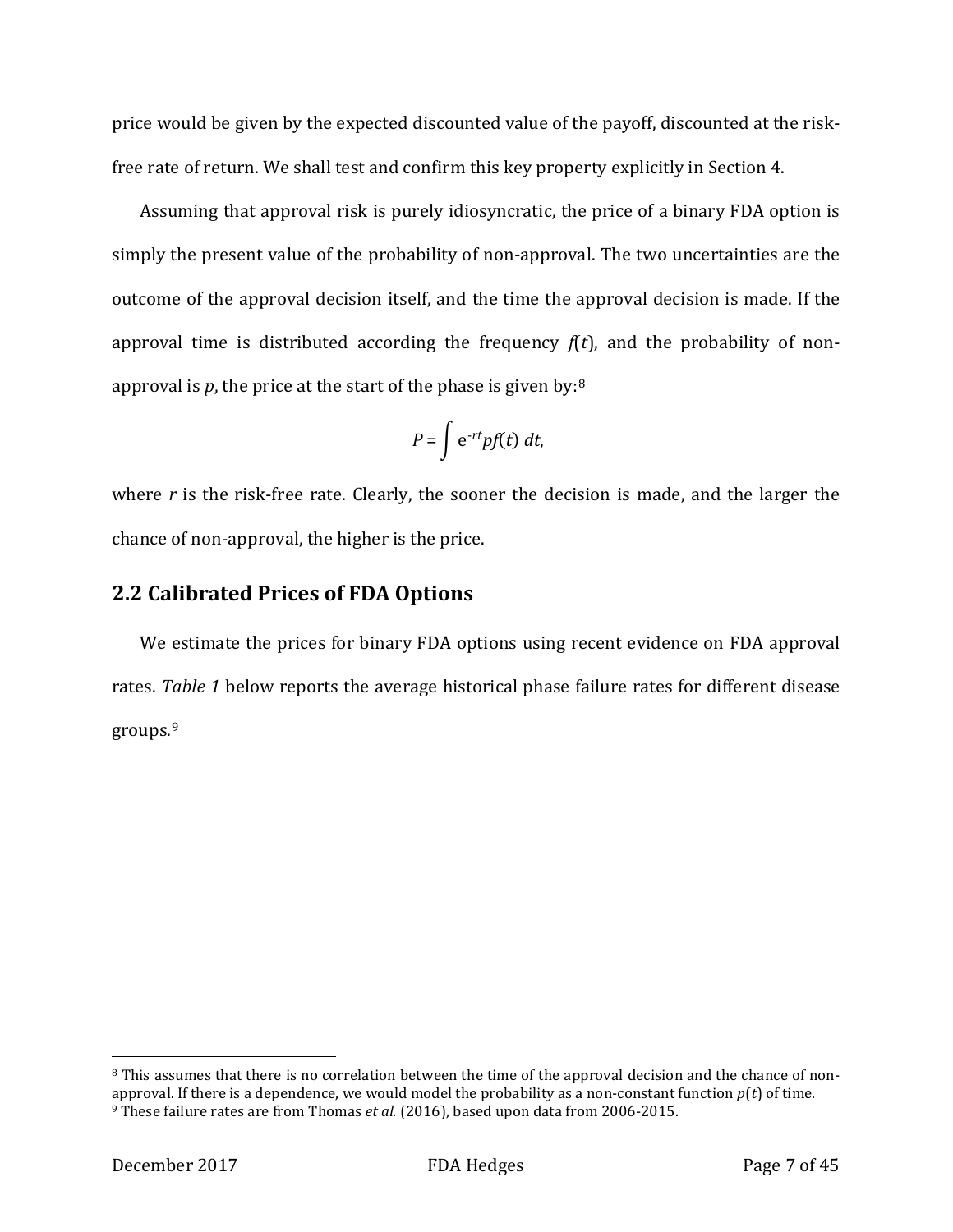price would be given by the expected discounted value of the payoff, discounted at the risk-free rate of return. We shall test and confirm this key property explicitly in Section 4.

Assuming that approval risk is purely idiosyncratic, the price of a binary FDA option is simply the present value of the probability of non-approval. The two uncertainties are the outcome of the approval decision itself, and the time the approval decision is made. If the approval time is distributed according the frequency $f(t)$, and the probability of non-approval is $p$, the price at the start of the phase is given by:[8]

$$P = \int e^{-rt} p f(t)\, dt,$$

where $r$ is the risk-free rate. Clearly, the sooner the decision is made, and the larger the chance of non-approval, the higher is the price.

## 2.2 Calibrated Prices of FDA Options

We estimate the prices for binary FDA options using recent evidence on FDA approval rates. *Table 1* below reports the average historical phase failure rates for different disease groups.[9]

[8] This assumes that there is no correlation between the time of the approval decision and the chance of non-approval. If there is a dependence, we would model the probability as a non-constant function $p(t)$ of time.

[9] These failure rates are from Thomas *et al.* (2016), based upon data from 2006-2015.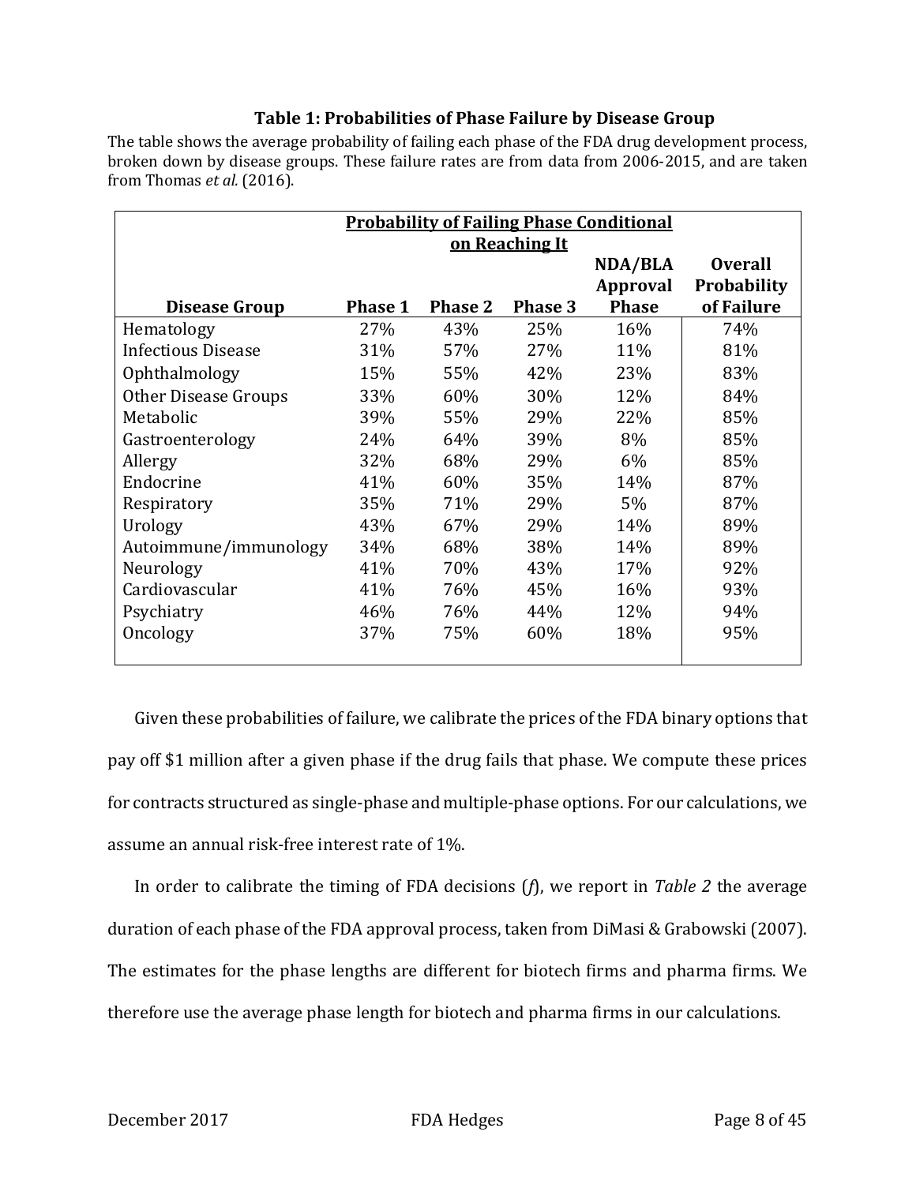**Table 1: Probabilities of Phase Failure by Disease Group**

The table shows the average probability of failing each phase of the FDA drug development process, broken down by disease groups. These failure rates are from data from 2006-2015, and are taken from Thomas *et al.* (2016).

| | **Probability of Failing Phase Conditional on Reaching It** | | | | |
|---|---|---|---|---|---|
| **Disease Group** | **Phase 1** | **Phase 2** | **Phase 3** | **NDA/BLA Approval Phase** | **Overall Probability of Failure** |
| Hematology | 27% | 43% | 25% | 16% | 74% |
| Infectious Disease | 31% | 57% | 27% | 11% | 81% |
| Ophthalmology | 15% | 55% | 42% | 23% | 83% |
| Other Disease Groups | 33% | 60% | 30% | 12% | 84% |
| Metabolic | 39% | 55% | 29% | 22% | 85% |
| Gastroenterology | 24% | 64% | 39% | 8% | 85% |
| Allergy | 32% | 68% | 29% | 6% | 85% |
| Endocrine | 41% | 60% | 35% | 14% | 87% |
| Respiratory | 35% | 71% | 29% | 5% | 87% |
| Urology | 43% | 67% | 29% | 14% | 89% |
| Autoimmune/immunology | 34% | 68% | 38% | 14% | 89% |
| Neurology | 41% | 70% | 43% | 17% | 92% |
| Cardiovascular | 41% | 76% | 45% | 16% | 93% |
| Psychiatry | 46% | 76% | 44% | 12% | 94% |
| Oncology | 37% | 75% | 60% | 18% | 95% |

Given these probabilities of failure, we calibrate the prices of the FDA binary options that pay off \$1 million after a given phase if the drug fails that phase. We compute these prices for contracts structured as single-phase and multiple-phase options. For our calculations, we assume an annual risk-free interest rate of 1%.

In order to calibrate the timing of FDA decisions ($f$), we report in *Table 2* the average duration of each phase of the FDA approval process, taken from DiMasi & Grabowski (2007). The estimates for the phase lengths are different for biotech firms and pharma firms. We therefore use the average phase length for biotech and pharma firms in our calculations.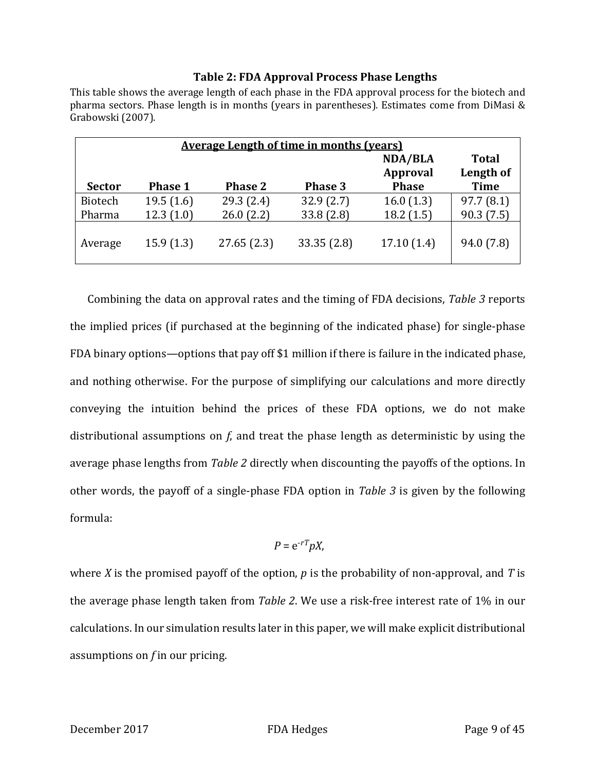**Table 2: FDA Approval Process Phase Lengths**

This table shows the average length of each phase in the FDA approval process for the biotech and pharma sectors. Phase length is in months (years in parentheses). Estimates come from DiMasi & Grabowski (2007).

| Average Length of time in months (years) | | | | | |
|---|---|---|---|---|---|
| **Sector** | **Phase 1** | **Phase 2** | **Phase 3** | **NDA/BLA Approval Phase** | **Total Length of Time** |
| Biotech | 19.5 (1.6) | 29.3 (2.4) | 32.9 (2.7) | 16.0 (1.3) | 97.7 (8.1) |
| Pharma | 12.3 (1.0) | 26.0 (2.2) | 33.8 (2.8) | 18.2 (1.5) | 90.3 (7.5) |
| Average | 15.9 (1.3) | 27.65 (2.3) | 33.35 (2.8) | 17.10 (1.4) | 94.0 (7.8) |

Combining the data on approval rates and the timing of FDA decisions, *Table 3* reports the implied prices (if purchased at the beginning of the indicated phase) for single-phase FDA binary options—options that pay off $1 million if there is failure in the indicated phase, and nothing otherwise. For the purpose of simplifying our calculations and more directly conveying the intuition behind the prices of these FDA options, we do not make distributional assumptions on $f$, and treat the phase length as deterministic by using the average phase lengths from *Table 2* directly when discounting the payoffs of the options. In other words, the payoff of a single-phase FDA option in *Table 3* is given by the following formula:

$$P = e^{-rT} pX,$$

where $X$ is the promised payoff of the option, $p$ is the probability of non-approval, and $T$ is the average phase length taken from *Table 2*. We use a risk-free interest rate of 1% in our calculations. In our simulation results later in this paper, we will make explicit distributional assumptions on $f$ in our pricing.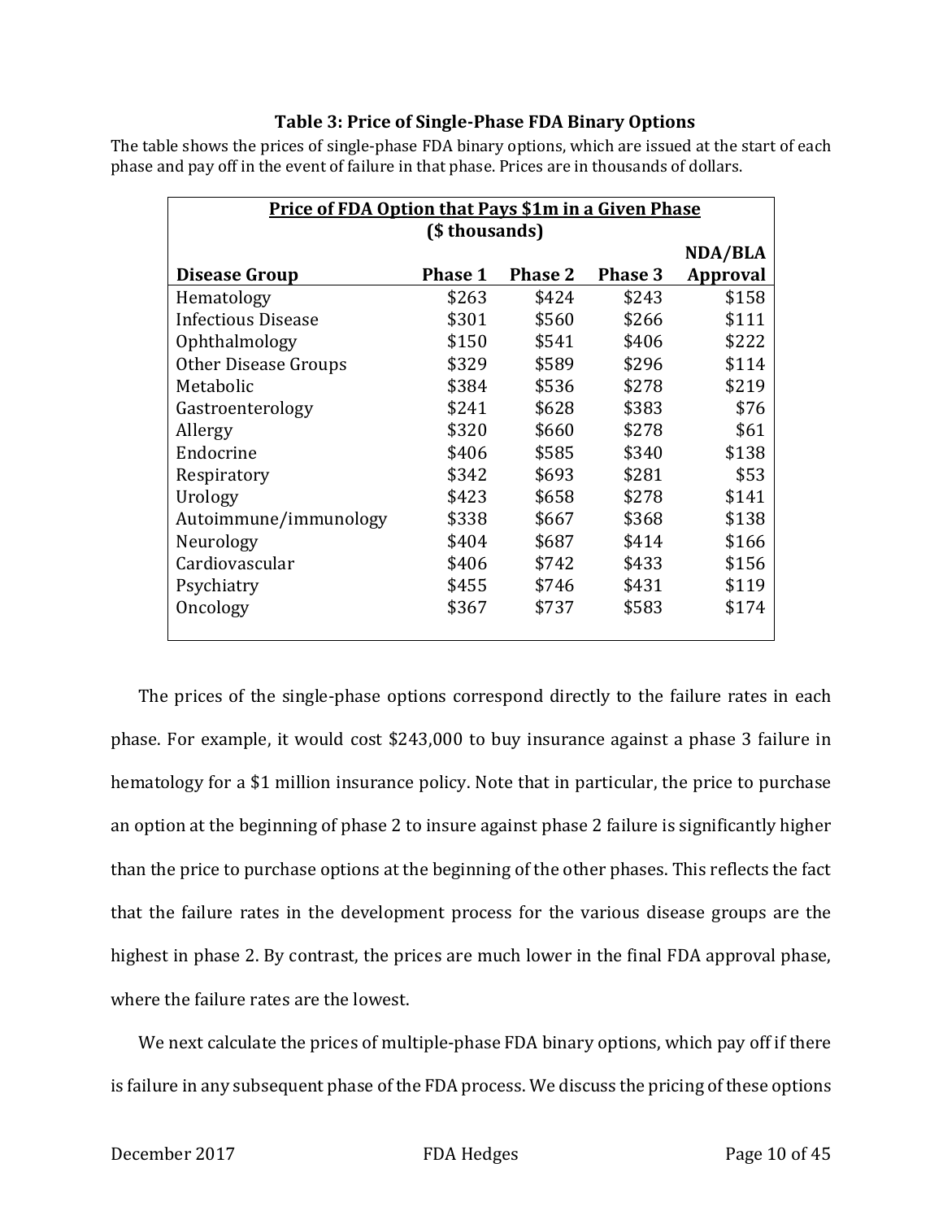**Table 3: Price of Single-Phase FDA Binary Options**

The table shows the prices of single-phase FDA binary options, which are issued at the start of each phase and pay off in the event of failure in that phase. Prices are in thousands of dollars.

| **Price of FDA Option that Pays $1m in a Given Phase ($ thousands)** | | | | |
|---|---|---|---|---|
| **Disease Group** | **Phase 1** | **Phase 2** | **Phase 3** | **NDA/BLA Approval** |
| Hematology | $263 | $424 | $243 | $158 |
| Infectious Disease | $301 | $560 | $266 | $111 |
| Ophthalmology | $150 | $541 | $406 | $222 |
| Other Disease Groups | $329 | $589 | $296 | $114 |
| Metabolic | $384 | $536 | $278 | $219 |
| Gastroenterology | $241 | $628 | $383 | $76 |
| Allergy | $320 | $660 | $278 | $61 |
| Endocrine | $406 | $585 | $340 | $138 |
| Respiratory | $342 | $693 | $281 | $53 |
| Urology | $423 | $658 | $278 | $141 |
| Autoimmune/immunology | $338 | $667 | $368 | $138 |
| Neurology | $404 | $687 | $414 | $166 |
| Cardiovascular | $406 | $742 | $433 | $156 |
| Psychiatry | $455 | $746 | $431 | $119 |
| Oncology | $367 | $737 | $583 | $174 |

The prices of the single-phase options correspond directly to the failure rates in each phase. For example, it would cost $243,000 to buy insurance against a phase 3 failure in hematology for a $1 million insurance policy. Note that in particular, the price to purchase an option at the beginning of phase 2 to insure against phase 2 failure is significantly higher than the price to purchase options at the beginning of the other phases. This reflects the fact that the failure rates in the development process for the various disease groups are the highest in phase 2. By contrast, the prices are much lower in the final FDA approval phase, where the failure rates are the lowest.

We next calculate the prices of multiple-phase FDA binary options, which pay off if there is failure in any subsequent phase of the FDA process. We discuss the pricing of these options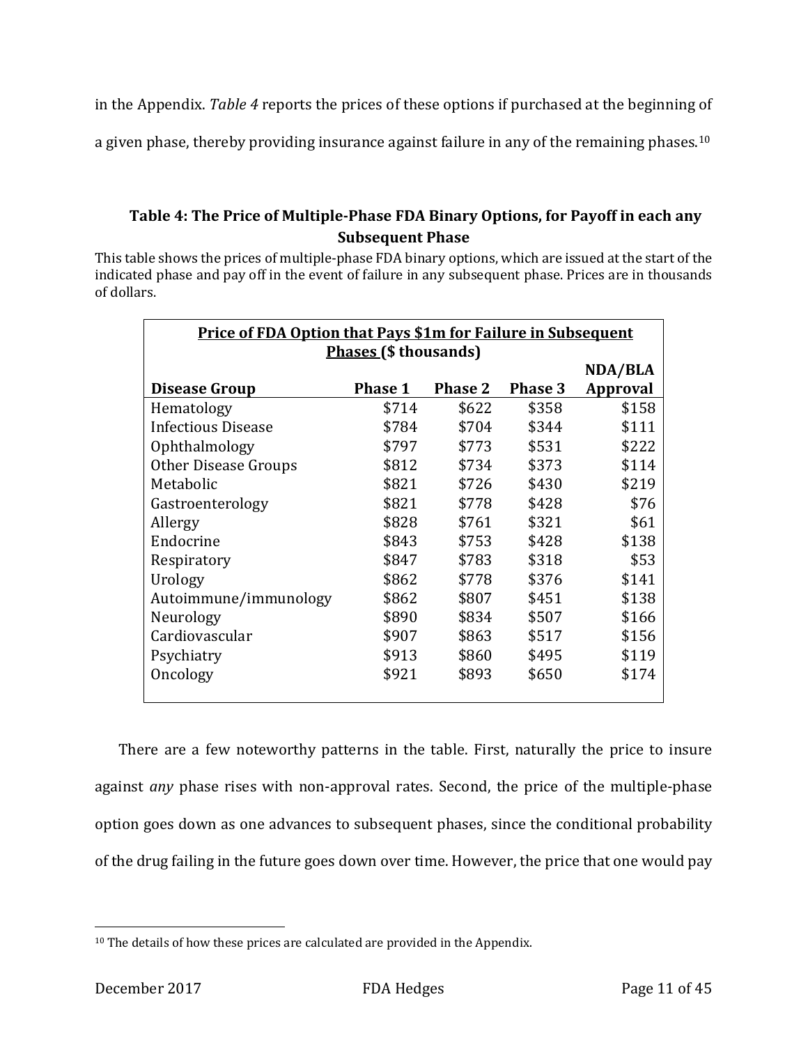in the Appendix. *Table 4* reports the prices of these options if purchased at the beginning of a given phase, thereby providing insurance against failure in any of the remaining phases.[10]

### Table 4: The Price of Multiple-Phase FDA Binary Options, for Payoff in each any Subsequent Phase

This table shows the prices of multiple-phase FDA binary options, which are issued at the start of the indicated phase and pay off in the event of failure in any subsequent phase. Prices are in thousands of dollars.

| Price of FDA Option that Pays $1m for Failure in Subsequent Phases ($ thousands) | | | | |
|---|---|---|---|---|
| **Disease Group** | **Phase 1** | **Phase 2** | **Phase 3** | **NDA/BLA Approval** |
| Hematology | $714 | $622 | $358 | $158 |
| Infectious Disease | $784 | $704 | $344 | $111 |
| Ophthalmology | $797 | $773 | $531 | $222 |
| Other Disease Groups | $812 | $734 | $373 | $114 |
| Metabolic | $821 | $726 | $430 | $219 |
| Gastroenterology | $821 | $778 | $428 | $76 |
| Allergy | $828 | $761 | $321 | $61 |
| Endocrine | $843 | $753 | $428 | $138 |
| Respiratory | $847 | $783 | $318 | $53 |
| Urology | $862 | $778 | $376 | $141 |
| Autoimmune/immunology | $862 | $807 | $451 | $138 |
| Neurology | $890 | $834 | $507 | $166 |
| Cardiovascular | $907 | $863 | $517 | $156 |
| Psychiatry | $913 | $860 | $495 | $119 |
| Oncology | $921 | $893 | $650 | $174 |

There are a few noteworthy patterns in the table. First, naturally the price to insure against *any* phase rises with non-approval rates. Second, the price of the multiple-phase option goes down as one advances to subsequent phases, since the conditional probability of the drug failing in the future goes down over time. However, the price that one would pay

[10] The details of how these prices are calculated are provided in the Appendix.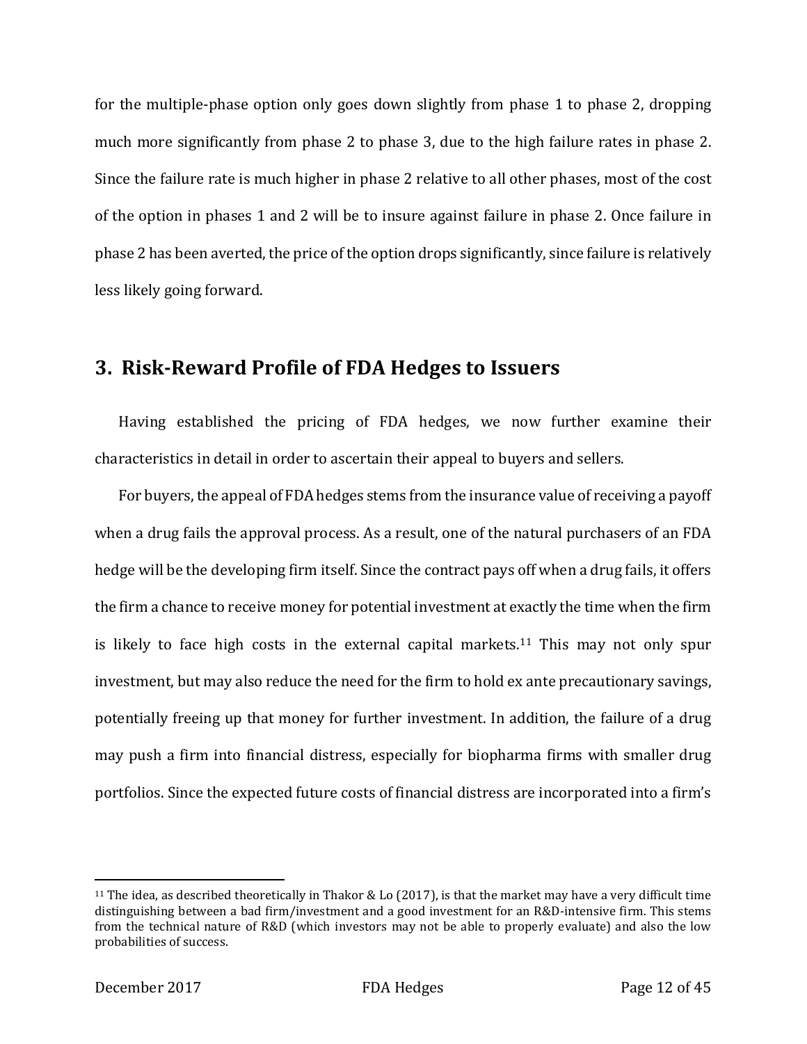for the multiple-phase option only goes down slightly from phase 1 to phase 2, dropping much more significantly from phase 2 to phase 3, due to the high failure rates in phase 2. Since the failure rate is much higher in phase 2 relative to all other phases, most of the cost of the option in phases 1 and 2 will be to insure against failure in phase 2. Once failure in phase 2 has been averted, the price of the option drops significantly, since failure is relatively less likely going forward.

## 3. Risk-Reward Profile of FDA Hedges to Issuers

Having established the pricing of FDA hedges, we now further examine their characteristics in detail in order to ascertain their appeal to buyers and sellers.

For buyers, the appeal of FDA hedges stems from the insurance value of receiving a payoff when a drug fails the approval process. As a result, one of the natural purchasers of an FDA hedge will be the developing firm itself. Since the contract pays off when a drug fails, it offers the firm a chance to receive money for potential investment at exactly the time when the firm is likely to face high costs in the external capital markets.[11] This may not only spur investment, but may also reduce the need for the firm to hold ex ante precautionary savings, potentially freeing up that money for further investment. In addition, the failure of a drug may push a firm into financial distress, especially for biopharma firms with smaller drug portfolios. Since the expected future costs of financial distress are incorporated into a firm's

[11] The idea, as described theoretically in Thakor & Lo (2017), is that the market may have a very difficult time distinguishing between a bad firm/investment and a good investment for an R&D-intensive firm. This stems from the technical nature of R&D (which investors may not be able to properly evaluate) and also the low probabilities of success.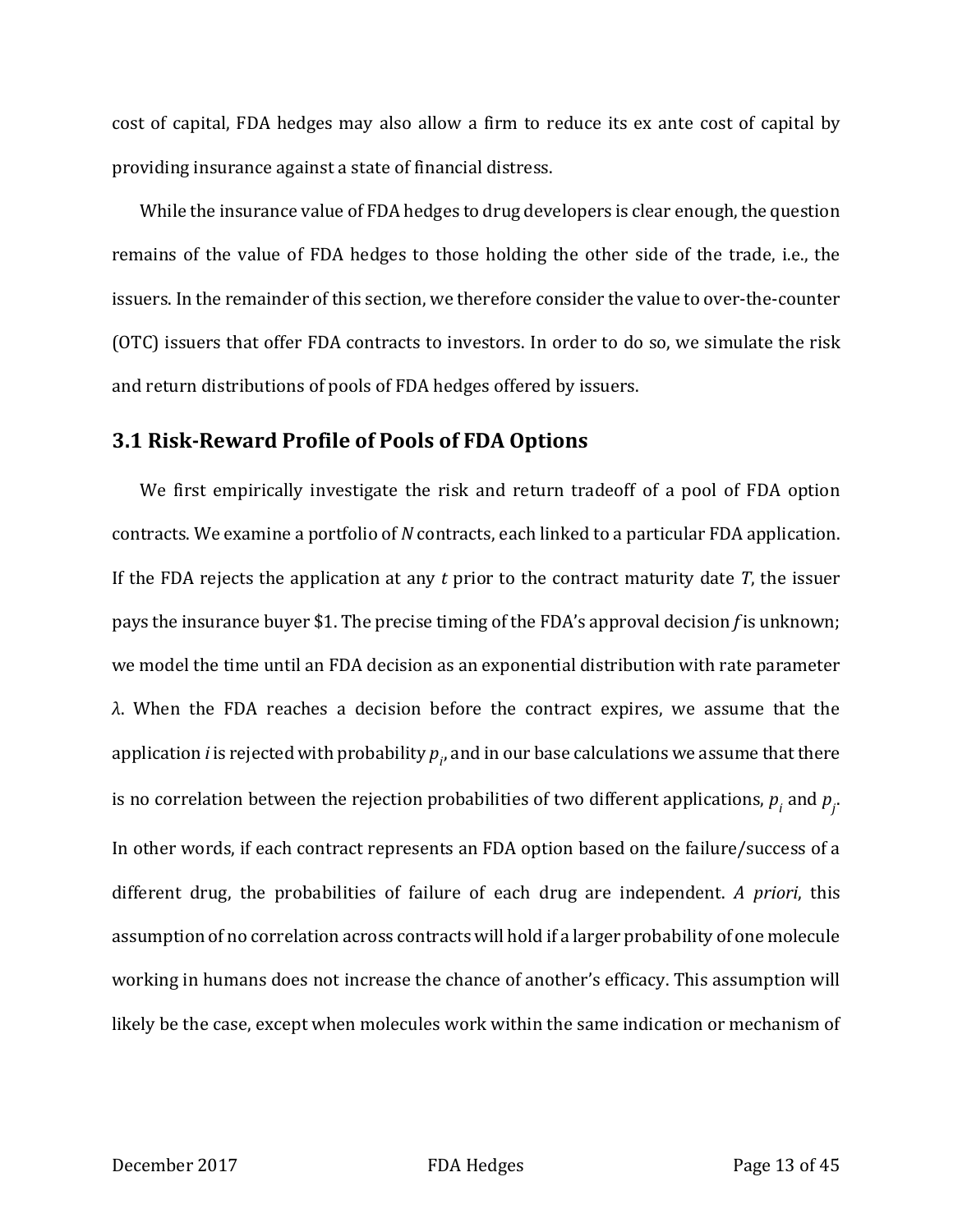cost of capital, FDA hedges may also allow a firm to reduce its ex ante cost of capital by providing insurance against a state of financial distress.

While the insurance value of FDA hedges to drug developers is clear enough, the question remains of the value of FDA hedges to those holding the other side of the trade, i.e., the issuers. In the remainder of this section, we therefore consider the value to over-the-counter (OTC) issuers that offer FDA contracts to investors. In order to do so, we simulate the risk and return distributions of pools of FDA hedges offered by issuers.

## 3.1 Risk-Reward Profile of Pools of FDA Options

We first empirically investigate the risk and return tradeoff of a pool of FDA option contracts. We examine a portfolio of $N$ contracts, each linked to a particular FDA application. If the FDA rejects the application at any $t$ prior to the contract maturity date $T$, the issuer pays the insurance buyer \$1. The precise timing of the FDA's approval decision $f$ is unknown; we model the time until an FDA decision as an exponential distribution with rate parameter $\lambda$. When the FDA reaches a decision before the contract expires, we assume that the application $i$ is rejected with probability $p_i$, and in our base calculations we assume that there is no correlation between the rejection probabilities of two different applications, $p_i$ and $p_j$. In other words, if each contract represents an FDA option based on the failure/success of a different drug, the probabilities of failure of each drug are independent. *A priori*, this assumption of no correlation across contracts will hold if a larger probability of one molecule working in humans does not increase the chance of another's efficacy. This assumption will likely be the case, except when molecules work within the same indication or mechanism of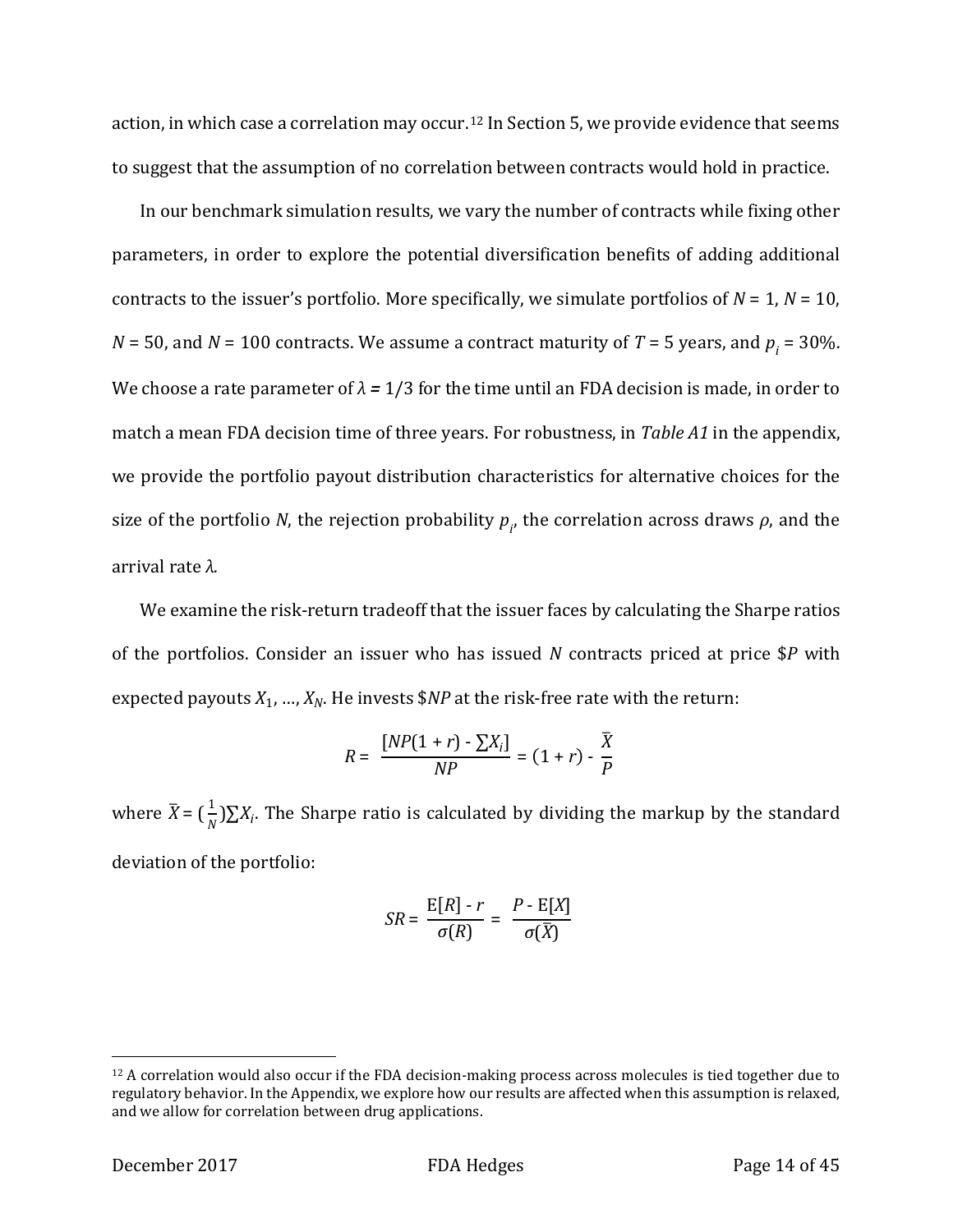action, in which case a correlation may occur.[12] In Section 5, we provide evidence that seems to suggest that the assumption of no correlation between contracts would hold in practice.

In our benchmark simulation results, we vary the number of contracts while fixing other parameters, in order to explore the potential diversification benefits of adding additional contracts to the issuer's portfolio. More specifically, we simulate portfolios of $N$ = 1, $N$ = 10, $N$ = 50, and $N$ = 100 contracts. We assume a contract maturity of $T$ = 5 years, and $p_i$ = 30%. We choose a rate parameter of $\lambda = 1/3$ for the time until an FDA decision is made, in order to match a mean FDA decision time of three years. For robustness, in *Table A1* in the appendix, we provide the portfolio payout distribution characteristics for alternative choices for the size of the portfolio $N$, the rejection probability $p_i$, the correlation across draws $\rho$, and the arrival rate $\lambda$.

We examine the risk-return tradeoff that the issuer faces by calculating the Sharpe ratios of the portfolios. Consider an issuer who has issued $N$ contracts priced at price \$$P$ with expected payouts $X_1, \ldots, X_N$. He invests \$$NP$ at the risk-free rate with the return:

$$R = \frac{[NP(1 + r) - \sum X_i]}{NP} = (1 + r) - \frac{\bar{X}}{P}$$

where $\bar{X} = (\frac{1}{N})\sum X_i$. The Sharpe ratio is calculated by dividing the markup by the standard deviation of the portfolio:

$$SR = \frac{\mathrm{E}[R] - r}{\sigma(R)} = \frac{P - \mathrm{E}[X]}{\sigma(\bar{X})}$$

[12] A correlation would also occur if the FDA decision-making process across molecules is tied together due to regulatory behavior. In the Appendix, we explore how our results are affected when this assumption is relaxed, and we allow for correlation between drug applications.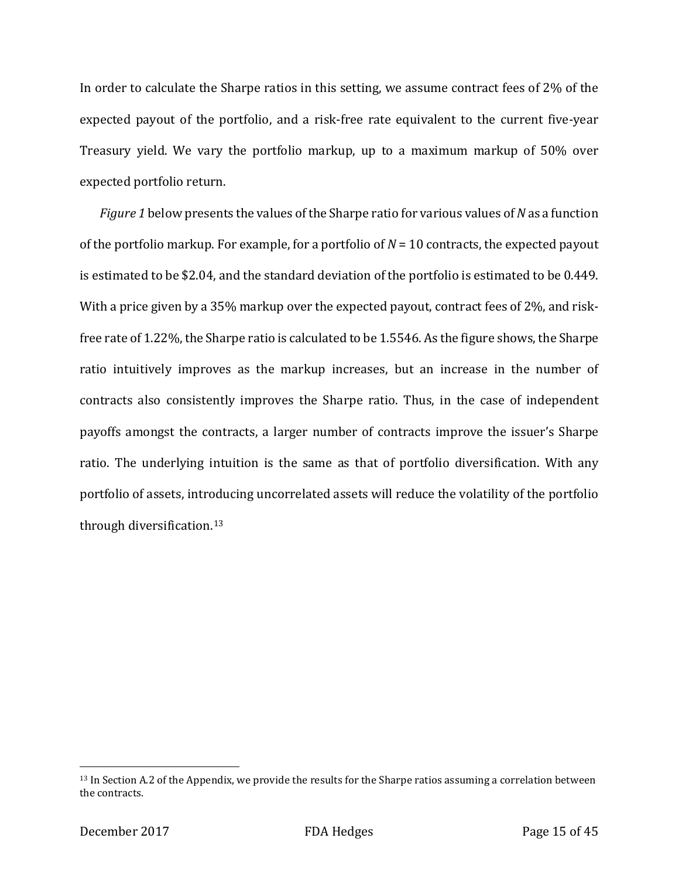In order to calculate the Sharpe ratios in this setting, we assume contract fees of 2% of the expected payout of the portfolio, and a risk-free rate equivalent to the current five-year Treasury yield. We vary the portfolio markup, up to a maximum markup of 50% over expected portfolio return.

*Figure 1* below presents the values of the Sharpe ratio for various values of $N$ as a function of the portfolio markup. For example, for a portfolio of $N = 10$ contracts, the expected payout is estimated to be \$2.04, and the standard deviation of the portfolio is estimated to be 0.449. With a price given by a 35% markup over the expected payout, contract fees of 2%, and risk-free rate of 1.22%, the Sharpe ratio is calculated to be 1.5546. As the figure shows, the Sharpe ratio intuitively improves as the markup increases, but an increase in the number of contracts also consistently improves the Sharpe ratio. Thus, in the case of independent payoffs amongst the contracts, a larger number of contracts improve the issuer's Sharpe ratio. The underlying intuition is the same as that of portfolio diversification. With any portfolio of assets, introducing uncorrelated assets will reduce the volatility of the portfolio through diversification.[13]

[13] In Section A.2 of the Appendix, we provide the results for the Sharpe ratios assuming a correlation between the contracts.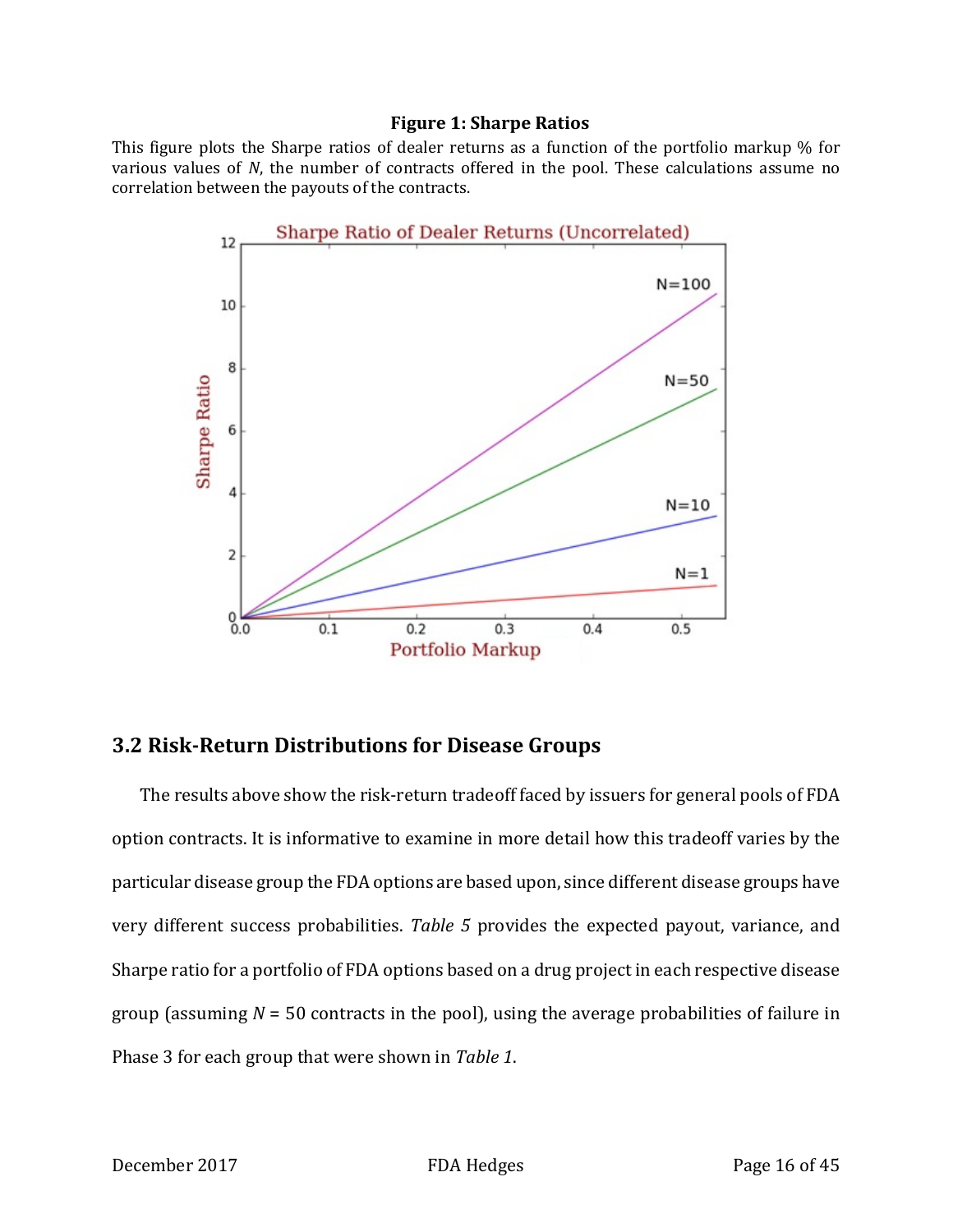**Figure 1: Sharpe Ratios**

This figure plots the Sharpe ratios of dealer returns as a function of the portfolio markup % for various values of *N*, the number of contracts offered in the pool. These calculations assume no correlation between the payouts of the contracts.

## 3.2 Risk-Return Distributions for Disease Groups

The results above show the risk-return tradeoff faced by issuers for general pools of FDA option contracts. It is informative to examine in more detail how this tradeoff varies by the particular disease group the FDA options are based upon, since different disease groups have very different success probabilities. *Table 5* provides the expected payout, variance, and Sharpe ratio for a portfolio of FDA options based on a drug project in each respective disease group (assuming $N$ = 50 contracts in the pool), using the average probabilities of failure in Phase 3 for each group that were shown in *Table 1*.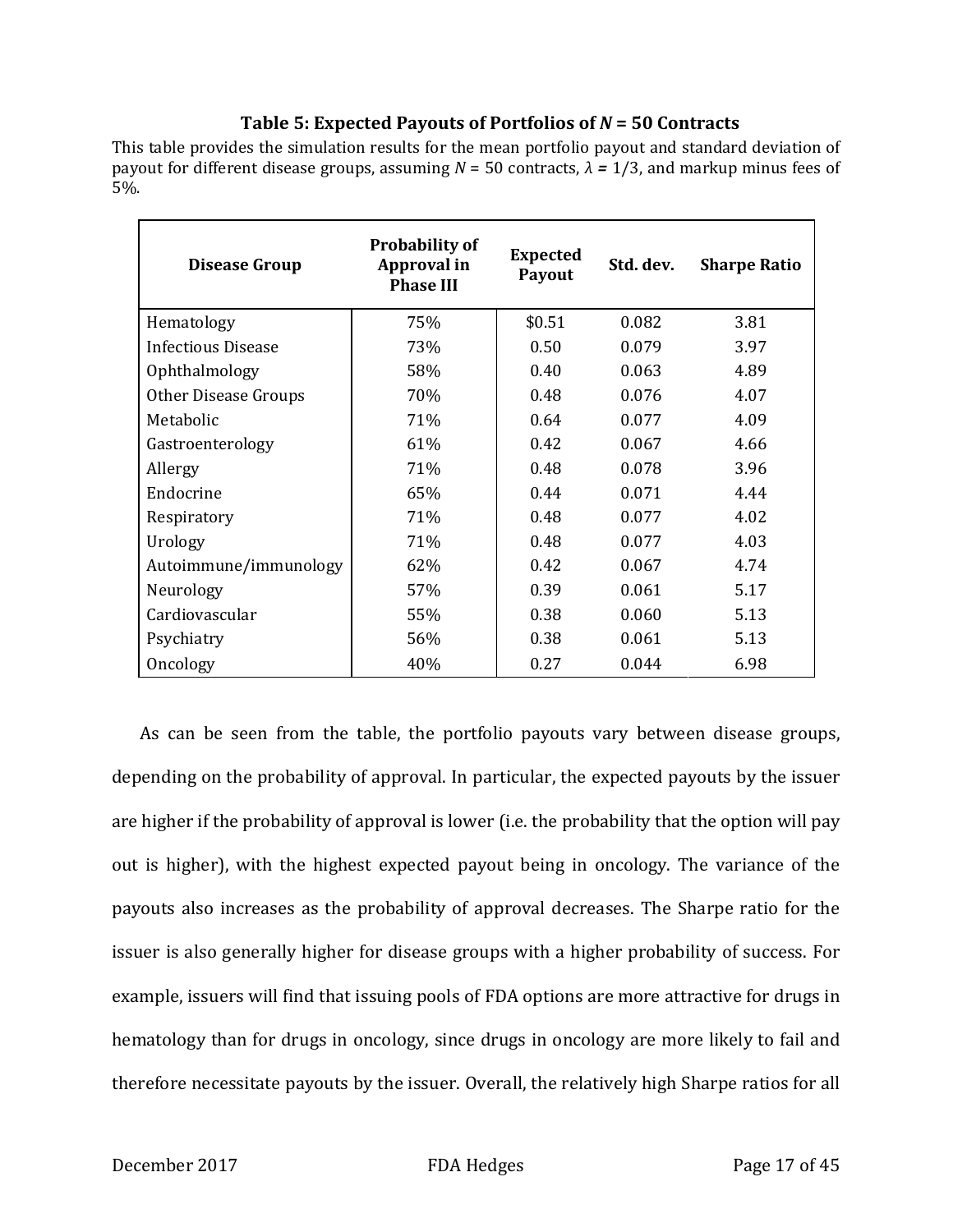**Table 5: Expected Payouts of Portfolios of *N* = 50 Contracts**

This table provides the simulation results for the mean portfolio payout and standard deviation of payout for different disease groups, assuming $N = 50$ contracts, $\lambda = 1/3$, and markup minus fees of 5%.

| Disease Group | Probability of Approval in Phase III | Expected Payout | Std. dev. | Sharpe Ratio |
|---|---|---|---|---|
| Hematology | 75% | $0.51 | 0.082 | 3.81 |
| Infectious Disease | 73% | 0.50 | 0.079 | 3.97 |
| Ophthalmology | 58% | 0.40 | 0.063 | 4.89 |
| Other Disease Groups | 70% | 0.48 | 0.076 | 4.07 |
| Metabolic | 71% | 0.64 | 0.077 | 4.09 |
| Gastroenterology | 61% | 0.42 | 0.067 | 4.66 |
| Allergy | 71% | 0.48 | 0.078 | 3.96 |
| Endocrine | 65% | 0.44 | 0.071 | 4.44 |
| Respiratory | 71% | 0.48 | 0.077 | 4.02 |
| Urology | 71% | 0.48 | 0.077 | 4.03 |
| Autoimmune/immunology | 62% | 0.42 | 0.067 | 4.74 |
| Neurology | 57% | 0.39 | 0.061 | 5.17 |
| Cardiovascular | 55% | 0.38 | 0.060 | 5.13 |
| Psychiatry | 56% | 0.38 | 0.061 | 5.13 |
| Oncology | 40% | 0.27 | 0.044 | 6.98 |

As can be seen from the table, the portfolio payouts vary between disease groups, depending on the probability of approval. In particular, the expected payouts by the issuer are higher if the probability of approval is lower (i.e. the probability that the option will pay out is higher), with the highest expected payout being in oncology. The variance of the payouts also increases as the probability of approval decreases. The Sharpe ratio for the issuer is also generally higher for disease groups with a higher probability of success. For example, issuers will find that issuing pools of FDA options are more attractive for drugs in hematology than for drugs in oncology, since drugs in oncology are more likely to fail and therefore necessitate payouts by the issuer. Overall, the relatively high Sharpe ratios for all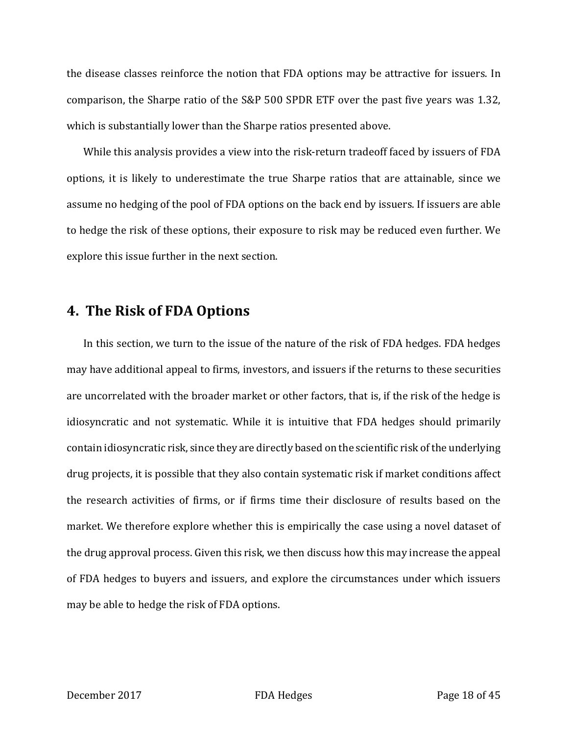the disease classes reinforce the notion that FDA options may be attractive for issuers. In comparison, the Sharpe ratio of the S&P 500 SPDR ETF over the past five years was 1.32, which is substantially lower than the Sharpe ratios presented above.

While this analysis provides a view into the risk-return tradeoff faced by issuers of FDA options, it is likely to underestimate the true Sharpe ratios that are attainable, since we assume no hedging of the pool of FDA options on the back end by issuers. If issuers are able to hedge the risk of these options, their exposure to risk may be reduced even further. We explore this issue further in the next section.

## 4. The Risk of FDA Options

In this section, we turn to the issue of the nature of the risk of FDA hedges. FDA hedges may have additional appeal to firms, investors, and issuers if the returns to these securities are uncorrelated with the broader market or other factors, that is, if the risk of the hedge is idiosyncratic and not systematic. While it is intuitive that FDA hedges should primarily contain idiosyncratic risk, since they are directly based on the scientific risk of the underlying drug projects, it is possible that they also contain systematic risk if market conditions affect the research activities of firms, or if firms time their disclosure of results based on the market. We therefore explore whether this is empirically the case using a novel dataset of the drug approval process. Given this risk, we then discuss how this may increase the appeal of FDA hedges to buyers and issuers, and explore the circumstances under which issuers may be able to hedge the risk of FDA options.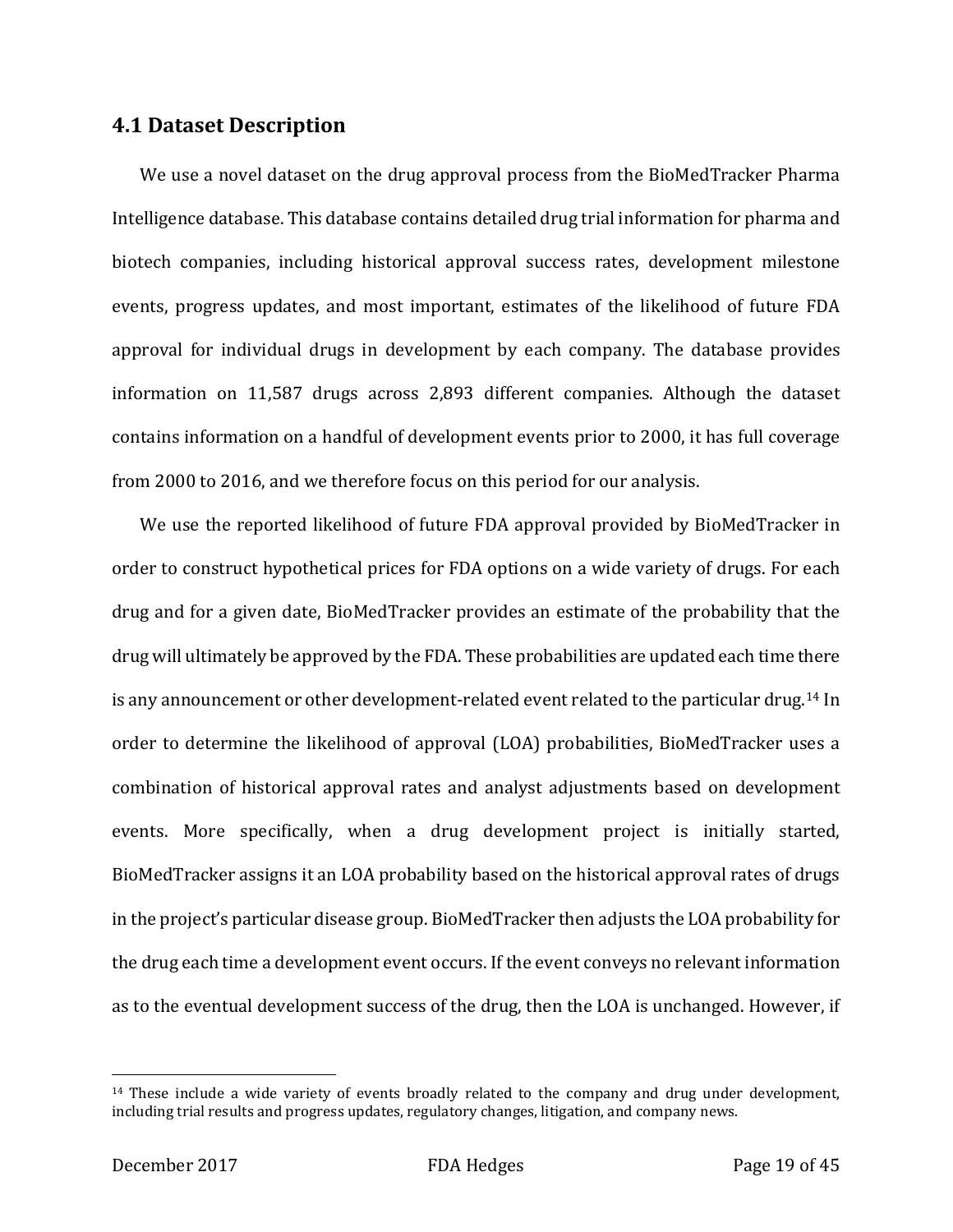## 4.1 Dataset Description

We use a novel dataset on the drug approval process from the BioMedTracker Pharma Intelligence database. This database contains detailed drug trial information for pharma and biotech companies, including historical approval success rates, development milestone events, progress updates, and most important, estimates of the likelihood of future FDA approval for individual drugs in development by each company. The database provides information on 11,587 drugs across 2,893 different companies. Although the dataset contains information on a handful of development events prior to 2000, it has full coverage from 2000 to 2016, and we therefore focus on this period for our analysis.

We use the reported likelihood of future FDA approval provided by BioMedTracker in order to construct hypothetical prices for FDA options on a wide variety of drugs. For each drug and for a given date, BioMedTracker provides an estimate of the probability that the drug will ultimately be approved by the FDA. These probabilities are updated each time there is any announcement or other development-related event related to the particular drug.[14] In order to determine the likelihood of approval (LOA) probabilities, BioMedTracker uses a combination of historical approval rates and analyst adjustments based on development events. More specifically, when a drug development project is initially started, BioMedTracker assigns it an LOA probability based on the historical approval rates of drugs in the project's particular disease group. BioMedTracker then adjusts the LOA probability for the drug each time a development event occurs. If the event conveys no relevant information as to the eventual development success of the drug, then the LOA is unchanged. However, if

[14] These include a wide variety of events broadly related to the company and drug under development, including trial results and progress updates, regulatory changes, litigation, and company news.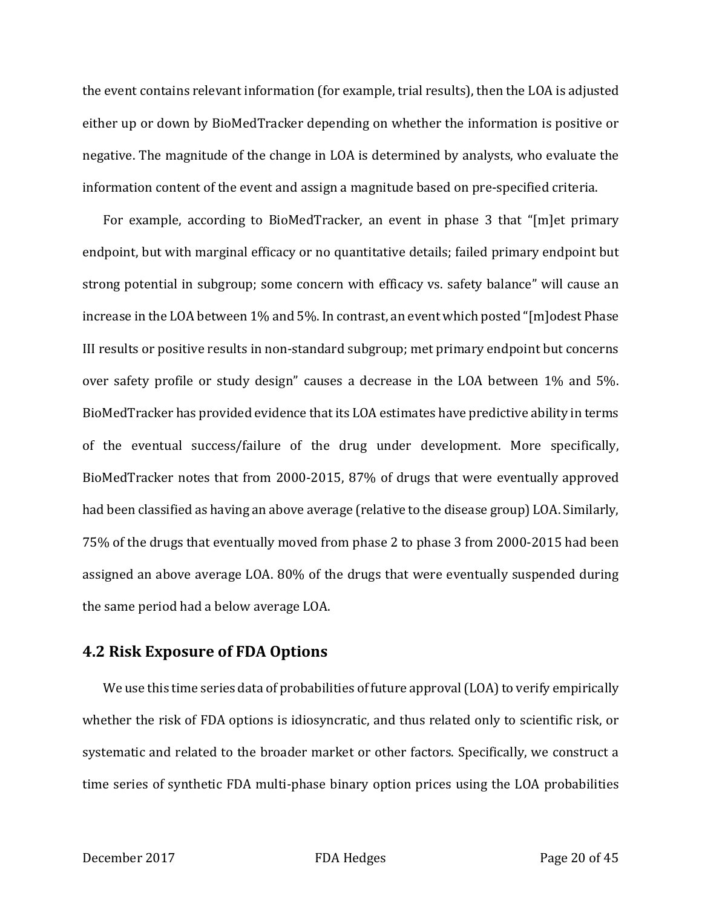the event contains relevant information (for example, trial results), then the LOA is adjusted either up or down by BioMedTracker depending on whether the information is positive or negative. The magnitude of the change in LOA is determined by analysts, who evaluate the information content of the event and assign a magnitude based on pre-specified criteria.

For example, according to BioMedTracker, an event in phase 3 that "[m]et primary endpoint, but with marginal efficacy or no quantitative details; failed primary endpoint but strong potential in subgroup; some concern with efficacy vs. safety balance" will cause an increase in the LOA between 1% and 5%. In contrast, an event which posted "[m]odest Phase III results or positive results in non-standard subgroup; met primary endpoint but concerns over safety profile or study design" causes a decrease in the LOA between 1% and 5%. BioMedTracker has provided evidence that its LOA estimates have predictive ability in terms of the eventual success/failure of the drug under development. More specifically, BioMedTracker notes that from 2000-2015, 87% of drugs that were eventually approved had been classified as having an above average (relative to the disease group) LOA. Similarly, 75% of the drugs that eventually moved from phase 2 to phase 3 from 2000-2015 had been assigned an above average LOA. 80% of the drugs that were eventually suspended during the same period had a below average LOA.

## 4.2 Risk Exposure of FDA Options

We use this time series data of probabilities of future approval (LOA) to verify empirically whether the risk of FDA options is idiosyncratic, and thus related only to scientific risk, or systematic and related to the broader market or other factors. Specifically, we construct a time series of synthetic FDA multi-phase binary option prices using the LOA probabilities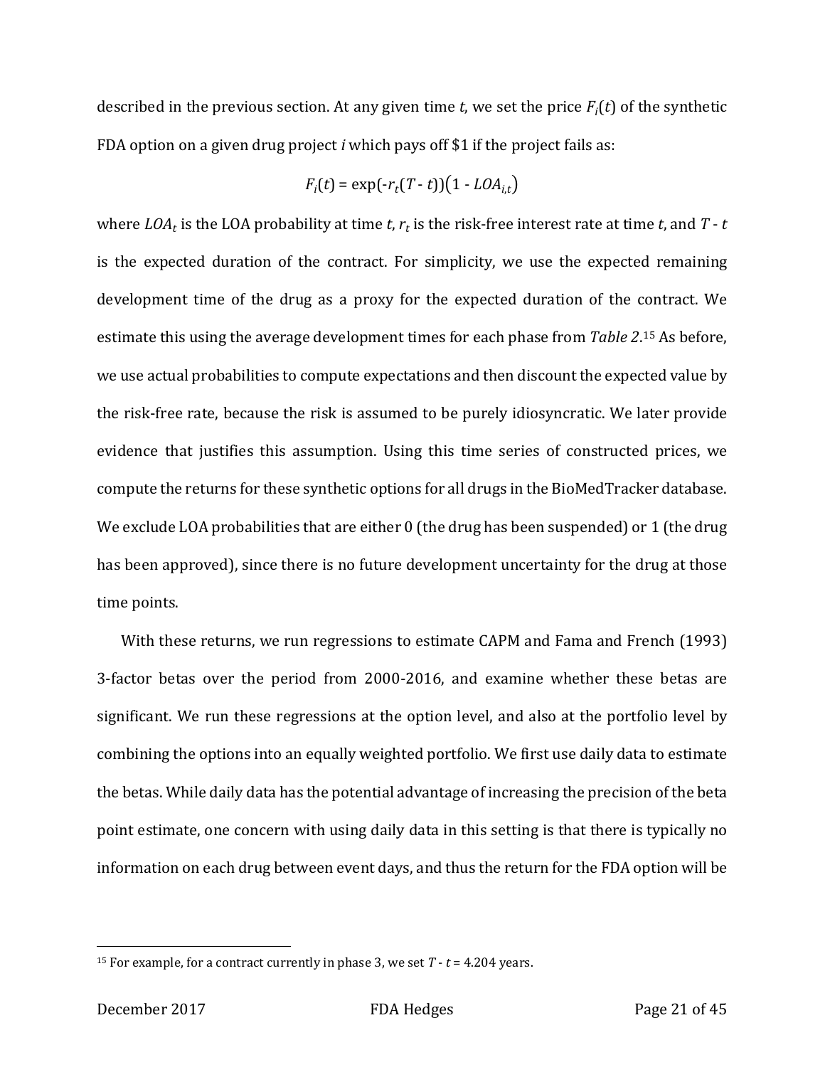described in the previous section. At any given time $t$, we set the price $F_i(t)$ of the synthetic FDA option on a given drug project $i$ which pays off \$1 if the project fails as:

$$F_i(t) = \exp(-r_t(T - t))(1 - LOA_{i,t})$$

where $LOA_t$ is the LOA probability at time $t$, $r_t$ is the risk-free interest rate at time $t$, and $T - t$ is the expected duration of the contract. For simplicity, we use the expected remaining development time of the drug as a proxy for the expected duration of the contract. We estimate this using the average development times for each phase from *Table 2*.[15] As before, we use actual probabilities to compute expectations and then discount the expected value by the risk-free rate, because the risk is assumed to be purely idiosyncratic. We later provide evidence that justifies this assumption. Using this time series of constructed prices, we compute the returns for these synthetic options for all drugs in the BioMedTracker database. We exclude LOA probabilities that are either 0 (the drug has been suspended) or 1 (the drug has been approved), since there is no future development uncertainty for the drug at those time points.

With these returns, we run regressions to estimate CAPM and Fama and French (1993) 3-factor betas over the period from 2000-2016, and examine whether these betas are significant. We run these regressions at the option level, and also at the portfolio level by combining the options into an equally weighted portfolio. We first use daily data to estimate the betas. While daily data has the potential advantage of increasing the precision of the beta point estimate, one concern with using daily data in this setting is that there is typically no information on each drug between event days, and thus the return for the FDA option will be

[15] For example, for a contract currently in phase 3, we set $T - t = 4.204$ years.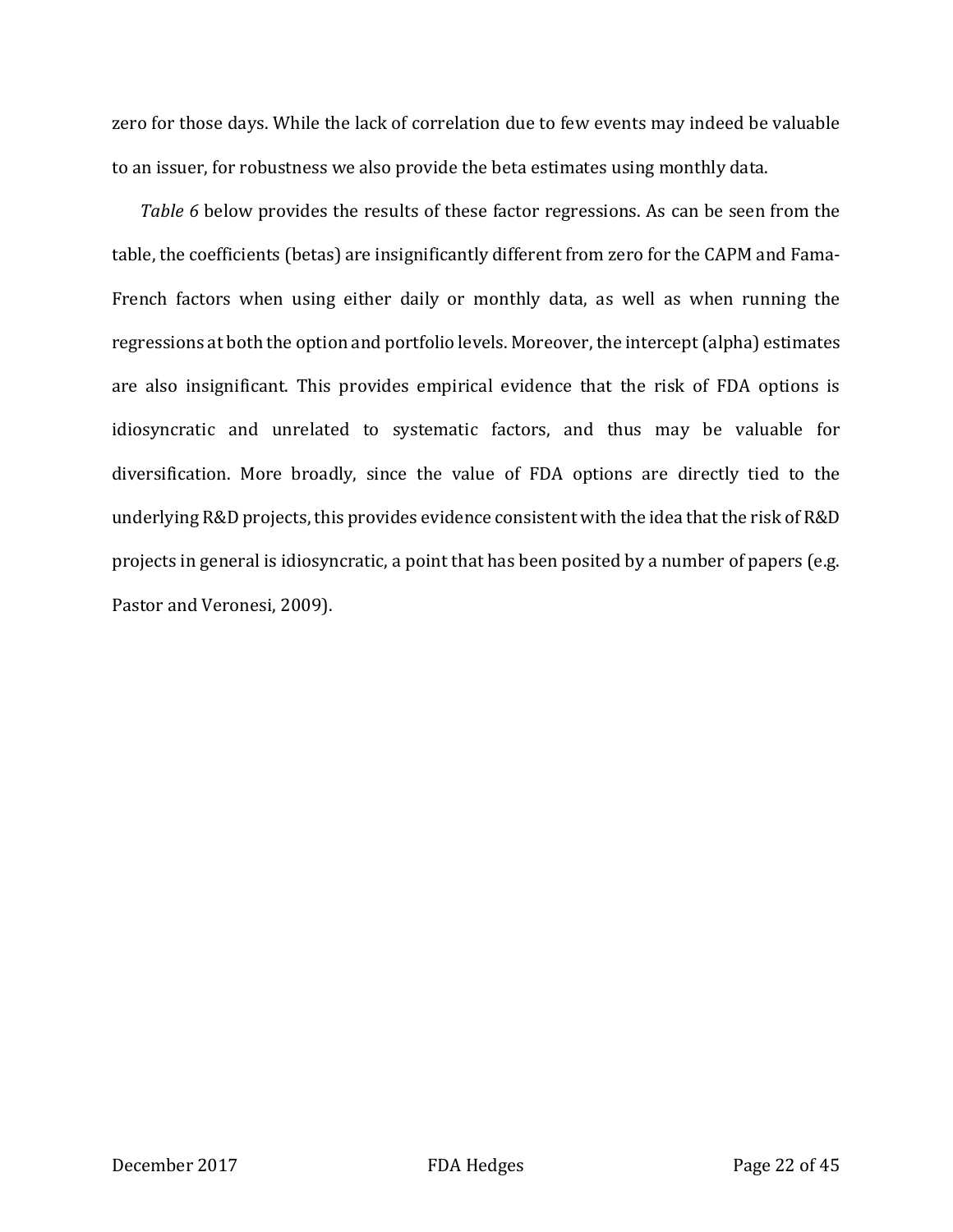zero for those days. While the lack of correlation due to few events may indeed be valuable to an issuer, for robustness we also provide the beta estimates using monthly data.

*Table 6* below provides the results of these factor regressions. As can be seen from the table, the coefficients (betas) are insignificantly different from zero for the CAPM and Fama-French factors when using either daily or monthly data, as well as when running the regressions at both the option and portfolio levels. Moreover, the intercept (alpha) estimates are also insignificant. This provides empirical evidence that the risk of FDA options is idiosyncratic and unrelated to systematic factors, and thus may be valuable for diversification. More broadly, since the value of FDA options are directly tied to the underlying R&D projects, this provides evidence consistent with the idea that the risk of R&D projects in general is idiosyncratic, a point that has been posited by a number of papers (e.g. Pastor and Veronesi, 2009).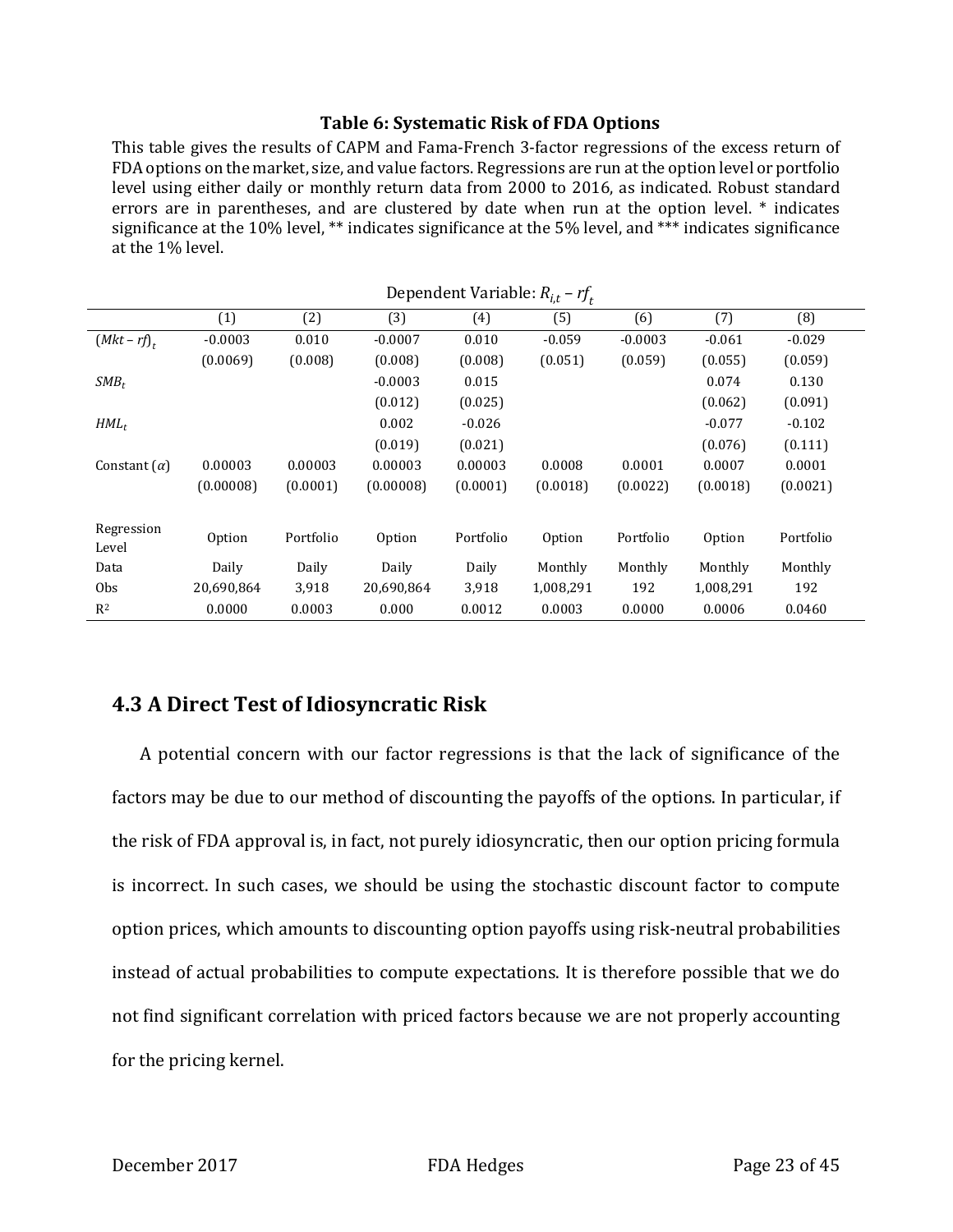**Table 6: Systematic Risk of FDA Options**

This table gives the results of CAPM and Fama-French 3-factor regressions of the excess return of FDA options on the market, size, and value factors. Regressions are run at the option level or portfolio level using either daily or monthly return data from 2000 to 2016, as indicated. Robust standard errors are in parentheses, and are clustered by date when run at the option level. * indicates significance at the 10% level, ** indicates significance at the 5% level, and *** indicates significance at the 1% level.

| | Dependent Variable: $R_{i,t} - rf_t$ | | | | | | | |
|---|---|---|---|---|---|---|---|---|
| | (1) | (2) | (3) | (4) | (5) | (6) | (7) | (8) |
| $(Mkt - rf)_t$ | -0.0003 | 0.010 | -0.0007 | 0.010 | -0.059 | -0.0003 | -0.061 | -0.029 |
| | (0.0069) | (0.008) | (0.008) | (0.008) | (0.051) | (0.059) | (0.055) | (0.059) |
| $SMB_t$ | | | -0.0003 | 0.015 | | | 0.074 | 0.130 |
| | | | (0.012) | (0.025) | | | (0.062) | (0.091) |
| $HML_t$ | | | 0.002 | -0.026 | | | -0.077 | -0.102 |
| | | | (0.019) | (0.021) | | | (0.076) | (0.111) |
| Constant ($\alpha$) | 0.00003 | 0.00003 | 0.00003 | 0.00003 | 0.0008 | 0.0001 | 0.0007 | 0.0001 |
| | (0.00008) | (0.0001) | (0.00008) | (0.0001) | (0.0018) | (0.0022) | (0.0018) | (0.0021) |
| Regression Level | Option | Portfolio | Option | Portfolio | Option | Portfolio | Option | Portfolio |
| Data | Daily | Daily | Daily | Daily | Monthly | Monthly | Monthly | Monthly |
| Obs | 20,690,864 | 3,918 | 20,690,864 | 3,918 | 1,008,291 | 192 | 1,008,291 | 192 |
| $R^2$ | 0.0000 | 0.0003 | 0.000 | 0.0012 | 0.0003 | 0.0000 | 0.0006 | 0.0460 |

## 4.3 A Direct Test of Idiosyncratic Risk

A potential concern with our factor regressions is that the lack of significance of the factors may be due to our method of discounting the payoffs of the options. In particular, if the risk of FDA approval is, in fact, not purely idiosyncratic, then our option pricing formula is incorrect. In such cases, we should be using the stochastic discount factor to compute option prices, which amounts to discounting option payoffs using risk-neutral probabilities instead of actual probabilities to compute expectations. It is therefore possible that we do not find significant correlation with priced factors because we are not properly accounting for the pricing kernel.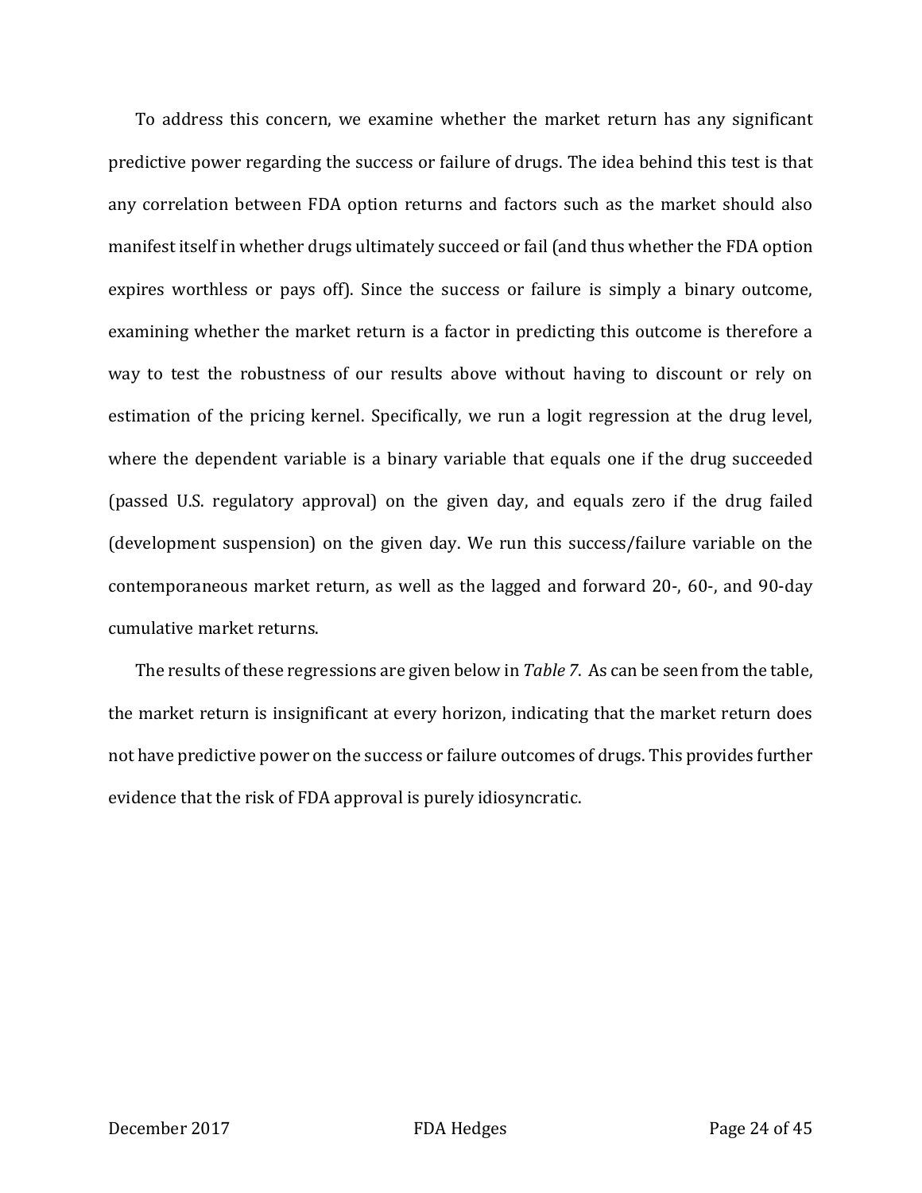To address this concern, we examine whether the market return has any significant predictive power regarding the success or failure of drugs. The idea behind this test is that any correlation between FDA option returns and factors such as the market should also manifest itself in whether drugs ultimately succeed or fail (and thus whether the FDA option expires worthless or pays off). Since the success or failure is simply a binary outcome, examining whether the market return is a factor in predicting this outcome is therefore a way to test the robustness of our results above without having to discount or rely on estimation of the pricing kernel. Specifically, we run a logit regression at the drug level, where the dependent variable is a binary variable that equals one if the drug succeeded (passed U.S. regulatory approval) on the given day, and equals zero if the drug failed (development suspension) on the given day. We run this success/failure variable on the contemporaneous market return, as well as the lagged and forward 20-, 60-, and 90-day cumulative market returns.

The results of these regressions are given below in *Table 7*. As can be seen from the table, the market return is insignificant at every horizon, indicating that the market return does not have predictive power on the success or failure outcomes of drugs. This provides further evidence that the risk of FDA approval is purely idiosyncratic.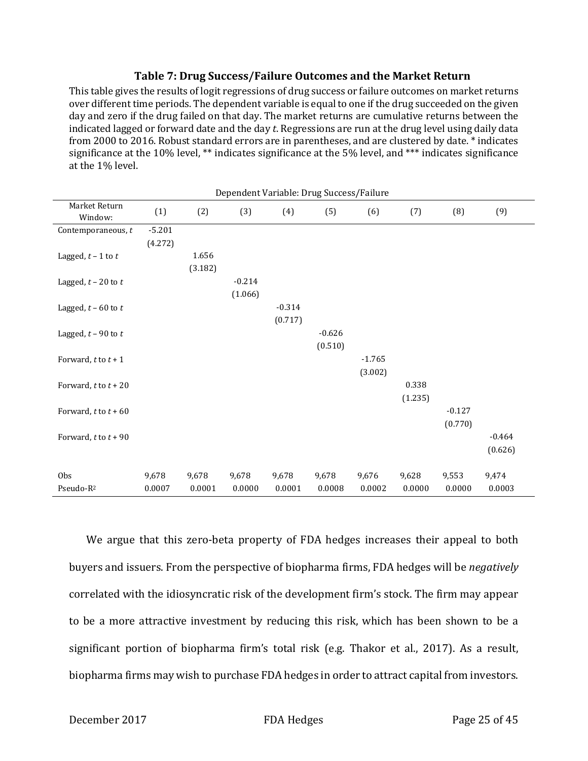### Table 7: Drug Success/Failure Outcomes and the Market Return

This table gives the results of logit regressions of drug success or failure outcomes on market returns over different time periods. The dependent variable is equal to one if the drug succeeded on the given day and zero if the drug failed on that day. The market returns are cumulative returns between the indicated lagged or forward date and the day *t*. Regressions are run at the drug level using daily data from 2000 to 2016. Robust standard errors are in parentheses, and are clustered by date. * indicates significance at the 10% level, ** indicates significance at the 5% level, and *** indicates significance at the 1% level.

| | Dependent Variable: Drug Success/Failure | | | | | | | | |
|---|---|---|---|---|---|---|---|---|---|
| Market Return Window: | (1) | (2) | (3) | (4) | (5) | (6) | (7) | (8) | (9) |
| Contemporaneous, $t$ | -5.201 | | | | | | | | |
| | (4.272) | | | | | | | | |
| Lagged, $t-1$ to $t$ | | 1.656 | | | | | | | |
| | | (3.182) | | | | | | | |
| Lagged, $t-20$ to $t$ | | | -0.214 | | | | | | |
| | | | (1.066) | | | | | | |
| Lagged, $t-60$ to $t$ | | | | -0.314 | | | | | |
| | | | | (0.717) | | | | | |
| Lagged, $t-90$ to $t$ | | | | | -0.626 | | | | |
| | | | | | (0.510) | | | | |
| Forward, $t$ to $t+1$ | | | | | | -1.765 | | | |
| | | | | | | (3.002) | | | |
| Forward, $t$ to $t+20$ | | | | | | | 0.338 | | |
| | | | | | | | (1.235) | | |
| Forward, $t$ to $t+60$ | | | | | | | | -0.127 | |
| | | | | | | | | (0.770) | |
| Forward, $t$ to $t+90$ | | | | | | | | | -0.464 |
| | | | | | | | | | (0.626) |
| Obs | 9,678 | 9,678 | 9,678 | 9,678 | 9,678 | 9,676 | 9,628 | 9,553 | 9,474 |
| Pseudo-$R^2$ | 0.0007 | 0.0001 | 0.0000 | 0.0001 | 0.0008 | 0.0002 | 0.0000 | 0.0000 | 0.0003 |

We argue that this zero-beta property of FDA hedges increases their appeal to both buyers and issuers. From the perspective of biopharma firms, FDA hedges will be *negatively* correlated with the idiosyncratic risk of the development firm's stock. The firm may appear to be a more attractive investment by reducing this risk, which has been shown to be a significant portion of biopharma firm's total risk (e.g. Thakor et al., 2017). As a result, biopharma firms may wish to purchase FDA hedges in order to attract capital from investors.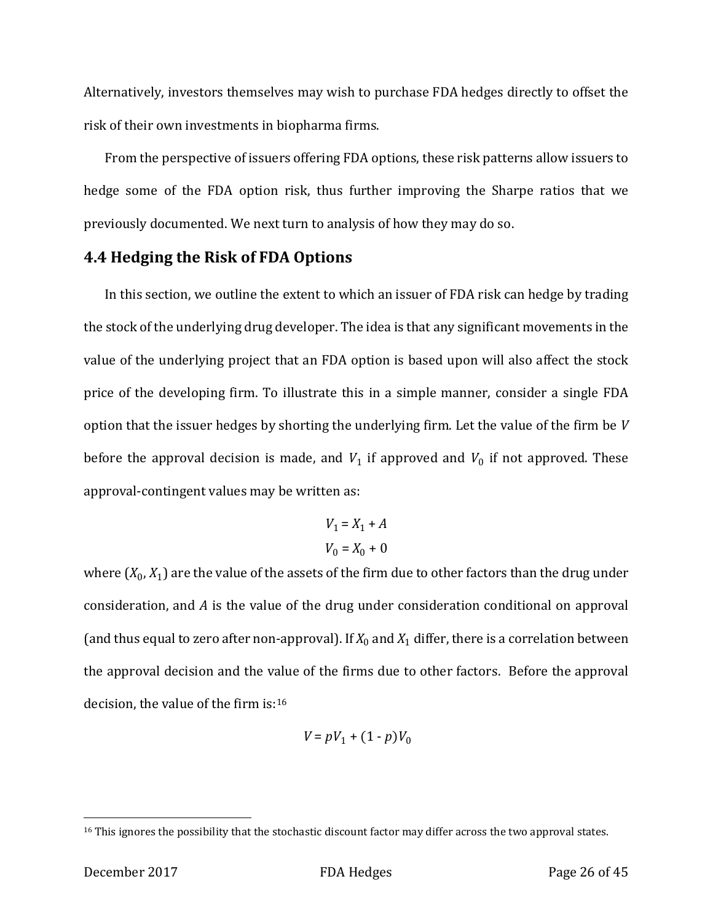Alternatively, investors themselves may wish to purchase FDA hedges directly to offset the risk of their own investments in biopharma firms.

From the perspective of issuers offering FDA options, these risk patterns allow issuers to hedge some of the FDA option risk, thus further improving the Sharpe ratios that we previously documented. We next turn to analysis of how they may do so.

## 4.4 Hedging the Risk of FDA Options

In this section, we outline the extent to which an issuer of FDA risk can hedge by trading the stock of the underlying drug developer. The idea is that any significant movements in the value of the underlying project that an FDA option is based upon will also affect the stock price of the developing firm. To illustrate this in a simple manner, consider a single FDA option that the issuer hedges by shorting the underlying firm. Let the value of the firm be $V$ before the approval decision is made, and $V_1$ if approved and $V_0$ if not approved. These approval-contingent values may be written as:

$$V_1 = X_1 + A$$
$$V_0 = X_0 + 0$$

where $(X_0, X_1)$ are the value of the assets of the firm due to other factors than the drug under consideration, and $A$ is the value of the drug under consideration conditional on approval (and thus equal to zero after non-approval). If $X_0$ and $X_1$ differ, there is a correlation between the approval decision and the value of the firms due to other factors. Before the approval decision, the value of the firm is:[16]

$$V = pV_1 + (1 - p)V_0$$

[16] This ignores the possibility that the stochastic discount factor may differ across the two approval states.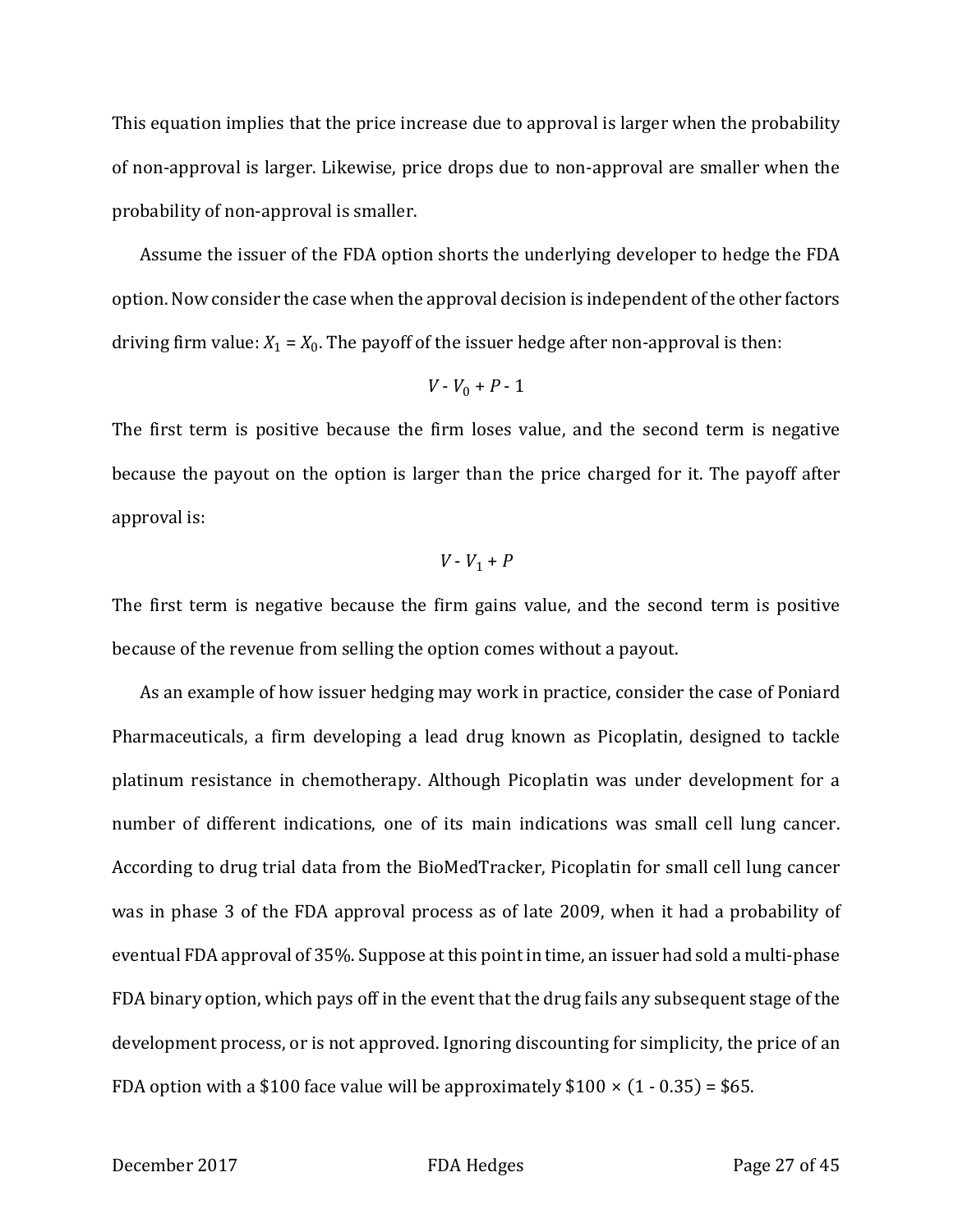This equation implies that the price increase due to approval is larger when the probability of non-approval is larger. Likewise, price drops due to non-approval are smaller when the probability of non-approval is smaller.

Assume the issuer of the FDA option shorts the underlying developer to hedge the FDA option. Now consider the case when the approval decision is independent of the other factors driving firm value: $X_1 = X_0$. The payoff of the issuer hedge after non-approval is then:

$$V - V_0 + P - 1$$

The first term is positive because the firm loses value, and the second term is negative because the payout on the option is larger than the price charged for it. The payoff after approval is:

$$V - V_1 + P$$

The first term is negative because the firm gains value, and the second term is positive because of the revenue from selling the option comes without a payout.

As an example of how issuer hedging may work in practice, consider the case of Poniard Pharmaceuticals, a firm developing a lead drug known as Picoplatin, designed to tackle platinum resistance in chemotherapy. Although Picoplatin was under development for a number of different indications, one of its main indications was small cell lung cancer. According to drug trial data from the BioMedTracker, Picoplatin for small cell lung cancer was in phase 3 of the FDA approval process as of late 2009, when it had a probability of eventual FDA approval of 35%. Suppose at this point in time, an issuer had sold a multi-phase FDA binary option, which pays off in the event that the drug fails any subsequent stage of the development process, or is not approved. Ignoring discounting for simplicity, the price of an FDA option with a \$100 face value will be approximately \$100 × (1 - 0.35) = \$65.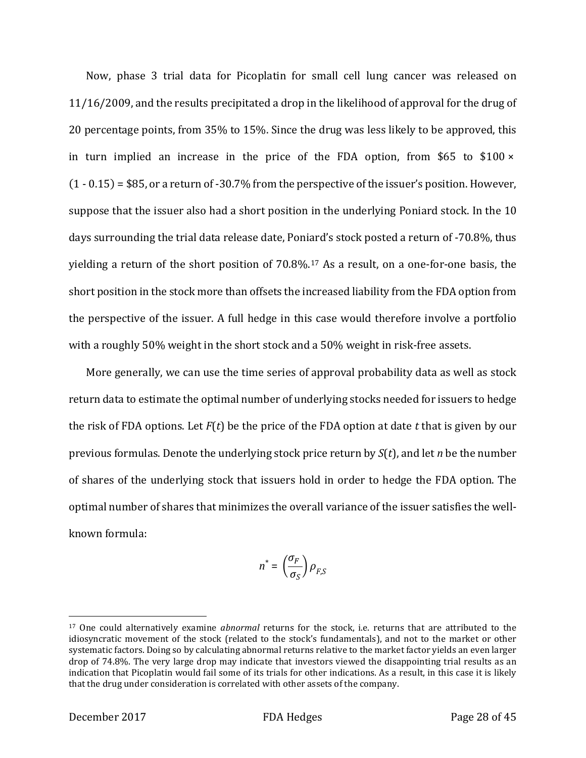Now, phase 3 trial data for Picoplatin for small cell lung cancer was released on 11/16/2009, and the results precipitated a drop in the likelihood of approval for the drug of 20 percentage points, from 35% to 15%. Since the drug was less likely to be approved, this in turn implied an increase in the price of the FDA option, from \$65 to \$100 × (1 - 0.15) = \$85, or a return of -30.7% from the perspective of the issuer's position. However, suppose that the issuer also had a short position in the underlying Poniard stock. In the 10 days surrounding the trial data release date, Poniard's stock posted a return of -70.8%, thus yielding a return of the short position of 70.8%.[17] As a result, on a one-for-one basis, the short position in the stock more than offsets the increased liability from the FDA option from the perspective of the issuer. A full hedge in this case would therefore involve a portfolio with a roughly 50% weight in the short stock and a 50% weight in risk-free assets.

More generally, we can use the time series of approval probability data as well as stock return data to estimate the optimal number of underlying stocks needed for issuers to hedge the risk of FDA options. Let $F(t)$ be the price of the FDA option at date $t$ that is given by our previous formulas. Denote the underlying stock price return by $S(t)$, and let $n$ be the number of shares of the underlying stock that issuers hold in order to hedge the FDA option. The optimal number of shares that minimizes the overall variance of the issuer satisfies the well-known formula:

$$n^* = \left(\frac{\sigma_F}{\sigma_S}\right)\rho_{F,S}$$

[17] One could alternatively examine *abnormal* returns for the stock, i.e. returns that are attributed to the idiosyncratic movement of the stock (related to the stock's fundamentals), and not to the market or other systematic factors. Doing so by calculating abnormal returns relative to the market factor yields an even larger drop of 74.8%. The very large drop may indicate that investors viewed the disappointing trial results as an indication that Picoplatin would fail some of its trials for other indications. As a result, in this case it is likely that the drug under consideration is correlated with other assets of the company.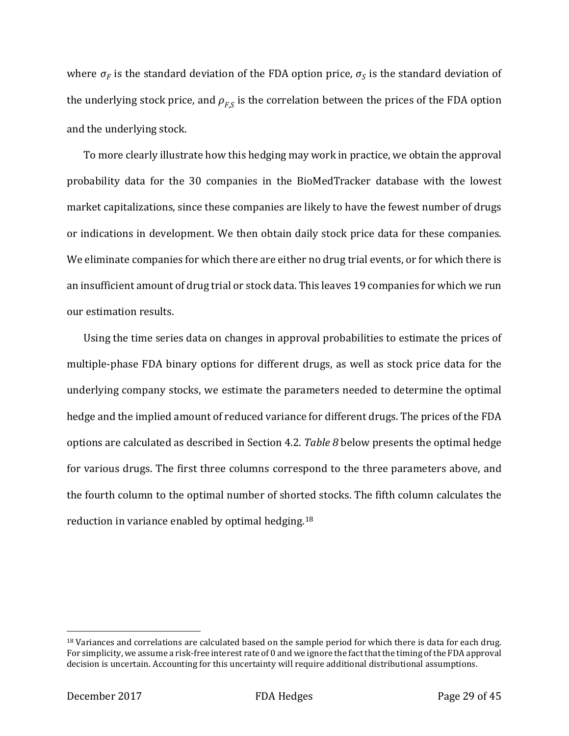where $\sigma_F$ is the standard deviation of the FDA option price, $\sigma_S$ is the standard deviation of the underlying stock price, and $\rho_{F,S}$ is the correlation between the prices of the FDA option and the underlying stock.

To more clearly illustrate how this hedging may work in practice, we obtain the approval probability data for the 30 companies in the BioMedTracker database with the lowest market capitalizations, since these companies are likely to have the fewest number of drugs or indications in development. We then obtain daily stock price data for these companies. We eliminate companies for which there are either no drug trial events, or for which there is an insufficient amount of drug trial or stock data. This leaves 19 companies for which we run our estimation results.

Using the time series data on changes in approval probabilities to estimate the prices of multiple-phase FDA binary options for different drugs, as well as stock price data for the underlying company stocks, we estimate the parameters needed to determine the optimal hedge and the implied amount of reduced variance for different drugs. The prices of the FDA options are calculated as described in Section 4.2. *Table 8* below presents the optimal hedge for various drugs. The first three columns correspond to the three parameters above, and the fourth column to the optimal number of shorted stocks. The fifth column calculates the reduction in variance enabled by optimal hedging.[18]

[18] Variances and correlations are calculated based on the sample period for which there is data for each drug. For simplicity, we assume a risk-free interest rate of 0 and we ignore the fact that the timing of the FDA approval decision is uncertain. Accounting for this uncertainty will require additional distributional assumptions.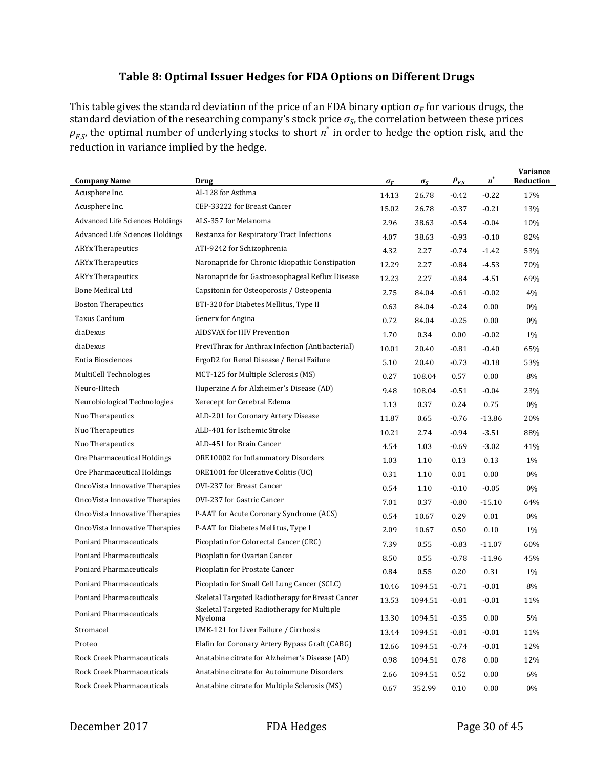## Table 8: Optimal Issuer Hedges for FDA Options on Different Drugs

This table gives the standard deviation of the price of an FDA binary option $\sigma_F$ for various drugs, the standard deviation of the researching company's stock price $\sigma_S$, the correlation between these prices $\rho_{F,S}$, the optimal number of underlying stocks to short $n^*$ in order to hedge the option risk, and the reduction in variance implied by the hedge.

| Company Name | Drug | $\sigma_F$ | $\sigma_S$ | $\rho_{F,S}$ | $n^*$ | Variance Reduction |
|---|---|---|---|---|---|---|
| Acusphere Inc. | AI-128 for Asthma | 14.13 | 26.78 | -0.42 | -0.22 | 17% |
| Acusphere Inc. | CEP-33222 for Breast Cancer | 15.02 | 26.78 | -0.37 | -0.21 | 13% |
| Advanced Life Sciences Holdings | ALS-357 for Melanoma | 2.96 | 38.63 | -0.54 | -0.04 | 10% |
| Advanced Life Sciences Holdings | Restanza for Respiratory Tract Infections | 4.07 | 38.63 | -0.93 | -0.10 | 82% |
| ARYx Therapeutics | ATI-9242 for Schizophrenia | 4.32 | 2.27 | -0.74 | -1.42 | 53% |
| ARYx Therapeutics | Naronapride for Chronic Idiopathic Constipation | 12.29 | 2.27 | -0.84 | -4.53 | 70% |
| ARYx Therapeutics | Naronapride for Gastroesophageal Reflux Disease | 12.23 | 2.27 | -0.84 | -4.51 | 69% |
| Bone Medical Ltd | Capsitonin for Osteoporosis / Osteopenia | 2.75 | 84.04 | -0.61 | -0.02 | 4% |
| Boston Therapeutics | BTI-320 for Diabetes Mellitus, Type II | 0.63 | 84.04 | -0.24 | 0.00 | 0% |
| Taxus Cardium | Generx for Angina | 0.72 | 84.04 | -0.25 | 0.00 | 0% |
| diaDexus | AIDSVAX for HIV Prevention | 1.70 | 0.34 | 0.00 | -0.02 | 1% |
| diaDexus | PreviThrax for Anthrax Infection (Antibacterial) | 10.01 | 20.40 | -0.81 | -0.40 | 65% |
| Entia Biosciences | ErgoD2 for Renal Disease / Renal Failure | 5.10 | 20.40 | -0.73 | -0.18 | 53% |
| MultiCell Technologies | MCT-125 for Multiple Sclerosis (MS) | 0.27 | 108.04 | 0.57 | 0.00 | 8% |
| Neuro-Hitech | Huperzine A for Alzheimer's Disease (AD) | 9.48 | 108.04 | -0.51 | -0.04 | 23% |
| Neurobiological Technologies | Xerecept for Cerebral Edema | 1.13 | 0.37 | 0.24 | 0.75 | 0% |
| Nuo Therapeutics | ALD-201 for Coronary Artery Disease | 11.87 | 0.65 | -0.76 | -13.86 | 20% |
| Nuo Therapeutics | ALD-401 for Ischemic Stroke | 10.21 | 2.74 | -0.94 | -3.51 | 88% |
| Nuo Therapeutics | ALD-451 for Brain Cancer | 4.54 | 1.03 | -0.69 | -3.02 | 41% |
| Ore Pharmaceutical Holdings | ORE10002 for Inflammatory Disorders | 1.03 | 1.10 | 0.13 | 0.13 | 1% |
| Ore Pharmaceutical Holdings | ORE1001 for Ulcerative Colitis (UC) | 0.31 | 1.10 | 0.01 | 0.00 | 0% |
| OncoVista Innovative Therapies | OVI-237 for Breast Cancer | 0.54 | 1.10 | -0.10 | -0.05 | 0% |
| OncoVista Innovative Therapies | OVI-237 for Gastric Cancer | 7.01 | 0.37 | -0.80 | -15.10 | 64% |
| OncoVista Innovative Therapies | P-AAT for Acute Coronary Syndrome (ACS) | 0.54 | 10.67 | 0.29 | 0.01 | 0% |
| OncoVista Innovative Therapies | P-AAT for Diabetes Mellitus, Type I | 2.09 | 10.67 | 0.50 | 0.10 | 1% |
| Poniard Pharmaceuticals | Picoplatin for Colorectal Cancer (CRC) | 7.39 | 0.55 | -0.83 | -11.07 | 60% |
| Poniard Pharmaceuticals | Picoplatin for Ovarian Cancer | 8.50 | 0.55 | -0.78 | -11.96 | 45% |
| Poniard Pharmaceuticals | Picoplatin for Prostate Cancer | 0.84 | 0.55 | 0.20 | 0.31 | 1% |
| Poniard Pharmaceuticals | Picoplatin for Small Cell Lung Cancer (SCLC) | 10.46 | 1094.51 | -0.71 | -0.01 | 8% |
| Poniard Pharmaceuticals | Skeletal Targeted Radiotherapy for Breast Cancer | 13.53 | 1094.51 | -0.81 | -0.01 | 11% |
| Poniard Pharmaceuticals | Skeletal Targeted Radiotherapy for Multiple Myeloma | 13.30 | 1094.51 | -0.35 | 0.00 | 5% |
| Stromacel | UMK-121 for Liver Failure / Cirrhosis | 13.44 | 1094.51 | -0.81 | -0.01 | 11% |
| Proteo | Elafin for Coronary Artery Bypass Graft (CABG) | 12.66 | 1094.51 | -0.74 | -0.01 | 12% |
| Rock Creek Pharmaceuticals | Anatabine citrate for Alzheimer's Disease (AD) | 0.98 | 1094.51 | 0.78 | 0.00 | 12% |
| Rock Creek Pharmaceuticals | Anatabine citrate for Autoimmune Disorders | 2.66 | 1094.51 | 0.52 | 0.00 | 6% |
| Rock Creek Pharmaceuticals | Anatabine citrate for Multiple Sclerosis (MS) | 0.67 | 352.99 | 0.10 | 0.00 | 0% |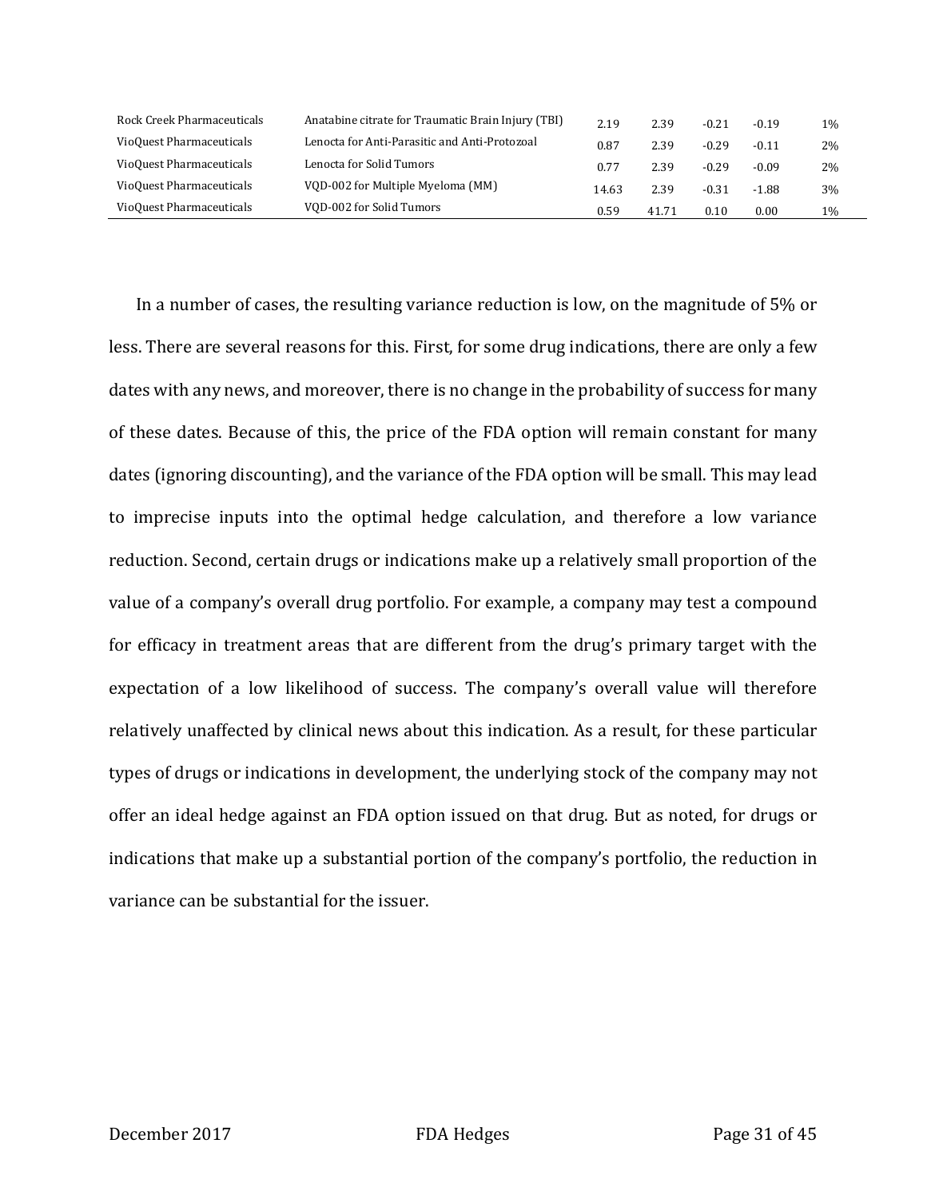| | | | | | | |
|---|---|---|---|---|---|---|
| Rock Creek Pharmaceuticals | Anatabine citrate for Traumatic Brain Injury (TBI) | 2.19 | 2.39 | -0.21 | -0.19 | 1% |
| VioQuest Pharmaceuticals | Lenocta for Anti-Parasitic and Anti-Protozoal | 0.87 | 2.39 | -0.29 | -0.11 | 2% |
| VioQuest Pharmaceuticals | Lenocta for Solid Tumors | 0.77 | 2.39 | -0.29 | -0.09 | 2% |
| VioQuest Pharmaceuticals | VQD-002 for Multiple Myeloma (MM) | 14.63 | 2.39 | -0.31 | -1.88 | 3% |
| VioQuest Pharmaceuticals | VQD-002 for Solid Tumors | 0.59 | 41.71 | 0.10 | 0.00 | 1% |

In a number of cases, the resulting variance reduction is low, on the magnitude of 5% or less. There are several reasons for this. First, for some drug indications, there are only a few dates with any news, and moreover, there is no change in the probability of success for many of these dates. Because of this, the price of the FDA option will remain constant for many dates (ignoring discounting), and the variance of the FDA option will be small. This may lead to imprecise inputs into the optimal hedge calculation, and therefore a low variance reduction. Second, certain drugs or indications make up a relatively small proportion of the value of a company's overall drug portfolio. For example, a company may test a compound for efficacy in treatment areas that are different from the drug's primary target with the expectation of a low likelihood of success. The company's overall value will therefore relatively unaffected by clinical news about this indication. As a result, for these particular types of drugs or indications in development, the underlying stock of the company may not offer an ideal hedge against an FDA option issued on that drug. But as noted, for drugs or indications that make up a substantial portion of the company's portfolio, the reduction in variance can be substantial for the issuer.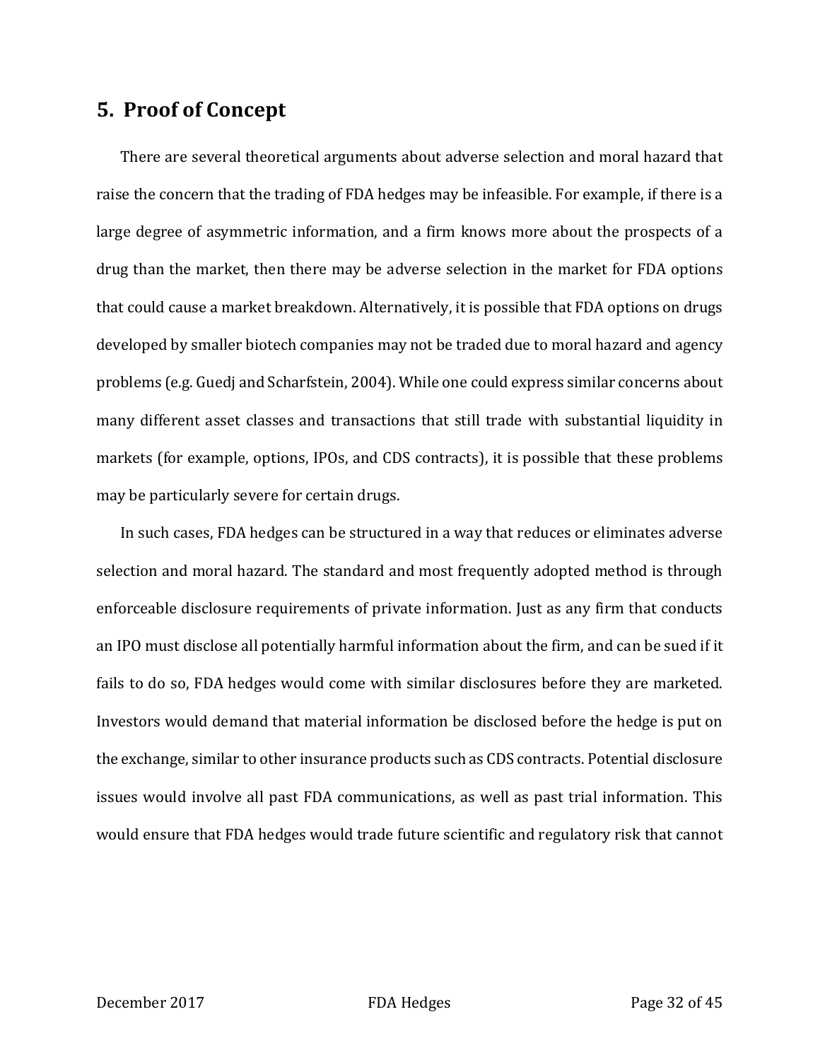## 5. Proof of Concept

There are several theoretical arguments about adverse selection and moral hazard that raise the concern that the trading of FDA hedges may be infeasible. For example, if there is a large degree of asymmetric information, and a firm knows more about the prospects of a drug than the market, then there may be adverse selection in the market for FDA options that could cause a market breakdown. Alternatively, it is possible that FDA options on drugs developed by smaller biotech companies may not be traded due to moral hazard and agency problems (e.g. Guedj and Scharfstein, 2004). While one could express similar concerns about many different asset classes and transactions that still trade with substantial liquidity in markets (for example, options, IPOs, and CDS contracts), it is possible that these problems may be particularly severe for certain drugs.

In such cases, FDA hedges can be structured in a way that reduces or eliminates adverse selection and moral hazard. The standard and most frequently adopted method is through enforceable disclosure requirements of private information. Just as any firm that conducts an IPO must disclose all potentially harmful information about the firm, and can be sued if it fails to do so, FDA hedges would come with similar disclosures before they are marketed. Investors would demand that material information be disclosed before the hedge is put on the exchange, similar to other insurance products such as CDS contracts. Potential disclosure issues would involve all past FDA communications, as well as past trial information. This would ensure that FDA hedges would trade future scientific and regulatory risk that cannot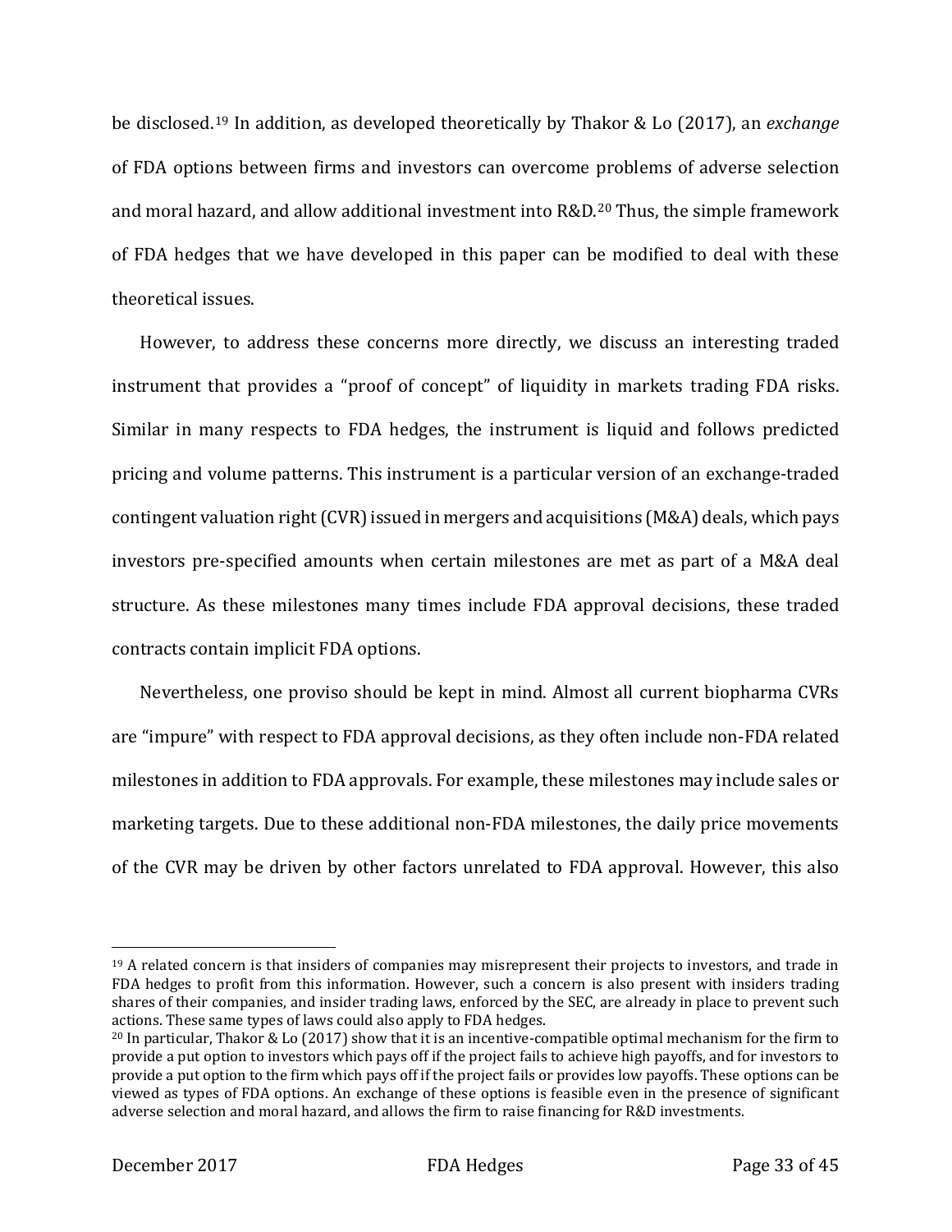be disclosed.[19] In addition, as developed theoretically by Thakor & Lo (2017), an *exchange* of FDA options between firms and investors can overcome problems of adverse selection and moral hazard, and allow additional investment into R&D.[20] Thus, the simple framework of FDA hedges that we have developed in this paper can be modified to deal with these theoretical issues.

However, to address these concerns more directly, we discuss an interesting traded instrument that provides a "proof of concept" of liquidity in markets trading FDA risks. Similar in many respects to FDA hedges, the instrument is liquid and follows predicted pricing and volume patterns. This instrument is a particular version of an exchange-traded contingent valuation right (CVR) issued in mergers and acquisitions (M&A) deals, which pays investors pre-specified amounts when certain milestones are met as part of a M&A deal structure. As these milestones many times include FDA approval decisions, these traded contracts contain implicit FDA options.

Nevertheless, one proviso should be kept in mind. Almost all current biopharma CVRs are "impure" with respect to FDA approval decisions, as they often include non-FDA related milestones in addition to FDA approvals. For example, these milestones may include sales or marketing targets. Due to these additional non-FDA milestones, the daily price movements of the CVR may be driven by other factors unrelated to FDA approval. However, this also

---

[19] A related concern is that insiders of companies may misrepresent their projects to investors, and trade in FDA hedges to profit from this information. However, such a concern is also present with insiders trading shares of their companies, and insider trading laws, enforced by the SEC, are already in place to prevent such actions. These same types of laws could also apply to FDA hedges.

[20] In particular, Thakor & Lo (2017) show that it is an incentive-compatible optimal mechanism for the firm to provide a put option to investors which pays off if the project fails to achieve high payoffs, and for investors to provide a put option to the firm which pays off if the project fails or provides low payoffs. These options can be viewed as types of FDA options. An exchange of these options is feasible even in the presence of significant adverse selection and moral hazard, and allows the firm to raise financing for R&D investments.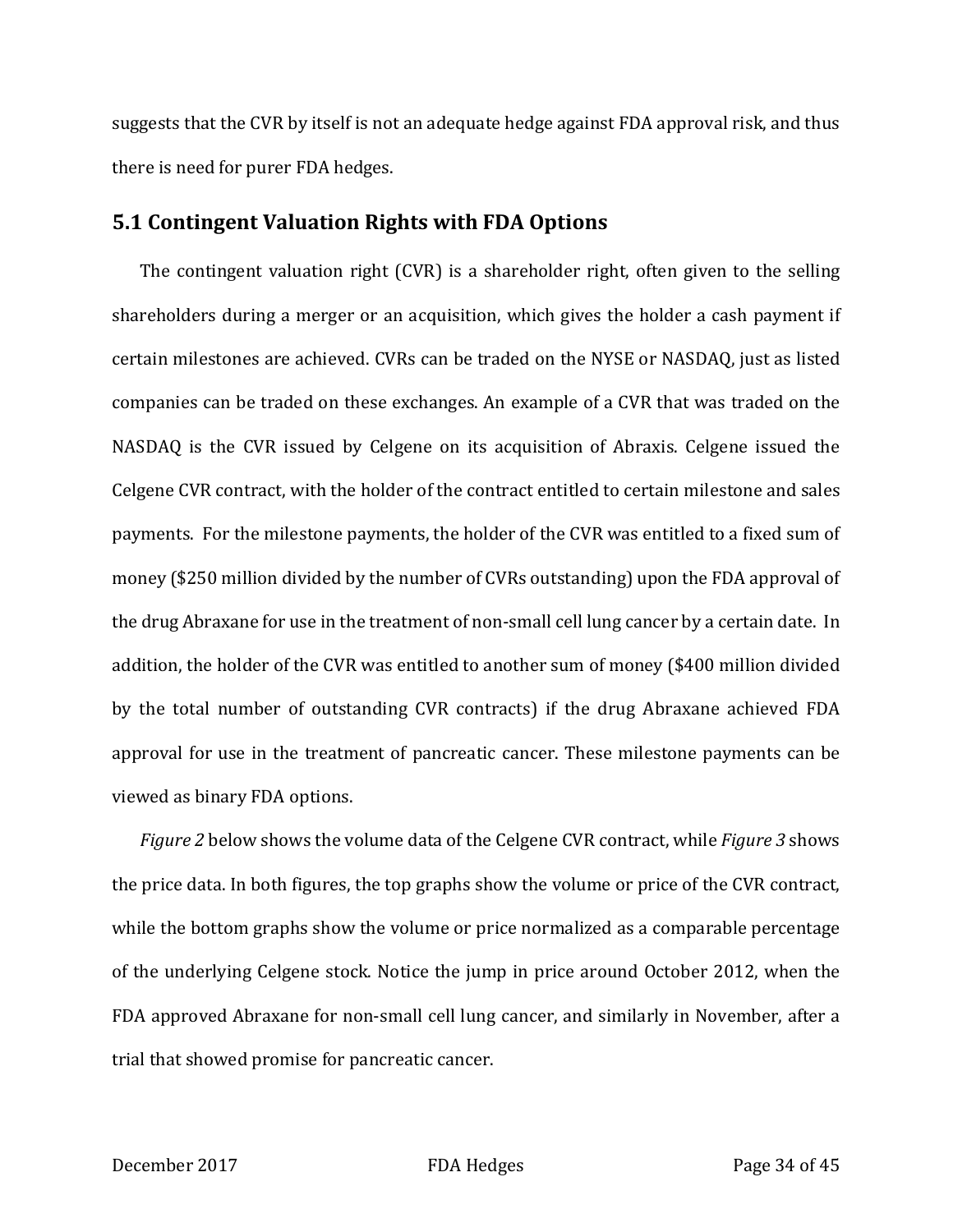suggests that the CVR by itself is not an adequate hedge against FDA approval risk, and thus there is need for purer FDA hedges.

## 5.1 Contingent Valuation Rights with FDA Options

The contingent valuation right (CVR) is a shareholder right, often given to the selling shareholders during a merger or an acquisition, which gives the holder a cash payment if certain milestones are achieved. CVRs can be traded on the NYSE or NASDAQ, just as listed companies can be traded on these exchanges. An example of a CVR that was traded on the NASDAQ is the CVR issued by Celgene on its acquisition of Abraxis. Celgene issued the Celgene CVR contract, with the holder of the contract entitled to certain milestone and sales payments. For the milestone payments, the holder of the CVR was entitled to a fixed sum of money ($250 million divided by the number of CVRs outstanding) upon the FDA approval of the drug Abraxane for use in the treatment of non-small cell lung cancer by a certain date. In addition, the holder of the CVR was entitled to another sum of money ($400 million divided by the total number of outstanding CVR contracts) if the drug Abraxane achieved FDA approval for use in the treatment of pancreatic cancer. These milestone payments can be viewed as binary FDA options.

*Figure 2* below shows the volume data of the Celgene CVR contract, while *Figure 3* shows the price data. In both figures, the top graphs show the volume or price of the CVR contract, while the bottom graphs show the volume or price normalized as a comparable percentage of the underlying Celgene stock. Notice the jump in price around October 2012, when the FDA approved Abraxane for non-small cell lung cancer, and similarly in November, after a trial that showed promise for pancreatic cancer.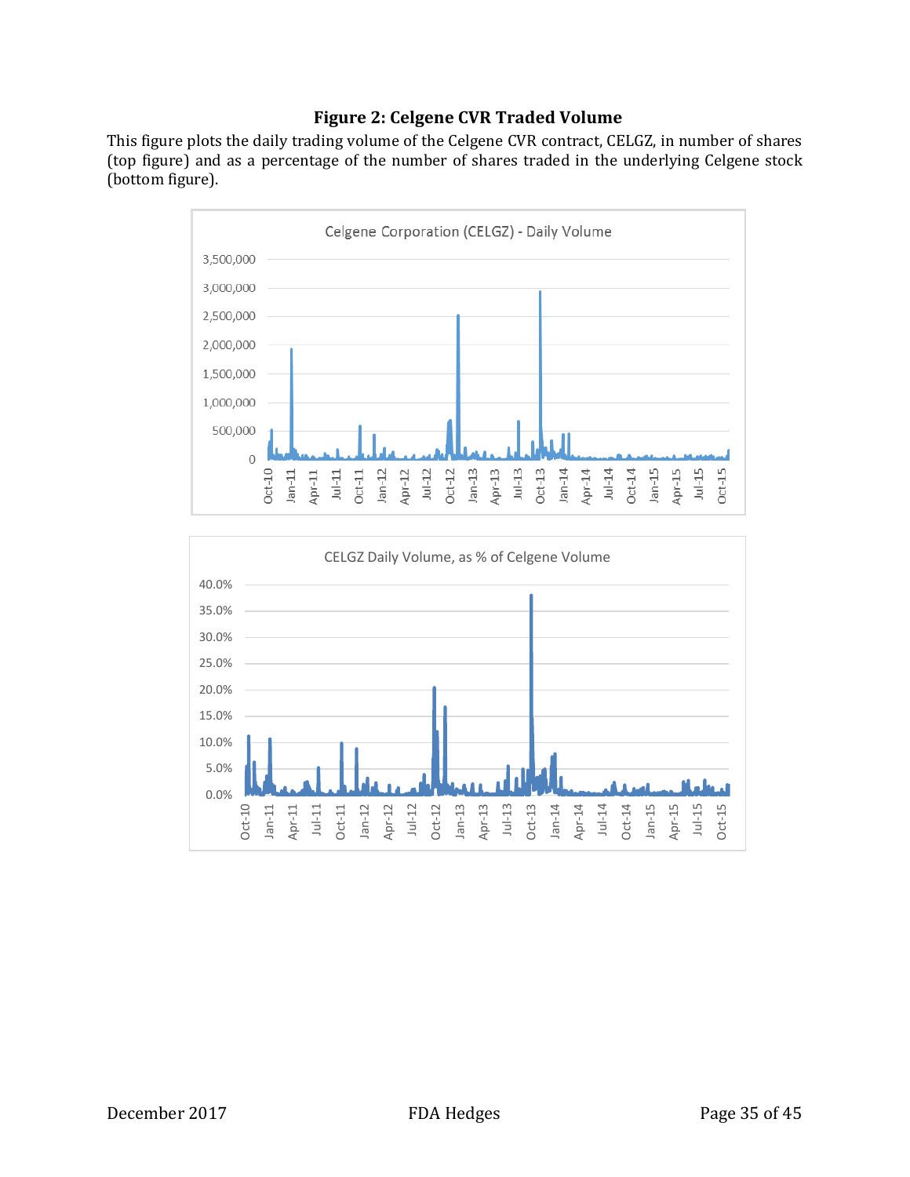**Figure 2: Celgene CVR Traded Volume**

This figure plots the daily trading volume of the Celgene CVR contract, CELGZ, in number of shares (top figure) and as a percentage of the number of shares traded in the underlying Celgene stock (bottom figure).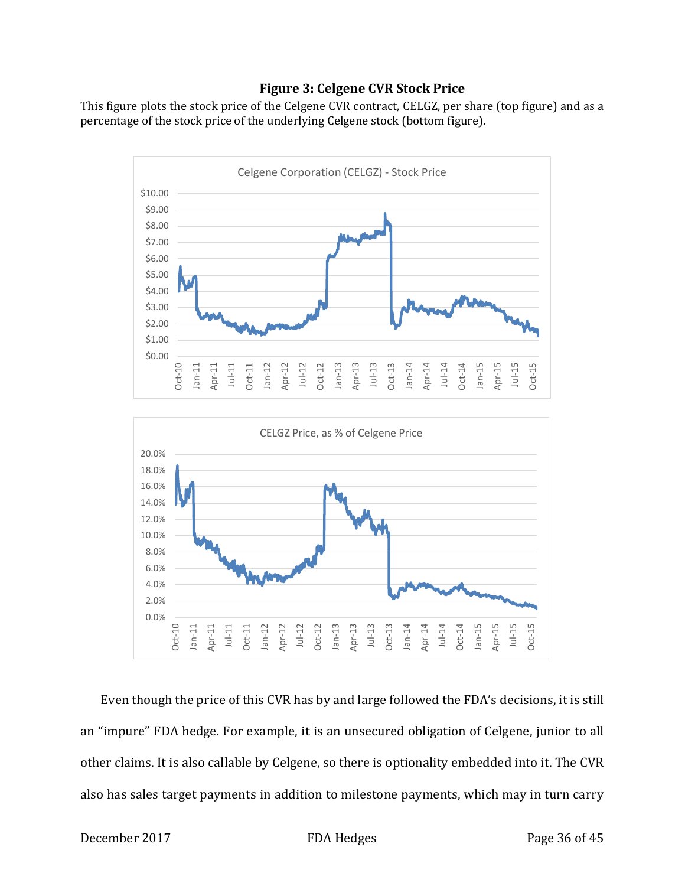### Figure 3: Celgene CVR Stock Price

This figure plots the stock price of the Celgene CVR contract, CELGZ, per share (top figure) and as a percentage of the stock price of the underlying Celgene stock (bottom figure).

Even though the price of this CVR has by and large followed the FDA's decisions, it is still an "impure" FDA hedge. For example, it is an unsecured obligation of Celgene, junior to all other claims. It is also callable by Celgene, so there is optionality embedded into it. The CVR also has sales target payments in addition to milestone payments, which may in turn carry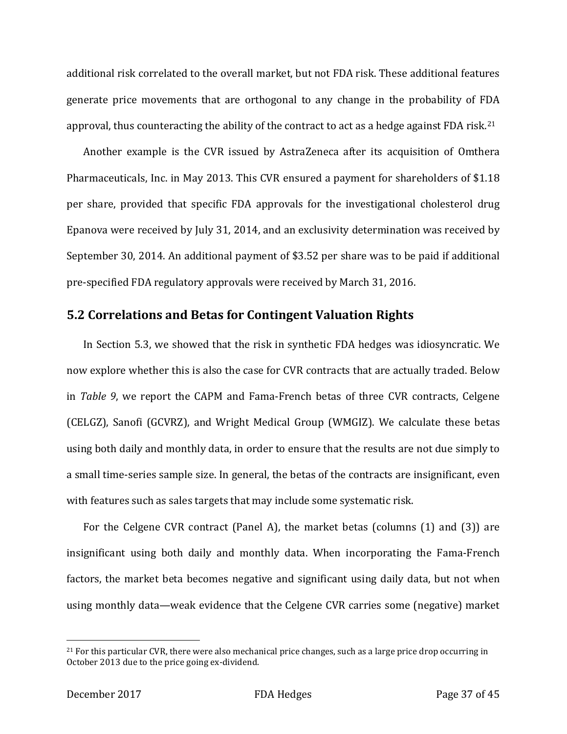additional risk correlated to the overall market, but not FDA risk. These additional features generate price movements that are orthogonal to any change in the probability of FDA approval, thus counteracting the ability of the contract to act as a hedge against FDA risk.[21]

Another example is the CVR issued by AstraZeneca after its acquisition of Omthera Pharmaceuticals, Inc. in May 2013. This CVR ensured a payment for shareholders of $1.18 per share, provided that specific FDA approvals for the investigational cholesterol drug Epanova were received by July 31, 2014, and an exclusivity determination was received by September 30, 2014. An additional payment of $3.52 per share was to be paid if additional pre-specified FDA regulatory approvals were received by March 31, 2016.

## 5.2 Correlations and Betas for Contingent Valuation Rights

In Section 5.3, we showed that the risk in synthetic FDA hedges was idiosyncratic. We now explore whether this is also the case for CVR contracts that are actually traded. Below in *Table 9*, we report the CAPM and Fama-French betas of three CVR contracts, Celgene (CELGZ), Sanofi (GCVRZ), and Wright Medical Group (WMGIZ). We calculate these betas using both daily and monthly data, in order to ensure that the results are not due simply to a small time-series sample size. In general, the betas of the contracts are insignificant, even with features such as sales targets that may include some systematic risk.

For the Celgene CVR contract (Panel A), the market betas (columns (1) and (3)) are insignificant using both daily and monthly data. When incorporating the Fama-French factors, the market beta becomes negative and significant using daily data, but not when using monthly data—weak evidence that the Celgene CVR carries some (negative) market

[21] For this particular CVR, there were also mechanical price changes, such as a large price drop occurring in October 2013 due to the price going ex-dividend.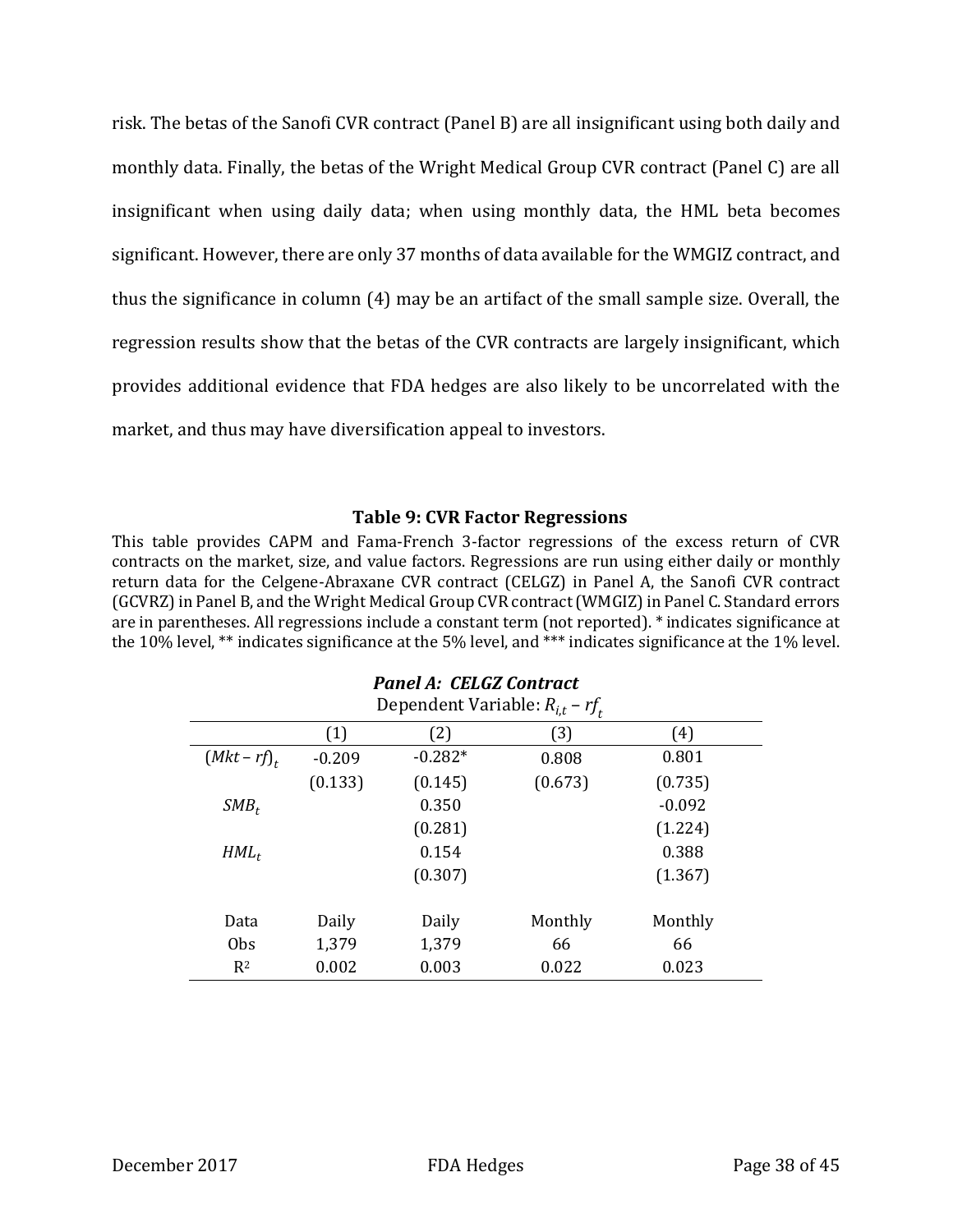risk. The betas of the Sanofi CVR contract (Panel B) are all insignificant using both daily and monthly data. Finally, the betas of the Wright Medical Group CVR contract (Panel C) are all insignificant when using daily data; when using monthly data, the HML beta becomes significant. However, there are only 37 months of data available for the WMGIZ contract, and thus the significance in column (4) may be an artifact of the small sample size. Overall, the regression results show that the betas of the CVR contracts are largely insignificant, which provides additional evidence that FDA hedges are also likely to be uncorrelated with the market, and thus may have diversification appeal to investors.

### Table 9: CVR Factor Regressions

This table provides CAPM and Fama-French 3-factor regressions of the excess return of CVR contracts on the market, size, and value factors. Regressions are run using either daily or monthly return data for the Celgene-Abraxane CVR contract (CELGZ) in Panel A, the Sanofi CVR contract (GCVRZ) in Panel B, and the Wright Medical Group CVR contract (WMGIZ) in Panel C. Standard errors are in parentheses. All regressions include a constant term (not reported). * indicates significance at the 10% level, ** indicates significance at the 5% level, and *** indicates significance at the 1% level.

***Panel A: CELGZ Contract***

Dependent Variable: $R_{i,t} - rf_t$

| | (1) | (2) | (3) | (4) |
|---|---|---|---|---|
| $(Mkt - rf)_t$ | -0.209 | -0.282* | 0.808 | 0.801 |
| | (0.133) | (0.145) | (0.673) | (0.735) |
| $SMB_t$ | | 0.350 | | -0.092 |
| | | (0.281) | | (1.224) |
| $HML_t$ | | 0.154 | | 0.388 |
| | | (0.307) | | (1.367) |
| Data | Daily | Daily | Monthly | Monthly |
| Obs | 1,379 | 1,379 | 66 | 66 |
| $R^2$ | 0.002 | 0.003 | 0.022 | 0.023 |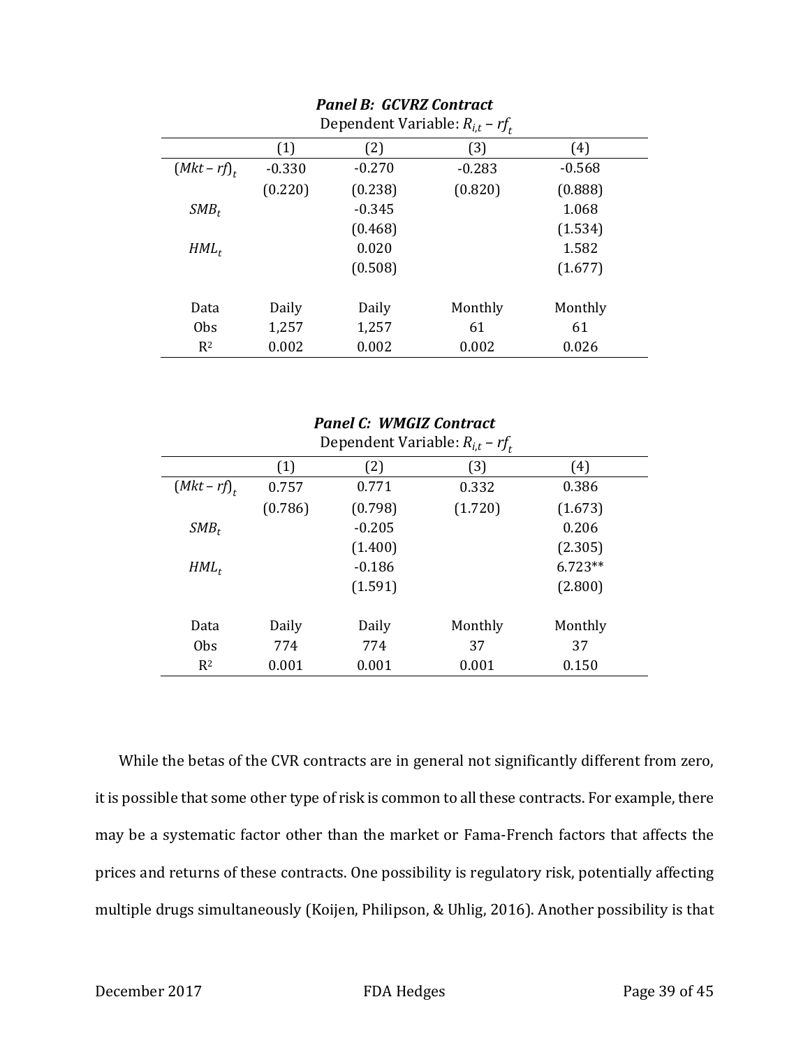***Panel B: GCVRZ Contract***

Dependent Variable: $R_{i,t} - rf_t$

| | (1) | (2) | (3) | (4) |
|---|---|---|---|---|
| $(Mkt - rf)_t$ | -0.330 | -0.270 | -0.283 | -0.568 |
| | (0.220) | (0.238) | (0.820) | (0.888) |
| $SMB_t$ | | -0.345 | | 1.068 |
| | | (0.468) | | (1.534) |
| $HML_t$ | | 0.020 | | 1.582 |
| | | (0.508) | | (1.677) |
| | | | | |
| Data | Daily | Daily | Monthly | Monthly |
| Obs | 1,257 | 1,257 | 61 | 61 |
| $R^2$ | 0.002 | 0.002 | 0.002 | 0.026 |

***Panel C: WMGIZ Contract***

Dependent Variable: $R_{i,t} - rf_t$

| | (1) | (2) | (3) | (4) |
|---|---|---|---|---|
| $(Mkt - rf)_t$ | 0.757 | 0.771 | 0.332 | 0.386 |
| | (0.786) | (0.798) | (1.720) | (1.673) |
| $SMB_t$ | | -0.205 | | 0.206 |
| | | (1.400) | | (2.305) |
| $HML_t$ | | -0.186 | | 6.723** |
| | | (1.591) | | (2.800) |
| | | | | |
| Data | Daily | Daily | Monthly | Monthly |
| Obs | 774 | 774 | 37 | 37 |
| $R^2$ | 0.001 | 0.001 | 0.001 | 0.150 |

While the betas of the CVR contracts are in general not significantly different from zero, it is possible that some other type of risk is common to all these contracts. For example, there may be a systematic factor other than the market or Fama-French factors that affects the prices and returns of these contracts. One possibility is regulatory risk, potentially affecting multiple drugs simultaneously (Koijen, Philipson, & Uhlig, 2016). Another possibility is that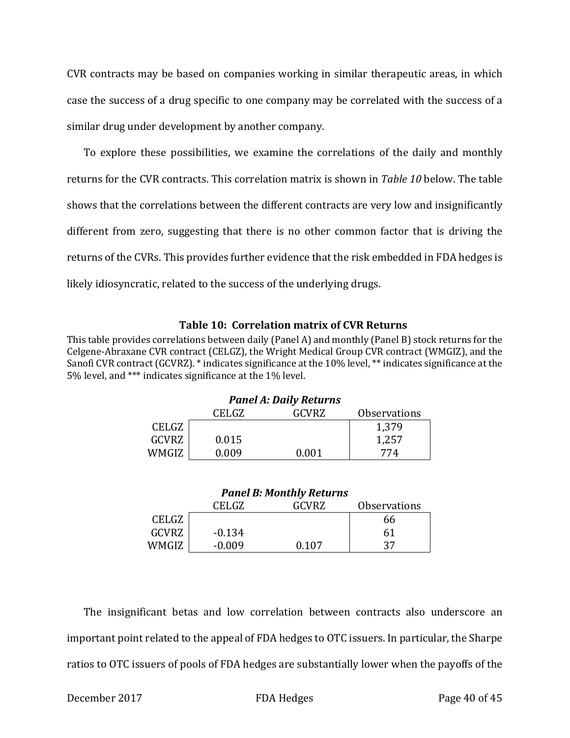CVR contracts may be based on companies working in similar therapeutic areas, in which case the success of a drug specific to one company may be correlated with the success of a similar drug under development by another company.

To explore these possibilities, we examine the correlations of the daily and monthly returns for the CVR contracts. This correlation matrix is shown in *Table 10* below. The table shows that the correlations between the different contracts are very low and insignificantly different from zero, suggesting that there is no other common factor that is driving the returns of the CVRs. This provides further evidence that the risk embedded in FDA hedges is likely idiosyncratic, related to the success of the underlying drugs.

**Table 10: Correlation matrix of CVR Returns**

This table provides correlations between daily (Panel A) and monthly (Panel B) stock returns for the Celgene-Abraxane CVR contract (CELGZ), the Wright Medical Group CVR contract (WMGIZ), and the Sanofi CVR contract (GCVRZ). * indicates significance at the 10% level, ** indicates significance at the 5% level, and *** indicates significance at the 1% level.

***Panel A: Daily Returns***

| | CELGZ | GCVRZ | Observations |
|---|---|---|---|
| CELGZ | | | 1,379 |
| GCVRZ | 0.015 | | 1,257 |
| WMGIZ | 0.009 | 0.001 | 774 |

***Panel B: Monthly Returns***

| | CELGZ | GCVRZ | Observations |
|---|---|---|---|
| CELGZ | | | 66 |
| GCVRZ | -0.134 | | 61 |
| WMGIZ | -0.009 | 0.107 | 37 |

The insignificant betas and low correlation between contracts also underscore an important point related to the appeal of FDA hedges to OTC issuers. In particular, the Sharpe ratios to OTC issuers of pools of FDA hedges are substantially lower when the payoffs of the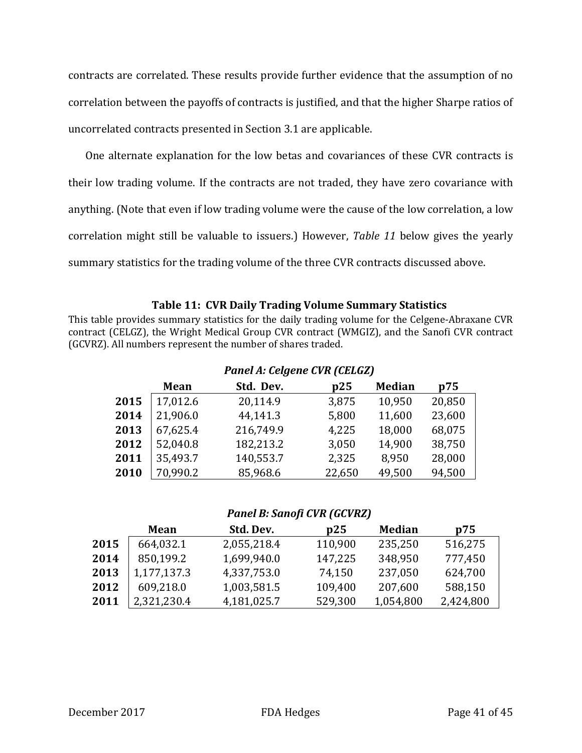contracts are correlated. These results provide further evidence that the assumption of no correlation between the payoffs of contracts is justified, and that the higher Sharpe ratios of uncorrelated contracts presented in Section 3.1 are applicable.

One alternate explanation for the low betas and covariances of these CVR contracts is their low trading volume. If the contracts are not traded, they have zero covariance with anything. (Note that even if low trading volume were the cause of the low correlation, a low correlation might still be valuable to issuers.) However, *Table 11* below gives the yearly summary statistics for the trading volume of the three CVR contracts discussed above.

**Table 11: CVR Daily Trading Volume Summary Statistics**

This table provides summary statistics for the daily trading volume for the Celgene-Abraxane CVR contract (CELGZ), the Wright Medical Group CVR contract (WMGIZ), and the Sanofi CVR contract (GCVRZ). All numbers represent the number of shares traded.

***Panel A: Celgene CVR (CELGZ)***

| | Mean | Std. Dev. | p25 | Median | p75 |
|---|---|---|---|---|---|
| **2015** | 17,012.6 | 20,114.9 | 3,875 | 10,950 | 20,850 |
| **2014** | 21,906.0 | 44,141.3 | 5,800 | 11,600 | 23,600 |
| **2013** | 67,625.4 | 216,749.9 | 4,225 | 18,000 | 68,075 |
| **2012** | 52,040.8 | 182,213.2 | 3,050 | 14,900 | 38,750 |
| **2011** | 35,493.7 | 140,553.7 | 2,325 | 8,950 | 28,000 |
| **2010** | 70,990.2 | 85,968.6 | 22,650 | 49,500 | 94,500 |

***Panel B: Sanofi CVR (GCVRZ)***

| | Mean | Std. Dev. | p25 | Median | p75 |
|---|---|---|---|---|---|
| **2015** | 664,032.1 | 2,055,218.4 | 110,900 | 235,250 | 516,275 |
| **2014** | 850,199.2 | 1,699,940.0 | 147,225 | 348,950 | 777,450 |
| **2013** | 1,177,137.3 | 4,337,753.0 | 74,150 | 237,050 | 624,700 |
| **2012** | 609,218.0 | 1,003,581.5 | 109,400 | 207,600 | 588,150 |
| **2011** | 2,321,230.4 | 4,181,025.7 | 529,300 | 1,054,800 | 2,424,800 |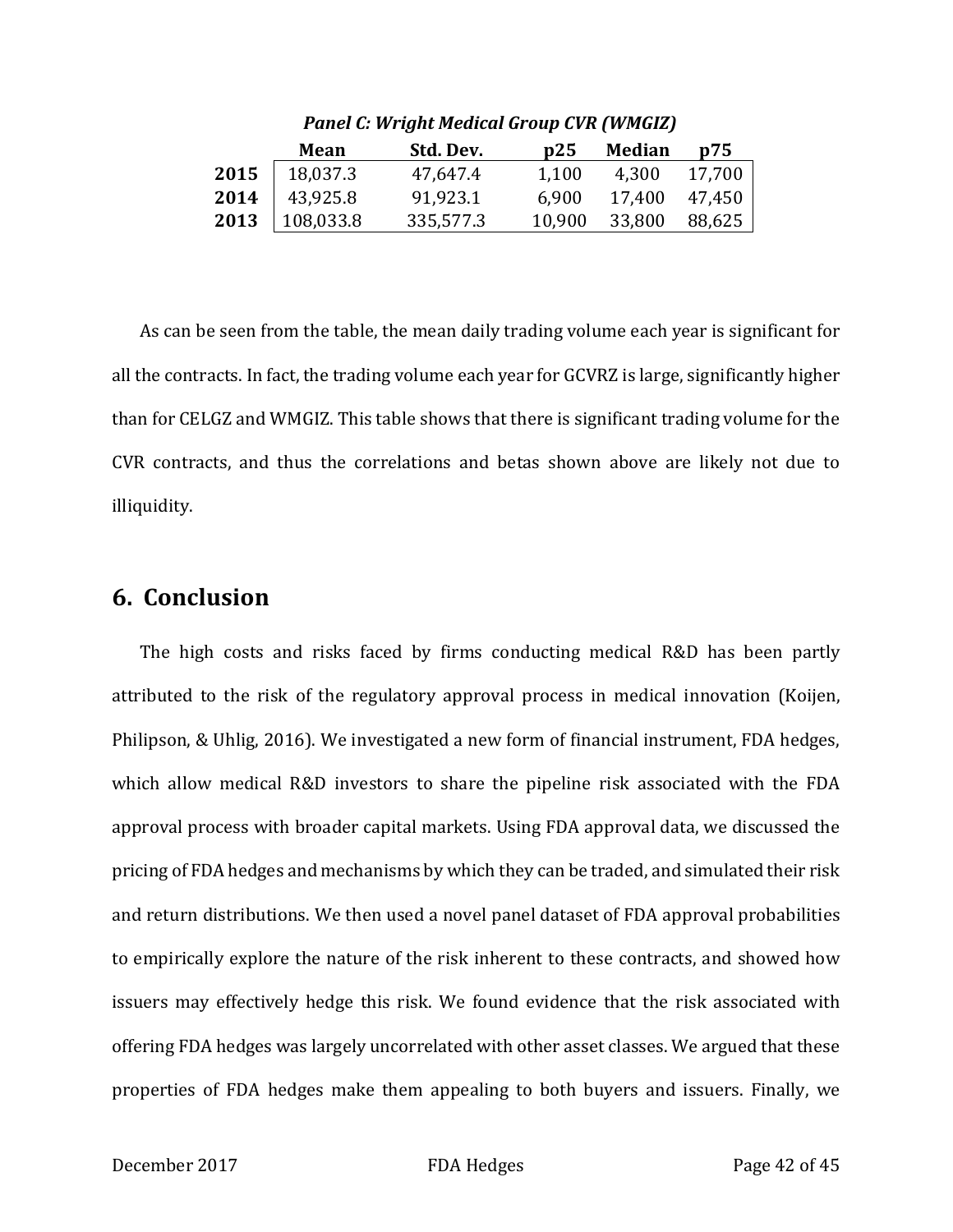*Panel C: Wright Medical Group CVR (WMGIZ)*

| | Mean | Std. Dev. | p25 | Median | p75 |
|---|---|---|---|---|---|
| **2015** | 18,037.3 | 47,647.4 | 1,100 | 4,300 | 17,700 |
| **2014** | 43,925.8 | 91,923.1 | 6,900 | 17,400 | 47,450 |
| **2013** | 108,033.8 | 335,577.3 | 10,900 | 33,800 | 88,625 |

As can be seen from the table, the mean daily trading volume each year is significant for all the contracts. In fact, the trading volume each year for GCVRZ is large, significantly higher than for CELGZ and WMGIZ. This table shows that there is significant trading volume for the CVR contracts, and thus the correlations and betas shown above are likely not due to illiquidity.

## 6. Conclusion

The high costs and risks faced by firms conducting medical R&D has been partly attributed to the risk of the regulatory approval process in medical innovation (Koijen, Philipson, & Uhlig, 2016). We investigated a new form of financial instrument, FDA hedges, which allow medical R&D investors to share the pipeline risk associated with the FDA approval process with broader capital markets. Using FDA approval data, we discussed the pricing of FDA hedges and mechanisms by which they can be traded, and simulated their risk and return distributions. We then used a novel panel dataset of FDA approval probabilities to empirically explore the nature of the risk inherent to these contracts, and showed how issuers may effectively hedge this risk. We found evidence that the risk associated with offering FDA hedges was largely uncorrelated with other asset classes. We argued that these properties of FDA hedges make them appealing to both buyers and issuers. Finally, we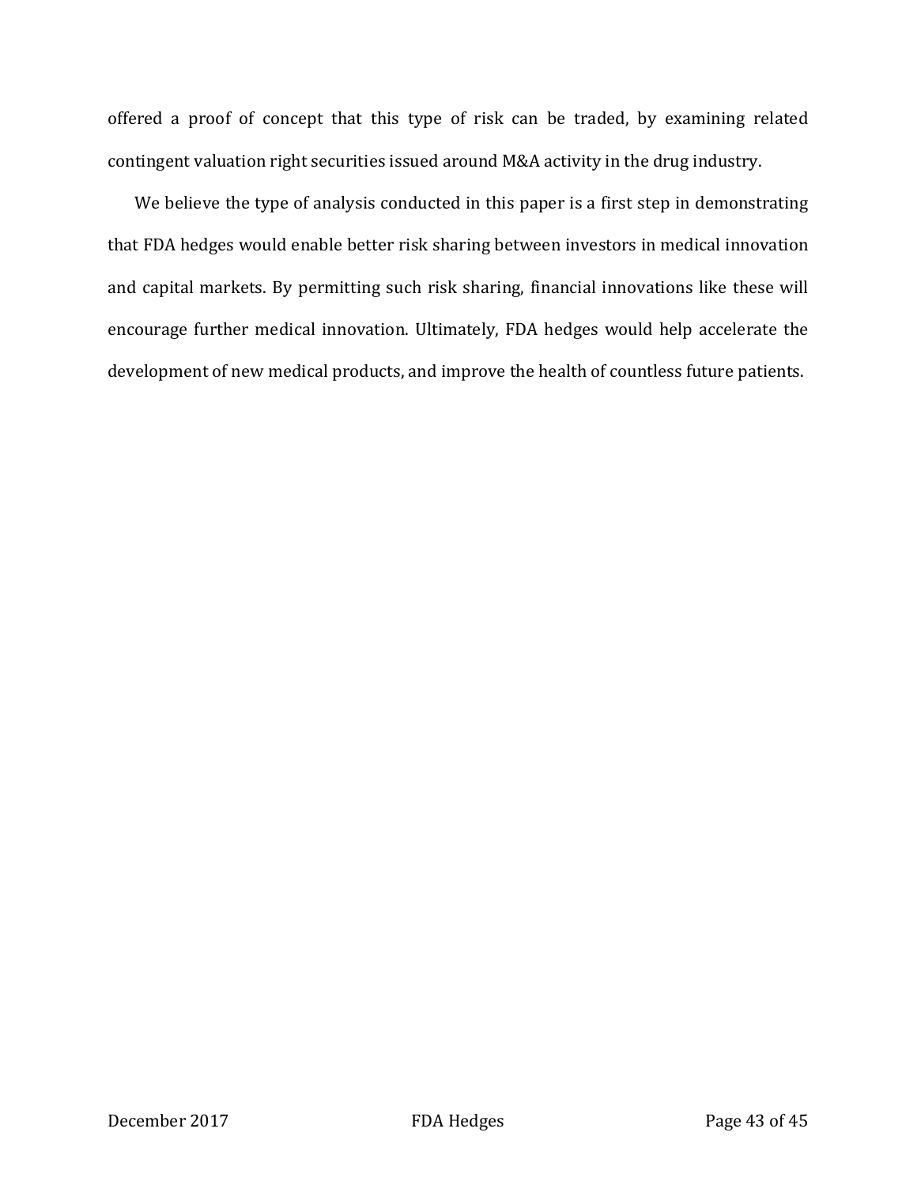offered a proof of concept that this type of risk can be traded, by examining related contingent valuation right securities issued around M&A activity in the drug industry.

We believe the type of analysis conducted in this paper is a first step in demonstrating that FDA hedges would enable better risk sharing between investors in medical innovation and capital markets. By permitting such risk sharing, financial innovations like these will encourage further medical innovation. Ultimately, FDA hedges would help accelerate the development of new medical products, and improve the health of countless future patients.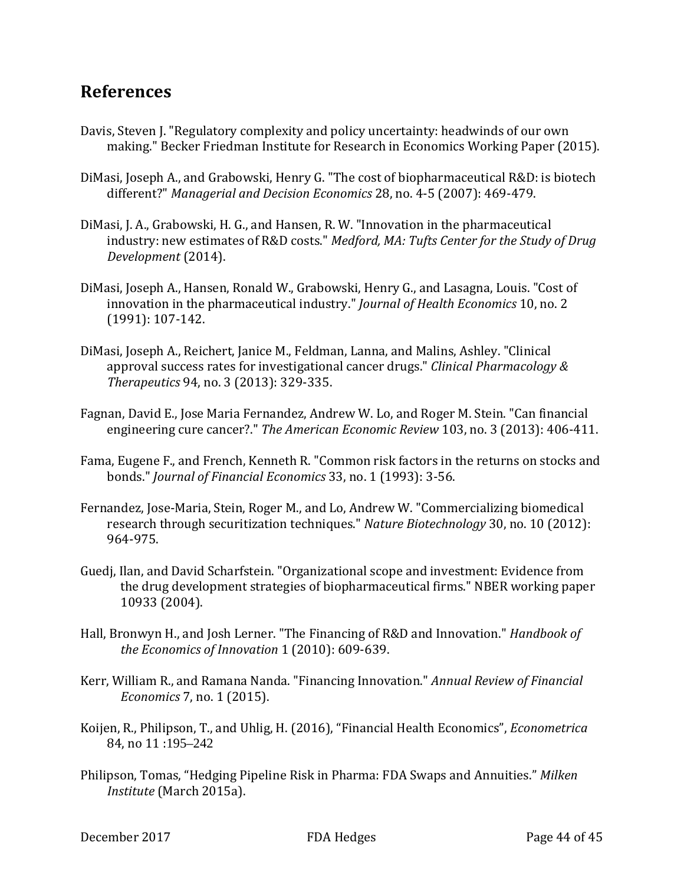## References

Davis, Steven J. "Regulatory complexity and policy uncertainty: headwinds of our own making." Becker Friedman Institute for Research in Economics Working Paper (2015).

DiMasi, Joseph A., and Grabowski, Henry G. "The cost of biopharmaceutical R&D: is biotech different?" *Managerial and Decision Economics* 28, no. 4-5 (2007): 469-479.

DiMasi, J. A., Grabowski, H. G., and Hansen, R. W. "Innovation in the pharmaceutical industry: new estimates of R&D costs." *Medford, MA: Tufts Center for the Study of Drug Development* (2014).

DiMasi, Joseph A., Hansen, Ronald W., Grabowski, Henry G., and Lasagna, Louis. "Cost of innovation in the pharmaceutical industry." *Journal of Health Economics* 10, no. 2 (1991): 107-142.

DiMasi, Joseph A., Reichert, Janice M., Feldman, Lanna, and Malins, Ashley. "Clinical approval success rates for investigational cancer drugs." *Clinical Pharmacology & Therapeutics* 94, no. 3 (2013): 329-335.

Fagnan, David E., Jose Maria Fernandez, Andrew W. Lo, and Roger M. Stein. "Can financial engineering cure cancer?." *The American Economic Review* 103, no. 3 (2013): 406-411.

Fama, Eugene F., and French, Kenneth R. "Common risk factors in the returns on stocks and bonds." *Journal of Financial Economics* 33, no. 1 (1993): 3-56.

Fernandez, Jose-Maria, Stein, Roger M., and Lo, Andrew W. "Commercializing biomedical research through securitization techniques." *Nature Biotechnology* 30, no. 10 (2012): 964-975.

Guedj, Ilan, and David Scharfstein. "Organizational scope and investment: Evidence from the drug development strategies of biopharmaceutical firms." NBER working paper 10933 (2004).

Hall, Bronwyn H., and Josh Lerner. "The Financing of R&D and Innovation." *Handbook of the Economics of Innovation* 1 (2010): 609-639.

Kerr, William R., and Ramana Nanda. "Financing Innovation." *Annual Review of Financial Economics* 7, no. 1 (2015).

Koijen, R., Philipson, T., and Uhlig, H. (2016), "Financial Health Economics", *Econometrica* 84, no 11 :195–242

Philipson, Tomas, "Hedging Pipeline Risk in Pharma: FDA Swaps and Annuities." *Milken Institute* (March 2015a).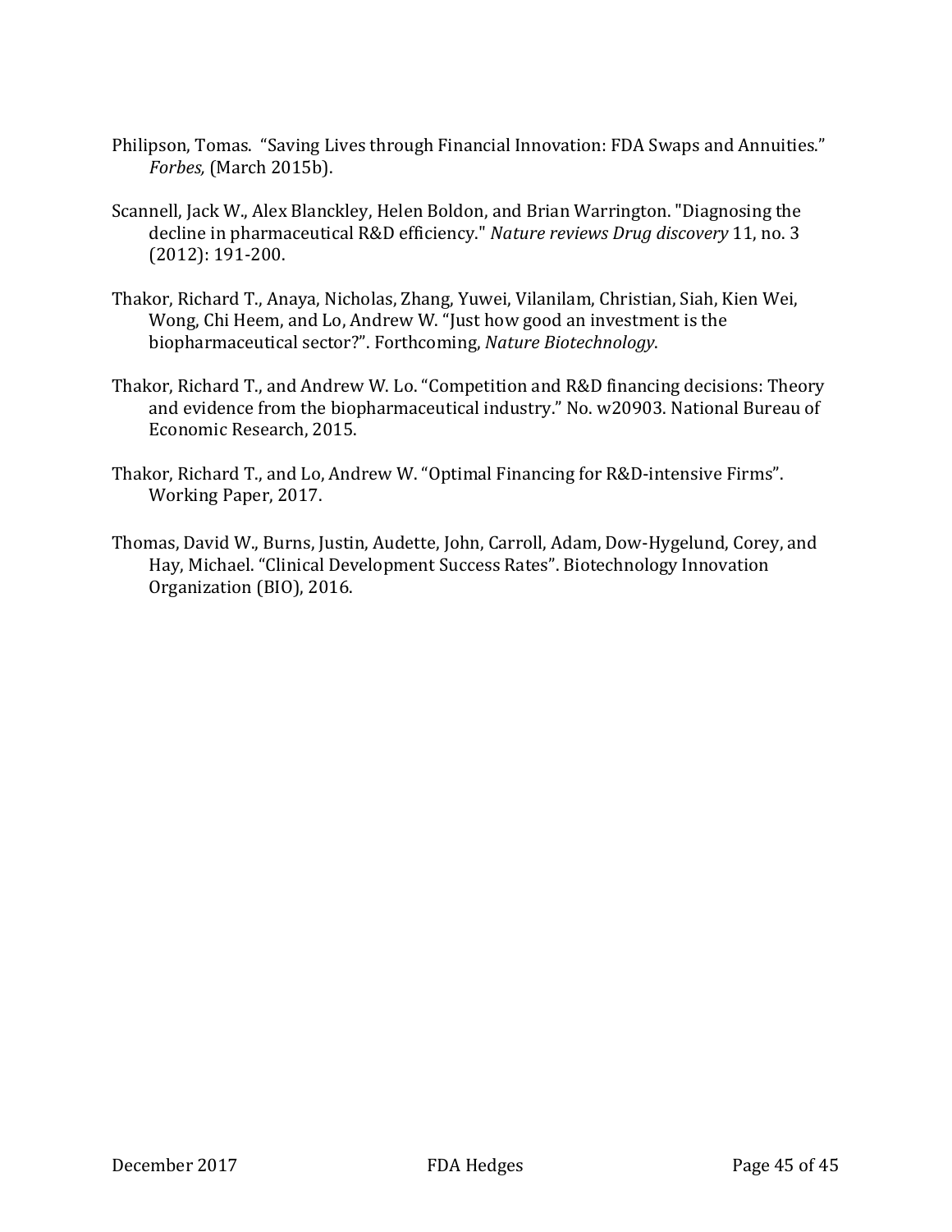Philipson, Tomas. "Saving Lives through Financial Innovation: FDA Swaps and Annuities." *Forbes,* (March 2015b).

Scannell, Jack W., Alex Blanckley, Helen Boldon, and Brian Warrington. "Diagnosing the decline in pharmaceutical R&D efficiency." *Nature reviews Drug discovery* 11, no. 3 (2012): 191-200.

Thakor, Richard T., Anaya, Nicholas, Zhang, Yuwei, Vilanilam, Christian, Siah, Kien Wei, Wong, Chi Heem, and Lo, Andrew W. "Just how good an investment is the biopharmaceutical sector?". Forthcoming, *Nature Biotechnology*.

Thakor, Richard T., and Andrew W. Lo. "Competition and R&D financing decisions: Theory and evidence from the biopharmaceutical industry." No. w20903. National Bureau of Economic Research, 2015.

Thakor, Richard T., and Lo, Andrew W. "Optimal Financing for R&D-intensive Firms". Working Paper, 2017.

Thomas, David W., Burns, Justin, Audette, John, Carroll, Adam, Dow-Hygelund, Corey, and Hay, Michael. "Clinical Development Success Rates". Biotechnology Innovation Organization (BIO), 2016.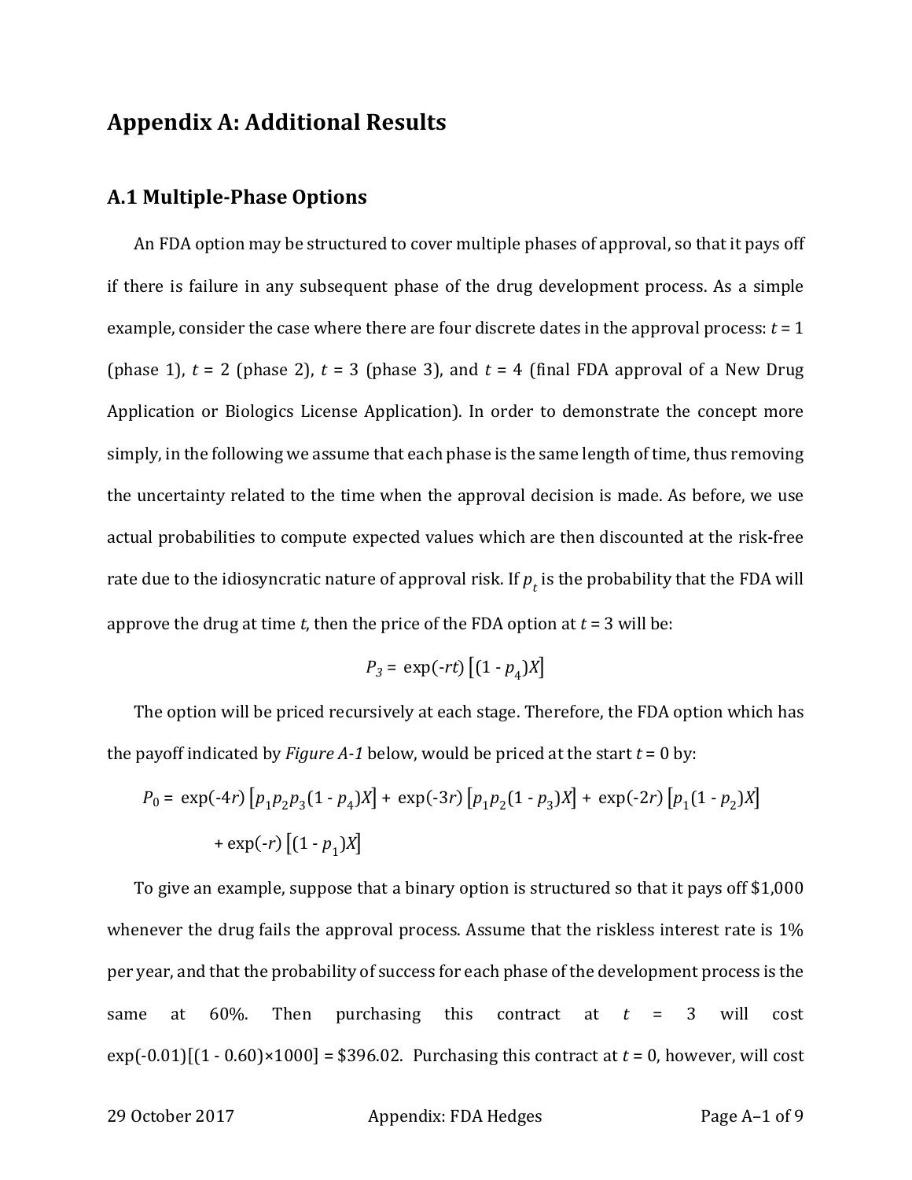# Appendix A: Additional Results

## A.1 Multiple-Phase Options

An FDA option may be structured to cover multiple phases of approval, so that it pays off if there is failure in any subsequent phase of the drug development process. As a simple example, consider the case where there are four discrete dates in the approval process: $t = 1$ (phase 1), $t = 2$ (phase 2), $t = 3$ (phase 3), and $t = 4$ (final FDA approval of a New Drug Application or Biologics License Application). In order to demonstrate the concept more simply, in the following we assume that each phase is the same length of time, thus removing the uncertainty related to the time when the approval decision is made. As before, we use actual probabilities to compute expected values which are then discounted at the risk-free rate due to the idiosyncratic nature of approval risk. If $p_t$ is the probability that the FDA will approve the drug at time $t$, then the price of the FDA option at $t = 3$ will be:

$$P_3 = \exp(-rt)\left[(1 - p_4)X\right]$$

The option will be priced recursively at each stage. Therefore, the FDA option which has the payoff indicated by *Figure A-1* below, would be priced at the start $t = 0$ by:

$$P_0 = \exp(-4r)\left[p_1 p_2 p_3 (1 - p_4)X\right] + \exp(-3r)\left[p_1 p_2 (1 - p_3)X\right] + \exp(-2r)\left[p_1 (1 - p_2)X\right] + \exp(-r)\left[(1 - p_1)X\right]$$

To give an example, suppose that a binary option is structured so that it pays off \$1,000 whenever the drug fails the approval process. Assume that the riskless interest rate is 1% per year, and that the probability of success for each phase of the development process is the same at 60%. Then purchasing this contract at $t = 3$ will cost $\exp(-0.01)[(1 - 0.60)\times 1000] = \$396.02$. Purchasing this contract at $t = 0$, however, will cost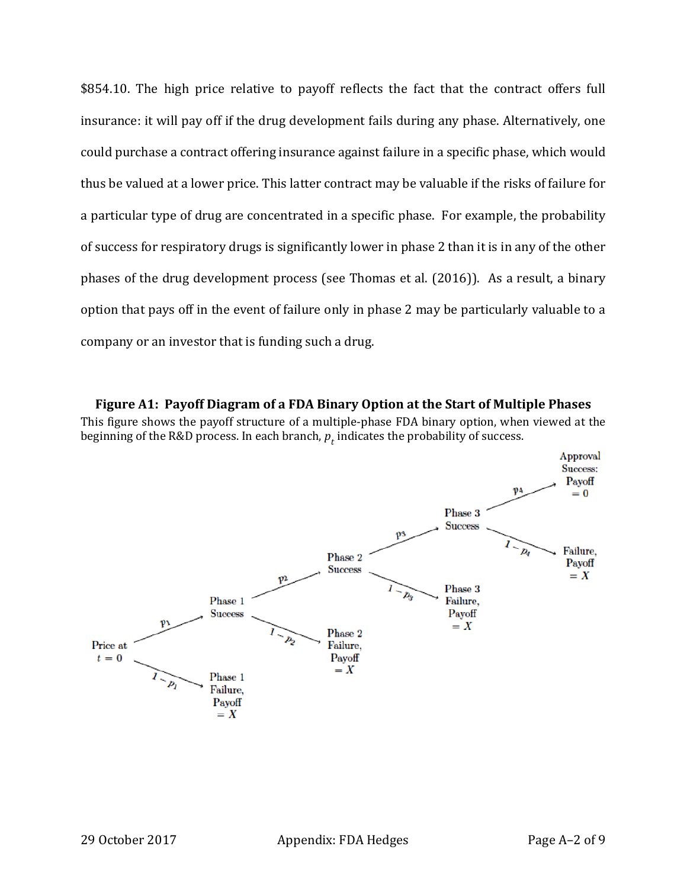$854.10. The high price relative to payoff reflects the fact that the contract offers full insurance: it will pay off if the drug development fails during any phase. Alternatively, one could purchase a contract offering insurance against failure in a specific phase, which would thus be valued at a lower price. This latter contract may be valuable if the risks of failure for a particular type of drug are concentrated in a specific phase. For example, the probability of success for respiratory drugs is significantly lower in phase 2 than it is in any of the other phases of the drug development process (see Thomas et al. (2016)). As a result, a binary option that pays off in the event of failure only in phase 2 may be particularly valuable to a company or an investor that is funding such a drug.

**Figure A1: Payoff Diagram of a FDA Binary Option at the Start of Multiple Phases**

This figure shows the payoff structure of a multiple-phase FDA binary option, when viewed at the beginning of the R&D process. In each branch, $p_t$ indicates the probability of success.

Price at $t = 0$ → ($p_1$) Phase 1 Success; ($1 - p_1$) Phase 1 Failure, Payoff $= X$

Phase 1 Success → ($p_2$) Phase 2 Success; ($1 - p_2$) Phase 2 Failure, Payoff $= X$

Phase 2 Success → ($p_3$) Phase 3 Success; ($1 - p_3$) Phase 3 Failure, Payoff $= X$

Phase 3 Success → ($p_4$) Approval Success: Payoff $= 0$; ($1 - p_4$) Failure, Payoff $= X$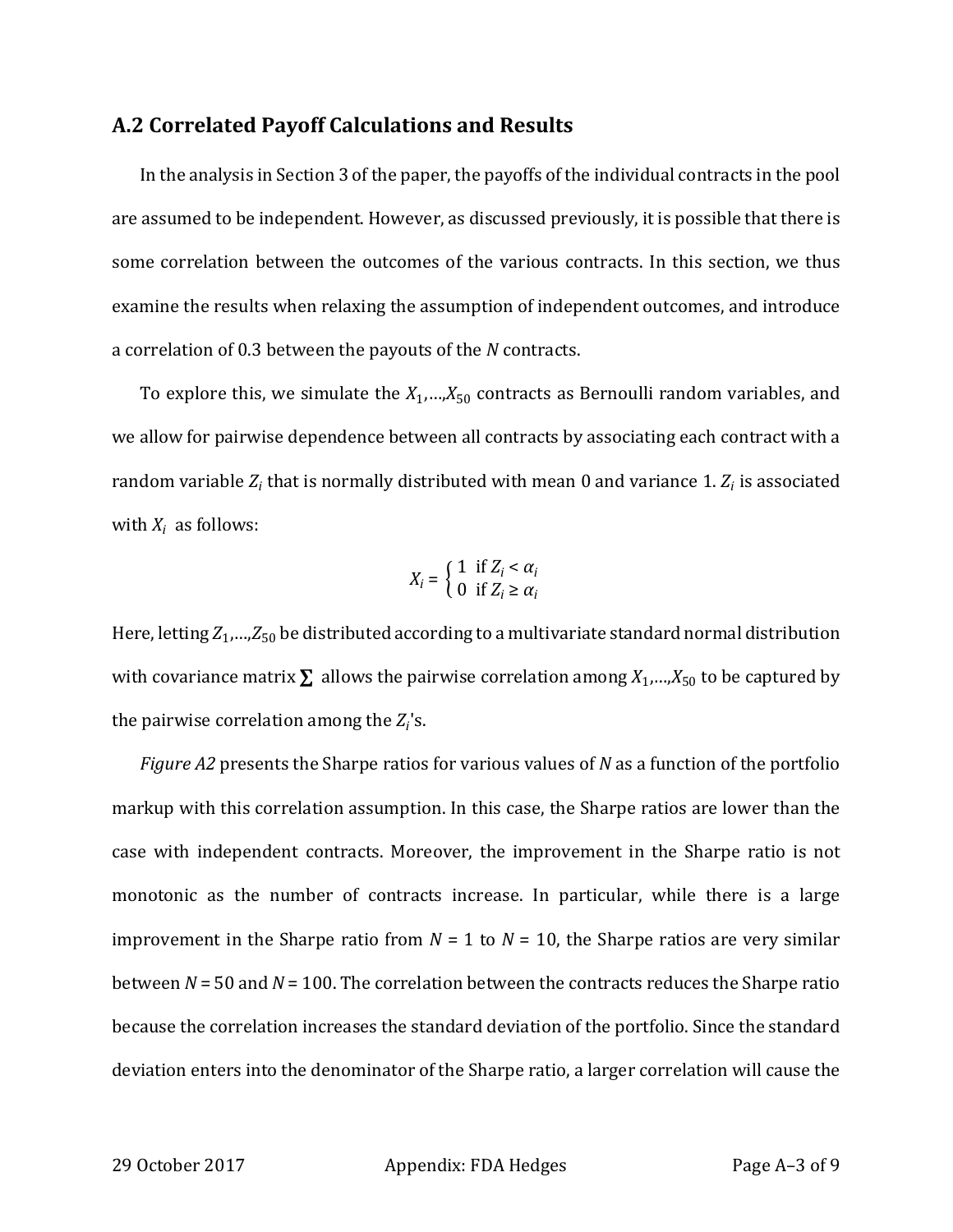## A.2 Correlated Payoff Calculations and Results

In the analysis in Section 3 of the paper, the payoffs of the individual contracts in the pool are assumed to be independent. However, as discussed previously, it is possible that there is some correlation between the outcomes of the various contracts. In this section, we thus examine the results when relaxing the assumption of independent outcomes, and introduce a correlation of 0.3 between the payouts of the $N$ contracts.

To explore this, we simulate the $X_1,\ldots,X_{50}$ contracts as Bernoulli random variables, and we allow for pairwise dependence between all contracts by associating each contract with a random variable $Z_i$ that is normally distributed with mean 0 and variance 1. $Z_i$ is associated with $X_i$ as follows:

$$X_i = \begin{cases} 1 & \text{if } Z_i < \alpha_i \\ 0 & \text{if } Z_i \geq \alpha_i \end{cases}$$

Here, letting $Z_1,\ldots,Z_{50}$ be distributed according to a multivariate standard normal distribution with covariance matrix $\boldsymbol{\Sigma}$ allows the pairwise correlation among $X_1,\ldots,X_{50}$ to be captured by the pairwise correlation among the $Z_i$'s.

*Figure A2* presents the Sharpe ratios for various values of $N$ as a function of the portfolio markup with this correlation assumption. In this case, the Sharpe ratios are lower than the case with independent contracts. Moreover, the improvement in the Sharpe ratio is not monotonic as the number of contracts increase. In particular, while there is a large improvement in the Sharpe ratio from $N = 1$ to $N = 10$, the Sharpe ratios are very similar between $N = 50$ and $N = 100$. The correlation between the contracts reduces the Sharpe ratio because the correlation increases the standard deviation of the portfolio. Since the standard deviation enters into the denominator of the Sharpe ratio, a larger correlation will cause the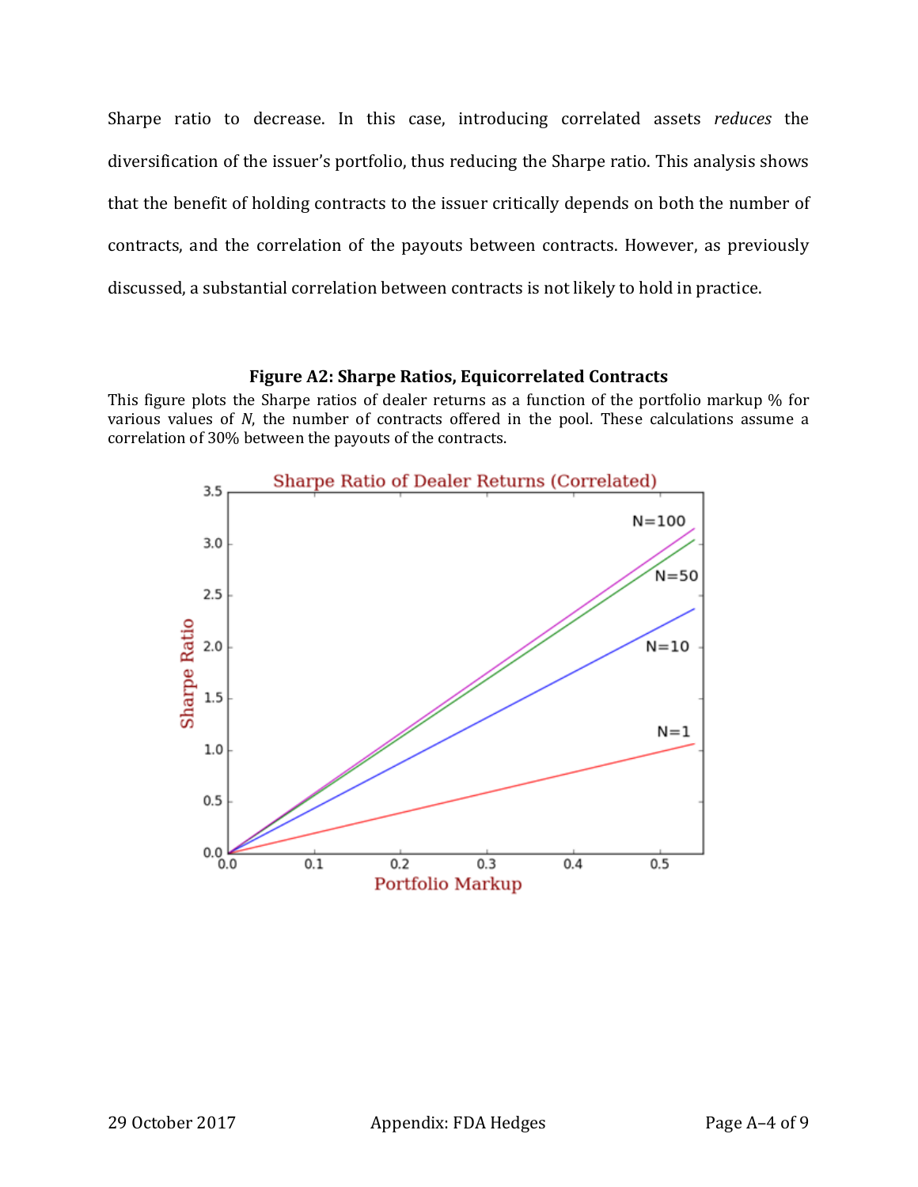Sharpe ratio to decrease. In this case, introducing correlated assets *reduces* the diversification of the issuer's portfolio, thus reducing the Sharpe ratio. This analysis shows that the benefit of holding contracts to the issuer critically depends on both the number of contracts, and the correlation of the payouts between contracts. However, as previously discussed, a substantial correlation between contracts is not likely to hold in practice.

**Figure A2: Sharpe Ratios, Equicorrelated Contracts**

This figure plots the Sharpe ratios of dealer returns as a function of the portfolio markup % for various values of *N*, the number of contracts offered in the pool. These calculations assume a correlation of 30% between the payouts of the contracts.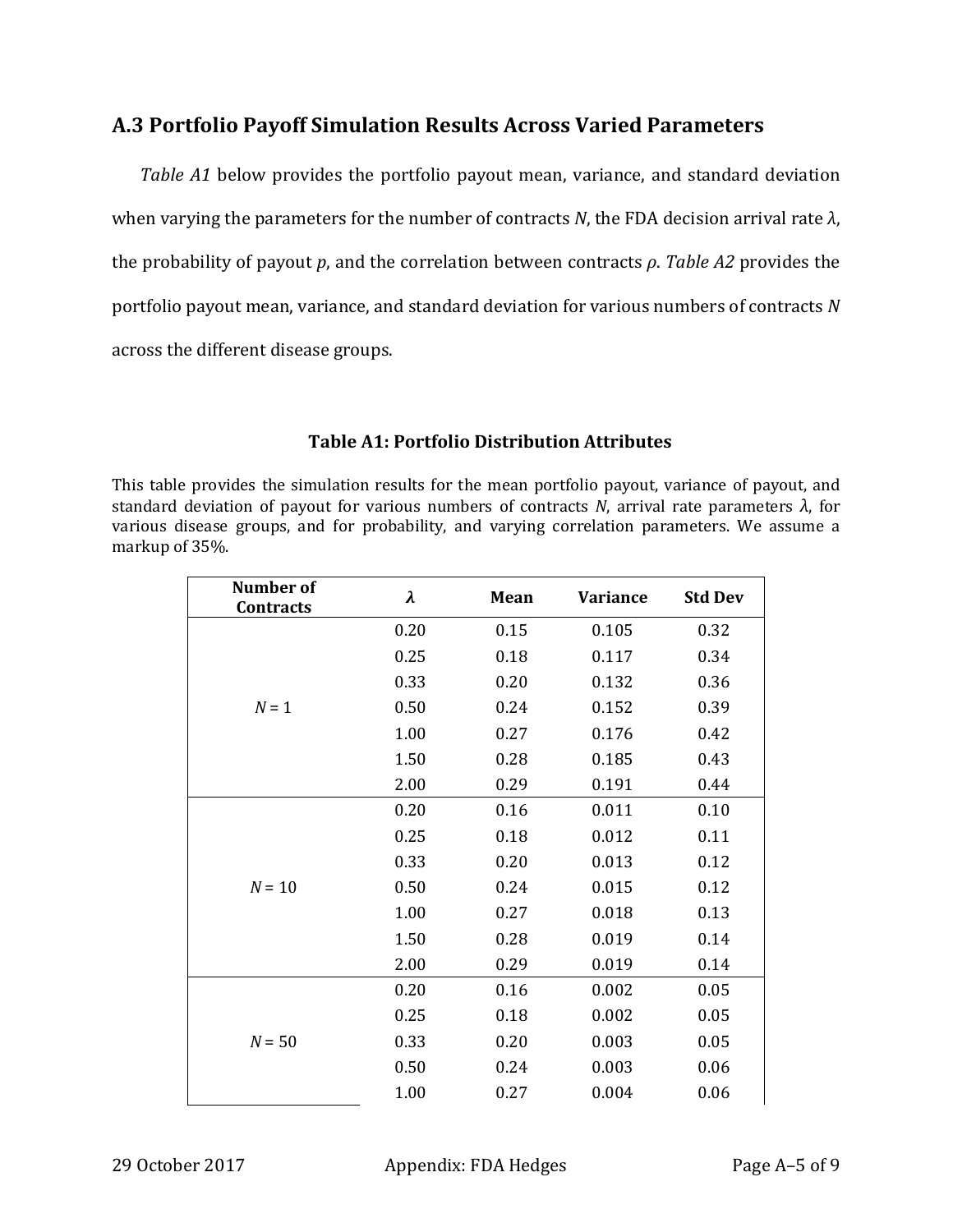## A.3 Portfolio Payoff Simulation Results Across Varied Parameters

*Table A1* below provides the portfolio payout mean, variance, and standard deviation when varying the parameters for the number of contracts $N$, the FDA decision arrival rate $\lambda$, the probability of payout $p$, and the correlation between contracts $\rho$. *Table A2* provides the portfolio payout mean, variance, and standard deviation for various numbers of contracts $N$ across the different disease groups.

**Table A1: Portfolio Distribution Attributes**

This table provides the simulation results for the mean portfolio payout, variance of payout, and standard deviation of payout for various numbers of contracts $N$, arrival rate parameters $\lambda$, for various disease groups, and for probability, and varying correlation parameters. We assume a markup of 35%.

| Number of Contracts | $\lambda$ | Mean | Variance | Std Dev |
|---|---|---|---|---|
| $N$ = 1 | 0.20 | 0.15 | 0.105 | 0.32 |
| | 0.25 | 0.18 | 0.117 | 0.34 |
| | 0.33 | 0.20 | 0.132 | 0.36 |
| | 0.50 | 0.24 | 0.152 | 0.39 |
| | 1.00 | 0.27 | 0.176 | 0.42 |
| | 1.50 | 0.28 | 0.185 | 0.43 |
| | 2.00 | 0.29 | 0.191 | 0.44 |
| $N$ = 10 | 0.20 | 0.16 | 0.011 | 0.10 |
| | 0.25 | 0.18 | 0.012 | 0.11 |
| | 0.33 | 0.20 | 0.013 | 0.12 |
| | 0.50 | 0.24 | 0.015 | 0.12 |
| | 1.00 | 0.27 | 0.018 | 0.13 |
| | 1.50 | 0.28 | 0.019 | 0.14 |
| | 2.00 | 0.29 | 0.019 | 0.14 |
| $N$ = 50 | 0.20 | 0.16 | 0.002 | 0.05 |
| | 0.25 | 0.18 | 0.002 | 0.05 |
| | 0.33 | 0.20 | 0.003 | 0.05 |
| | 0.50 | 0.24 | 0.003 | 0.06 |
| | 1.00 | 0.27 | 0.004 | 0.06 |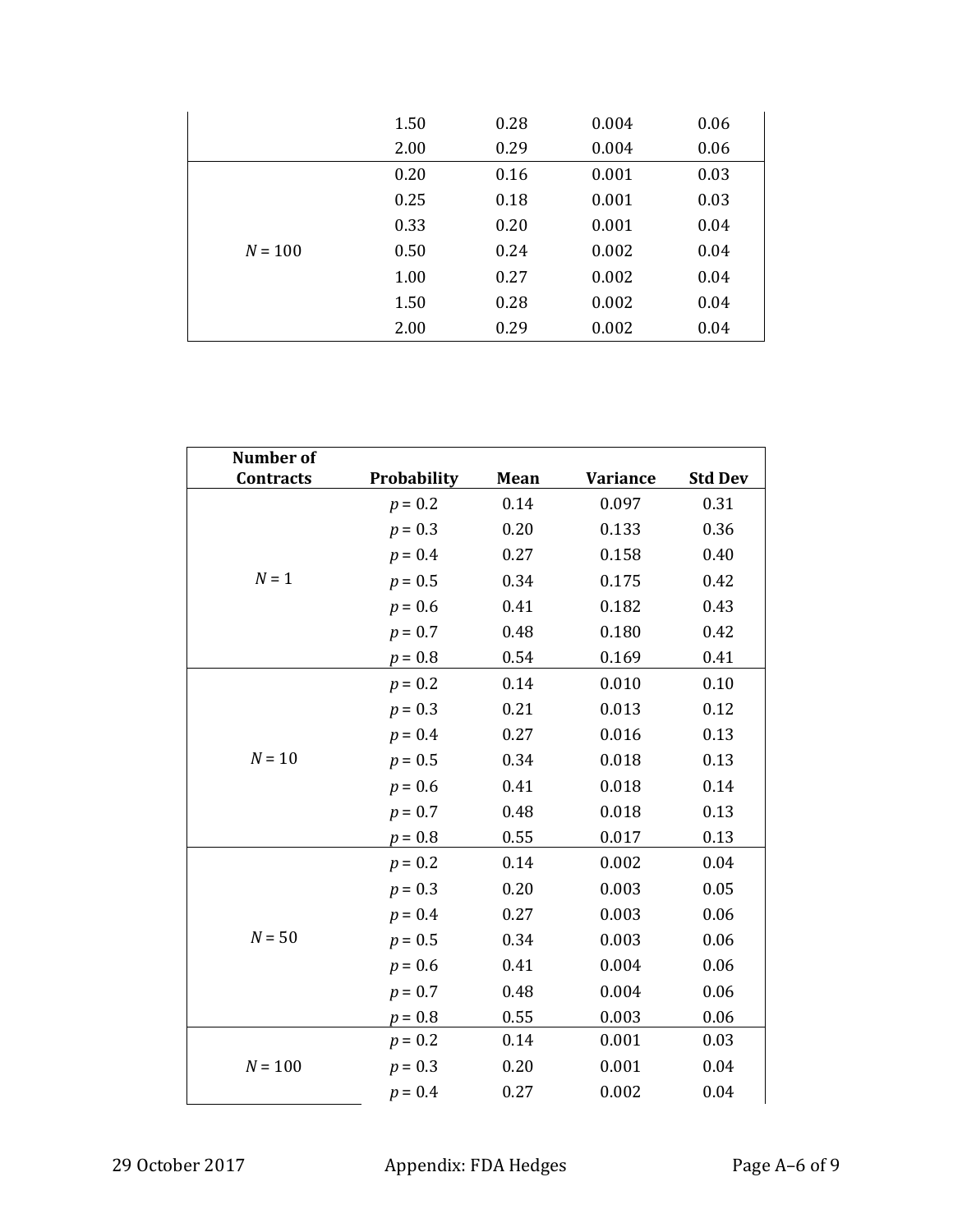| | | | | |
|---|---|---|---|---|
| | 1.50 | 0.28 | 0.004 | 0.06 |
| | 2.00 | 0.29 | 0.004 | 0.06 |
| $N$ = 100 | 0.20 | 0.16 | 0.001 | 0.03 |
| | 0.25 | 0.18 | 0.001 | 0.03 |
| | 0.33 | 0.20 | 0.001 | 0.04 |
| | 0.50 | 0.24 | 0.002 | 0.04 |
| | 1.00 | 0.27 | 0.002 | 0.04 |
| | 1.50 | 0.28 | 0.002 | 0.04 |
| | 2.00 | 0.29 | 0.002 | 0.04 |

| Number of Contracts | Probability | Mean | Variance | Std Dev |
|---|---|---|---|---|
| $N$ = 1 | $p$ = 0.2 | 0.14 | 0.097 | 0.31 |
| | $p$ = 0.3 | 0.20 | 0.133 | 0.36 |
| | $p$ = 0.4 | 0.27 | 0.158 | 0.40 |
| | $p$ = 0.5 | 0.34 | 0.175 | 0.42 |
| | $p$ = 0.6 | 0.41 | 0.182 | 0.43 |
| | $p$ = 0.7 | 0.48 | 0.180 | 0.42 |
| | $p$ = 0.8 | 0.54 | 0.169 | 0.41 |
| $N$ = 10 | $p$ = 0.2 | 0.14 | 0.010 | 0.10 |
| | $p$ = 0.3 | 0.21 | 0.013 | 0.12 |
| | $p$ = 0.4 | 0.27 | 0.016 | 0.13 |
| | $p$ = 0.5 | 0.34 | 0.018 | 0.13 |
| | $p$ = 0.6 | 0.41 | 0.018 | 0.14 |
| | $p$ = 0.7 | 0.48 | 0.018 | 0.13 |
| | $p$ = 0.8 | 0.55 | 0.017 | 0.13 |
| $N$ = 50 | $p$ = 0.2 | 0.14 | 0.002 | 0.04 |
| | $p$ = 0.3 | 0.20 | 0.003 | 0.05 |
| | $p$ = 0.4 | 0.27 | 0.003 | 0.06 |
| | $p$ = 0.5 | 0.34 | 0.003 | 0.06 |
| | $p$ = 0.6 | 0.41 | 0.004 | 0.06 |
| | $p$ = 0.7 | 0.48 | 0.004 | 0.06 |
| | $p$ = 0.8 | 0.55 | 0.003 | 0.06 |
| $N$ = 100 | $p$ = 0.2 | 0.14 | 0.001 | 0.03 |
| | $p$ = 0.3 | 0.20 | 0.001 | 0.04 |
| | $p$ = 0.4 | 0.27 | 0.002 | 0.04 |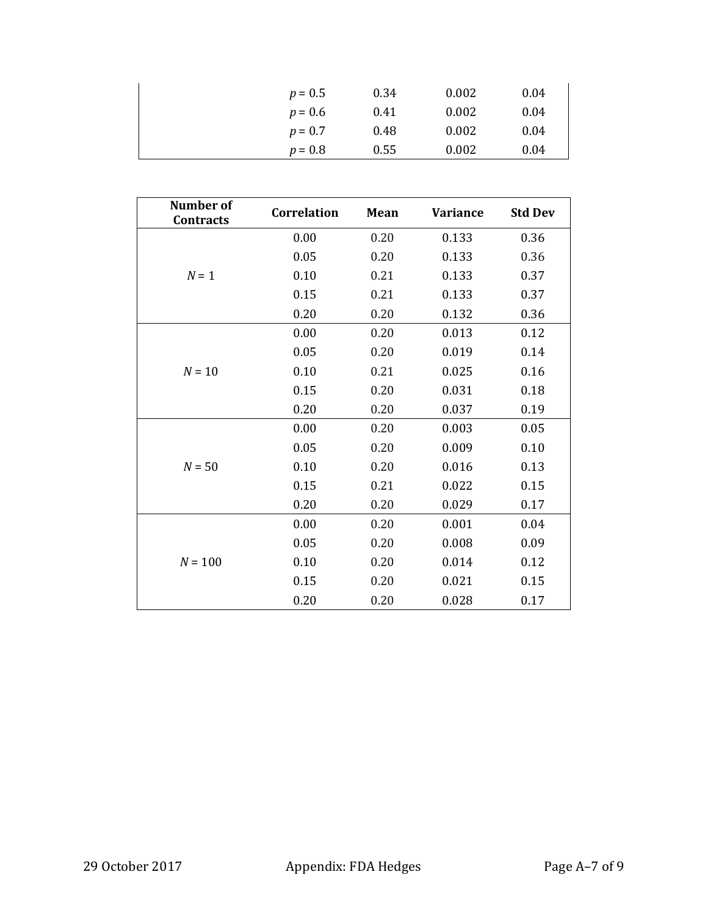| | | | | |
|---|---|---|---|---|
| | $p = 0.5$ | 0.34 | 0.002 | 0.04 |
| | $p = 0.6$ | 0.41 | 0.002 | 0.04 |
| | $p = 0.7$ | 0.48 | 0.002 | 0.04 |
| | $p = 0.8$ | 0.55 | 0.002 | 0.04 |

| Number of Contracts | Correlation | Mean | Variance | Std Dev |
|---|---|---|---|---|
| | 0.00 | 0.20 | 0.133 | 0.36 |
| | 0.05 | 0.20 | 0.133 | 0.36 |
| $N = 1$ | 0.10 | 0.21 | 0.133 | 0.37 |
| | 0.15 | 0.21 | 0.133 | 0.37 |
| | 0.20 | 0.20 | 0.132 | 0.36 |
| | 0.00 | 0.20 | 0.013 | 0.12 |
| | 0.05 | 0.20 | 0.019 | 0.14 |
| $N = 10$ | 0.10 | 0.21 | 0.025 | 0.16 |
| | 0.15 | 0.20 | 0.031 | 0.18 |
| | 0.20 | 0.20 | 0.037 | 0.19 |
| | 0.00 | 0.20 | 0.003 | 0.05 |
| | 0.05 | 0.20 | 0.009 | 0.10 |
| $N = 50$ | 0.10 | 0.20 | 0.016 | 0.13 |
| | 0.15 | 0.21 | 0.022 | 0.15 |
| | 0.20 | 0.20 | 0.029 | 0.17 |
| | 0.00 | 0.20 | 0.001 | 0.04 |
| | 0.05 | 0.20 | 0.008 | 0.09 |
| $N = 100$ | 0.10 | 0.20 | 0.014 | 0.12 |
| | 0.15 | 0.20 | 0.021 | 0.15 |
| | 0.20 | 0.20 | 0.028 | 0.17 |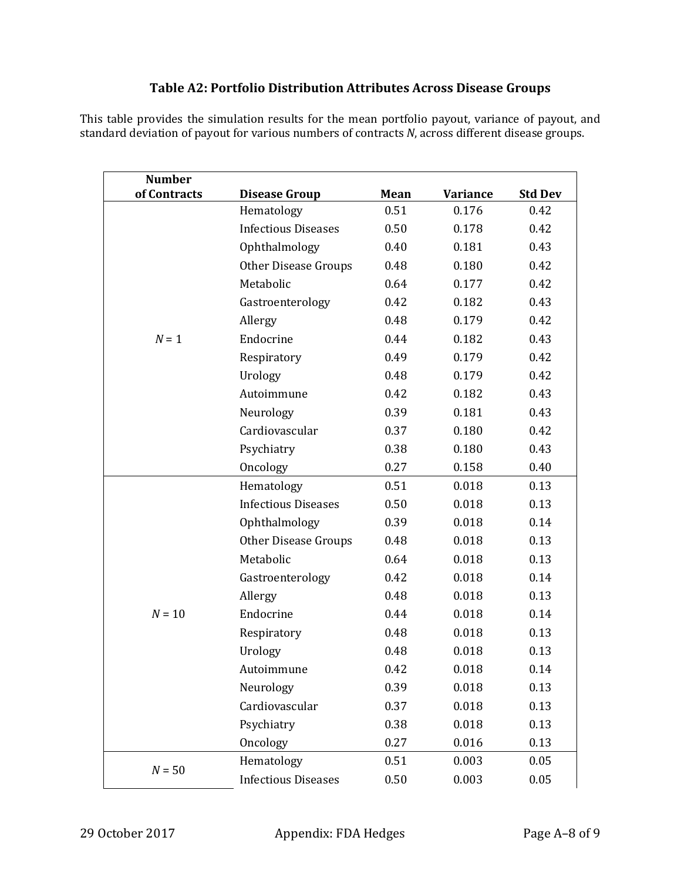## Table A2: Portfolio Distribution Attributes Across Disease Groups

This table provides the simulation results for the mean portfolio payout, variance of payout, and standard deviation of payout for various numbers of contracts $N$, across different disease groups.

| Number of Contracts | Disease Group | Mean | Variance | Std Dev |
|---|---|---|---|---|
| $N = 1$ | Hematology | 0.51 | 0.176 | 0.42 |
| | Infectious Diseases | 0.50 | 0.178 | 0.42 |
| | Ophthalmology | 0.40 | 0.181 | 0.43 |
| | Other Disease Groups | 0.48 | 0.180 | 0.42 |
| | Metabolic | 0.64 | 0.177 | 0.42 |
| | Gastroenterology | 0.42 | 0.182 | 0.43 |
| | Allergy | 0.48 | 0.179 | 0.42 |
| | Endocrine | 0.44 | 0.182 | 0.43 |
| | Respiratory | 0.49 | 0.179 | 0.42 |
| | Urology | 0.48 | 0.179 | 0.42 |
| | Autoimmune | 0.42 | 0.182 | 0.43 |
| | Neurology | 0.39 | 0.181 | 0.43 |
| | Cardiovascular | 0.37 | 0.180 | 0.42 |
| | Psychiatry | 0.38 | 0.180 | 0.43 |
| | Oncology | 0.27 | 0.158 | 0.40 |
| $N = 10$ | Hematology | 0.51 | 0.018 | 0.13 |
| | Infectious Diseases | 0.50 | 0.018 | 0.13 |
| | Ophthalmology | 0.39 | 0.018 | 0.14 |
| | Other Disease Groups | 0.48 | 0.018 | 0.13 |
| | Metabolic | 0.64 | 0.018 | 0.13 |
| | Gastroenterology | 0.42 | 0.018 | 0.14 |
| | Allergy | 0.48 | 0.018 | 0.13 |
| | Endocrine | 0.44 | 0.018 | 0.14 |
| | Respiratory | 0.48 | 0.018 | 0.13 |
| | Urology | 0.48 | 0.018 | 0.13 |
| | Autoimmune | 0.42 | 0.018 | 0.14 |
| | Neurology | 0.39 | 0.018 | 0.13 |
| | Cardiovascular | 0.37 | 0.018 | 0.13 |
| | Psychiatry | 0.38 | 0.018 | 0.13 |
| | Oncology | 0.27 | 0.016 | 0.13 |
| $N = 50$ | Hematology | 0.51 | 0.003 | 0.05 |
| | Infectious Diseases | 0.50 | 0.003 | 0.05 |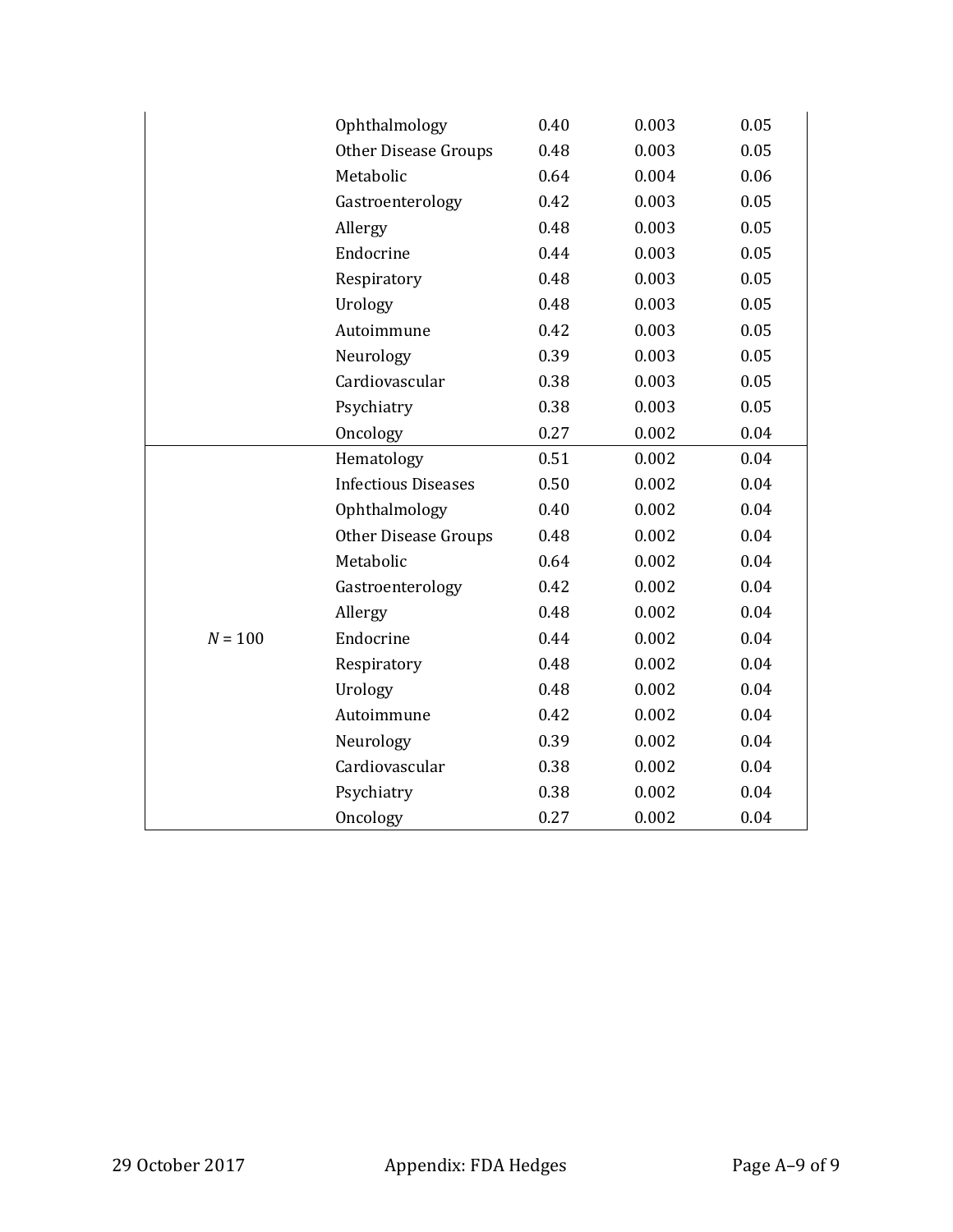| | | | | |
|---|---|---|---|---|
| | Ophthalmology | 0.40 | 0.003 | 0.05 |
| | Other Disease Groups | 0.48 | 0.003 | 0.05 |
| | Metabolic | 0.64 | 0.004 | 0.06 |
| | Gastroenterology | 0.42 | 0.003 | 0.05 |
| | Allergy | 0.48 | 0.003 | 0.05 |
| | Endocrine | 0.44 | 0.003 | 0.05 |
| | Respiratory | 0.48 | 0.003 | 0.05 |
| | Urology | 0.48 | 0.003 | 0.05 |
| | Autoimmune | 0.42 | 0.003 | 0.05 |
| | Neurology | 0.39 | 0.003 | 0.05 |
| | Cardiovascular | 0.38 | 0.003 | 0.05 |
| | Psychiatry | 0.38 | 0.003 | 0.05 |
| | Oncology | 0.27 | 0.002 | 0.04 |
| $N = 100$ | Hematology | 0.51 | 0.002 | 0.04 |
| | Infectious Diseases | 0.50 | 0.002 | 0.04 |
| | Ophthalmology | 0.40 | 0.002 | 0.04 |
| | Other Disease Groups | 0.48 | 0.002 | 0.04 |
| | Metabolic | 0.64 | 0.002 | 0.04 |
| | Gastroenterology | 0.42 | 0.002 | 0.04 |
| | Allergy | 0.48 | 0.002 | 0.04 |
| | Endocrine | 0.44 | 0.002 | 0.04 |
| | Respiratory | 0.48 | 0.002 | 0.04 |
| | Urology | 0.48 | 0.002 | 0.04 |
| | Autoimmune | 0.42 | 0.002 | 0.04 |
| | Neurology | 0.39 | 0.002 | 0.04 |
| | Cardiovascular | 0.38 | 0.002 | 0.04 |
| | Psychiatry | 0.38 | 0.002 | 0.04 |
| | Oncology | 0.27 | 0.002 | 0.04 |